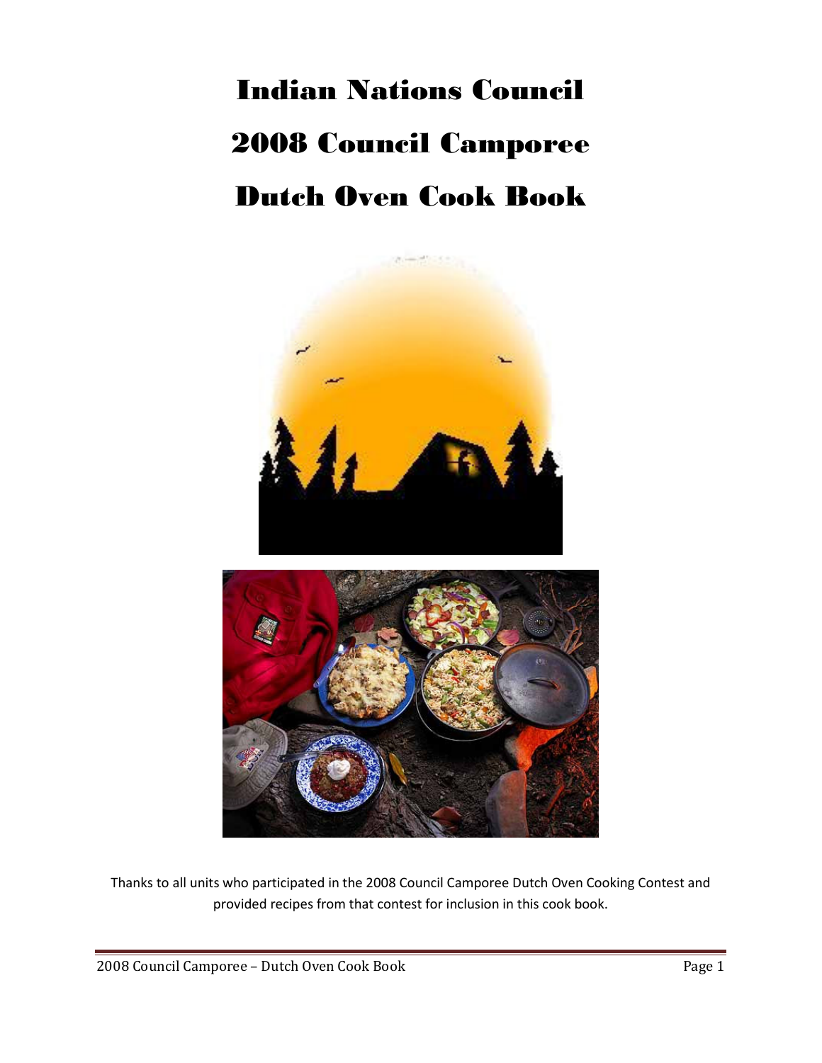# Indian Nations Council

# 2008 Council Camporee

# Dutch Oven Cook Book

Thanks to all units who participated in the 2008 Council Camporee Dutch Oven Cooking Contest and provided recipes from that contest for inclusion in this cook book.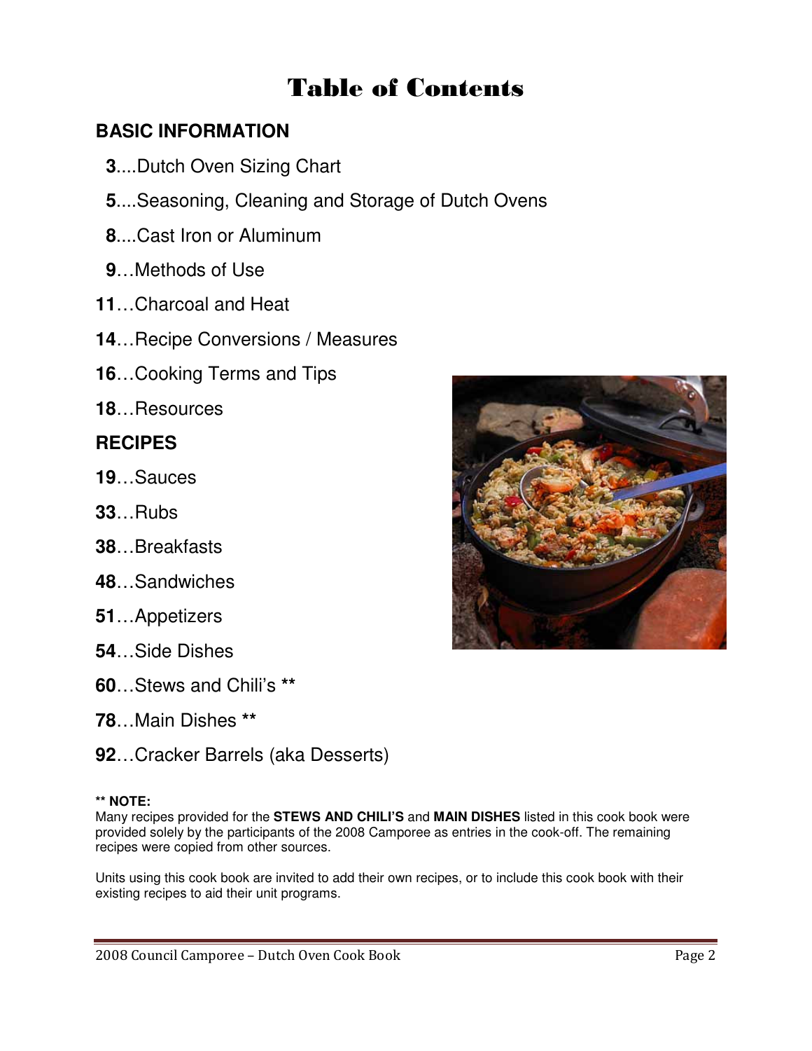# Table of Contents

## BASIC INFORMATION

**3**....Dutch Oven Sizing Chart

**5**....Seasoning, Cleaning and Storage of Dutch Ovens

**8**....Cast Iron or Aluminum

**9**…Methods of Use

**11**…Charcoal and Heat

**14**…Recipe Conversions / Measures

**16**…Cooking Terms and Tips

**18**…Resources

## RECIPES

**19**…Sauces

**33**…Rubs

**38**…Breakfasts

**48**…Sandwiches

**51**…Appetizers

**54**…Side Dishes

**60**…Stews and Chili's **

**78**…Main Dishes **

**92**…Cracker Barrels (aka Desserts)

**** NOTE:**
Many recipes provided for the **STEWS AND CHILI'S** and **MAIN DISHES** listed in this cook book were provided solely by the participants of the 2008 Camporee as entries in the cook-off. The remaining recipes were copied from other sources.

Units using this cook book are invited to add their own recipes, or to include this cook book with their existing recipes to aid their unit programs.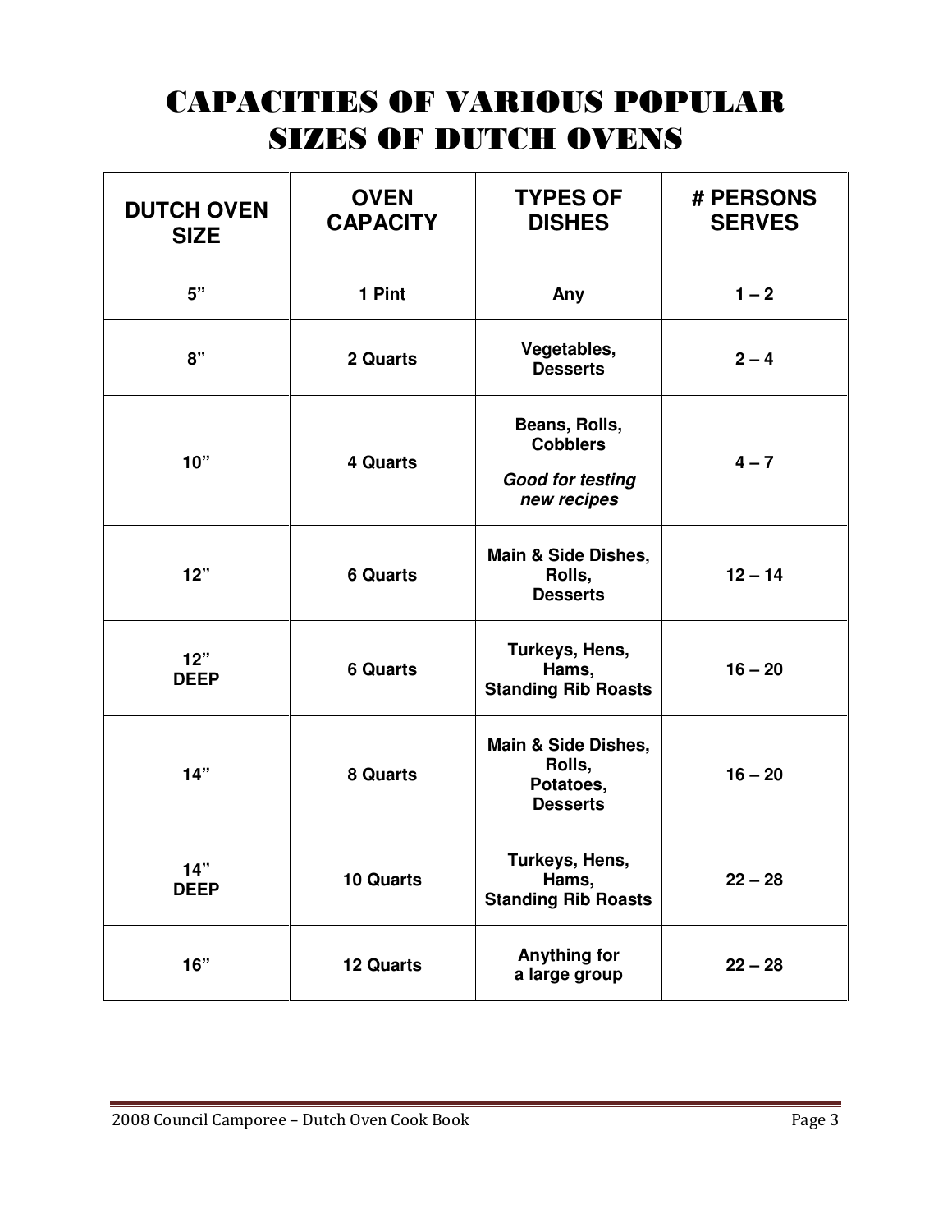# CAPACITIES OF VARIOUS POPULAR SIZES OF DUTCH OVENS

| DUTCH OVEN SIZE | OVEN CAPACITY | TYPES OF DISHES | # PERSONS SERVES |
|---|---|---|---|
| 5” | 1 Pint | Any | 1 – 2 |
| 8” | 2 Quarts | Vegetables, Desserts | 2 – 4 |
| 10” | 4 Quarts | Beans, Rolls, Cobblers *Good for testing new recipes* | 4 – 7 |
| 12” | 6 Quarts | Main & Side Dishes, Rolls, Desserts | 12 – 14 |
| 12” DEEP | 6 Quarts | Turkeys, Hens, Hams, Standing Rib Roasts | 16 – 20 |
| 14” | 8 Quarts | Main & Side Dishes, Rolls, Potatoes, Desserts | 16 – 20 |
| 14” DEEP | 10 Quarts | Turkeys, Hens, Hams, Standing Rib Roasts | 22 – 28 |
| 16” | 12 Quarts | Anything for a large group | 22 – 28 |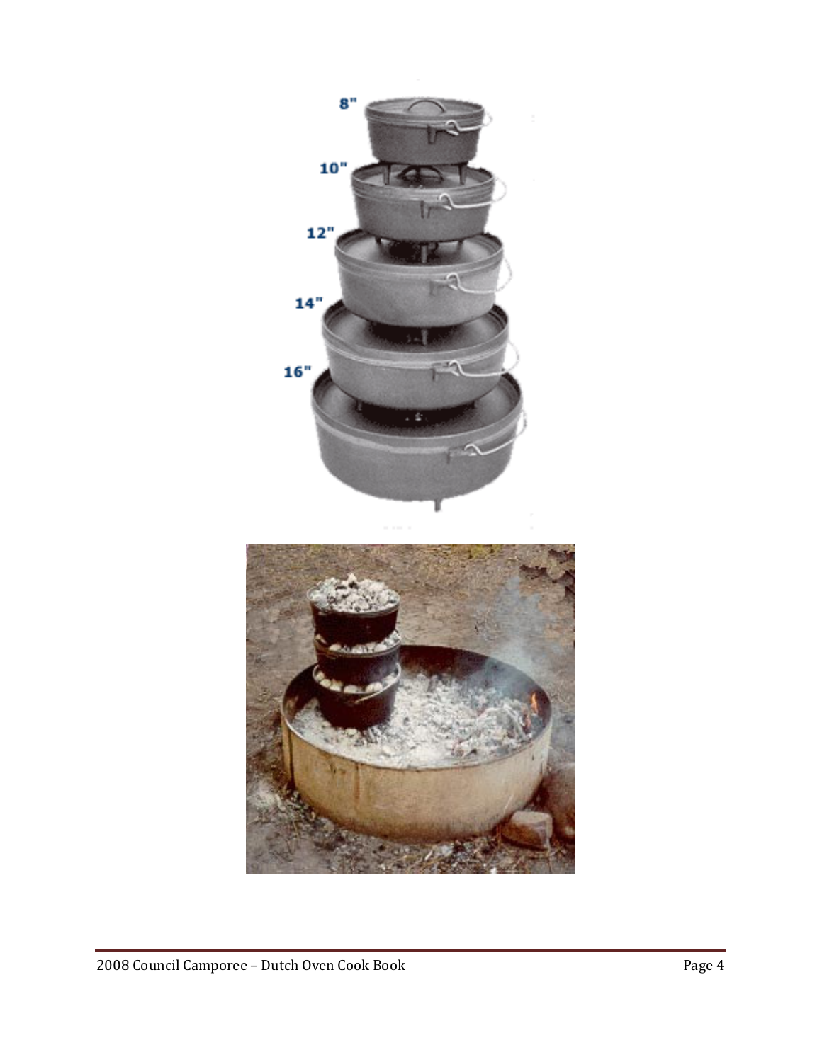8"

10"

12"

14"

16"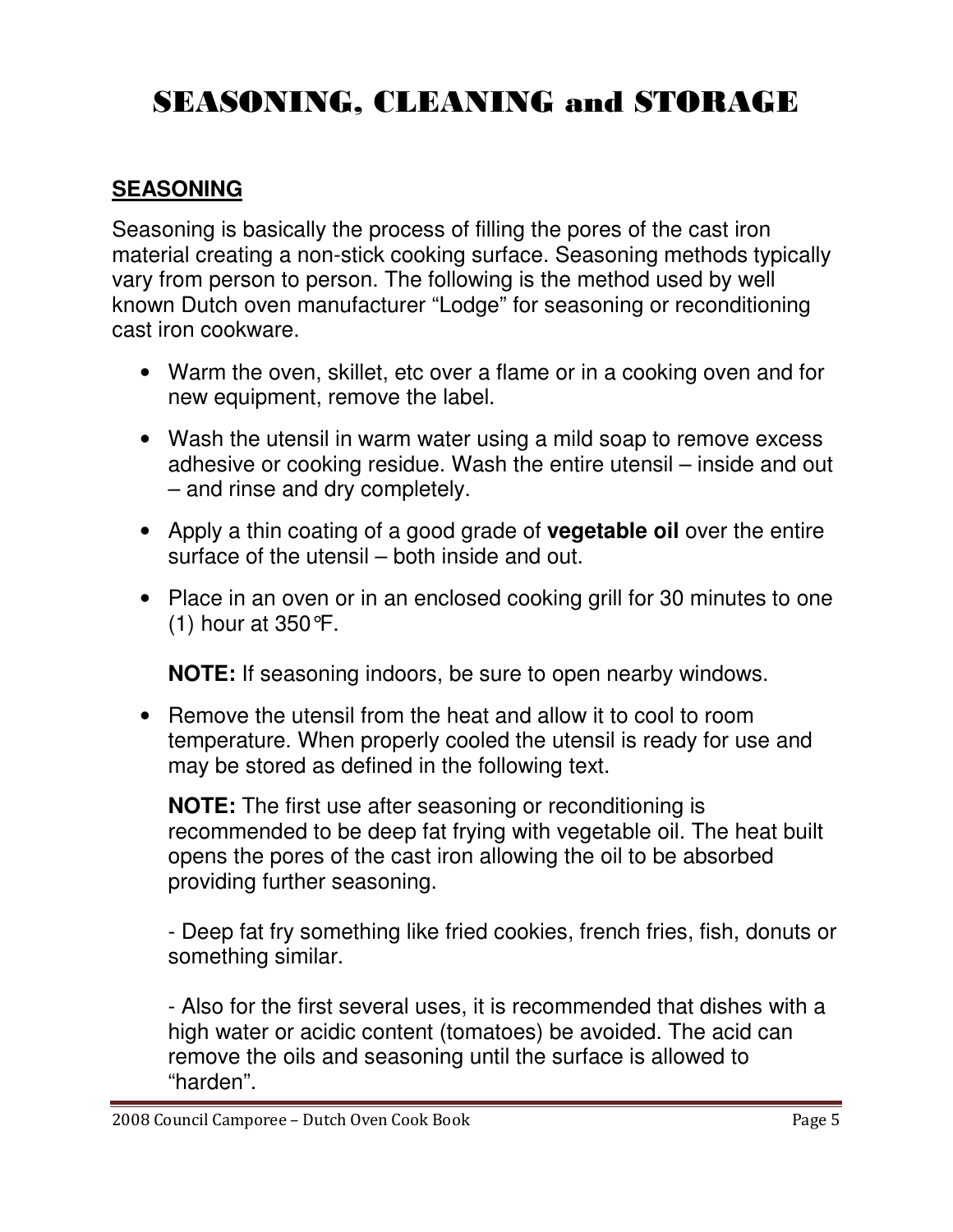# SEASONING, CLEANING and STORAGE

## SEASONING

Seasoning is basically the process of filling the pores of the cast iron material creating a non-stick cooking surface. Seasoning methods typically vary from person to person. The following is the method used by well known Dutch oven manufacturer "Lodge" for seasoning or reconditioning cast iron cookware.

- Warm the oven, skillet, etc over a flame or in a cooking oven and for new equipment, remove the label.
- Wash the utensil in warm water using a mild soap to remove excess adhesive or cooking residue. Wash the entire utensil – inside and out – and rinse and dry completely.
- Apply a thin coating of a good grade of **vegetable oil** over the entire surface of the utensil – both inside and out.
- Place in an oven or in an enclosed cooking grill for 30 minutes to one (1) hour at 350℉.

  **NOTE:** If seasoning indoors, be sure to open nearby windows.

- Remove the utensil from the heat and allow it to cool to room temperature. When properly cooled the utensil is ready for use and may be stored as defined in the following text.

  **NOTE:** The first use after seasoning or reconditioning is recommended to be deep fat frying with vegetable oil. The heat built opens the pores of the cast iron allowing the oil to be absorbed providing further seasoning.

  - Deep fat fry something like fried cookies, french fries, fish, donuts or something similar.

  - Also for the first several uses, it is recommended that dishes with a high water or acidic content (tomatoes) be avoided. The acid can remove the oils and seasoning until the surface is allowed to "harden".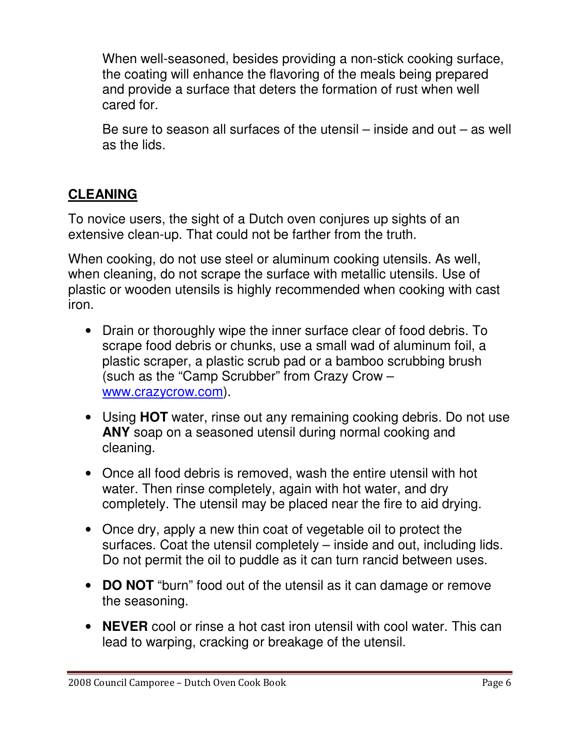When well-seasoned, besides providing a non-stick cooking surface, the coating will enhance the flavoring of the meals being prepared and provide a surface that deters the formation of rust when well cared for.

Be sure to season all surfaces of the utensil – inside and out – as well as the lids.

## CLEANING

To novice users, the sight of a Dutch oven conjures up sights of an extensive clean-up. That could not be farther from the truth.

When cooking, do not use steel or aluminum cooking utensils. As well, when cleaning, do not scrape the surface with metallic utensils. Use of plastic or wooden utensils is highly recommended when cooking with cast iron.

- Drain or thoroughly wipe the inner surface clear of food debris. To scrape food debris or chunks, use a small wad of aluminum foil, a plastic scraper, a plastic scrub pad or a bamboo scrubbing brush (such as the "Camp Scrubber" from Crazy Crow – [www.crazycrow.com](http://www.crazycrow.com)).
- Using **HOT** water, rinse out any remaining cooking debris. Do not use **ANY** soap on a seasoned utensil during normal cooking and cleaning.
- Once all food debris is removed, wash the entire utensil with hot water. Then rinse completely, again with hot water, and dry completely. The utensil may be placed near the fire to aid drying.
- Once dry, apply a new thin coat of vegetable oil to protect the surfaces. Coat the utensil completely – inside and out, including lids. Do not permit the oil to puddle as it can turn rancid between uses.
- **DO NOT** "burn" food out of the utensil as it can damage or remove the seasoning.
- **NEVER** cool or rinse a hot cast iron utensil with cool water. This can lead to warping, cracking or breakage of the utensil.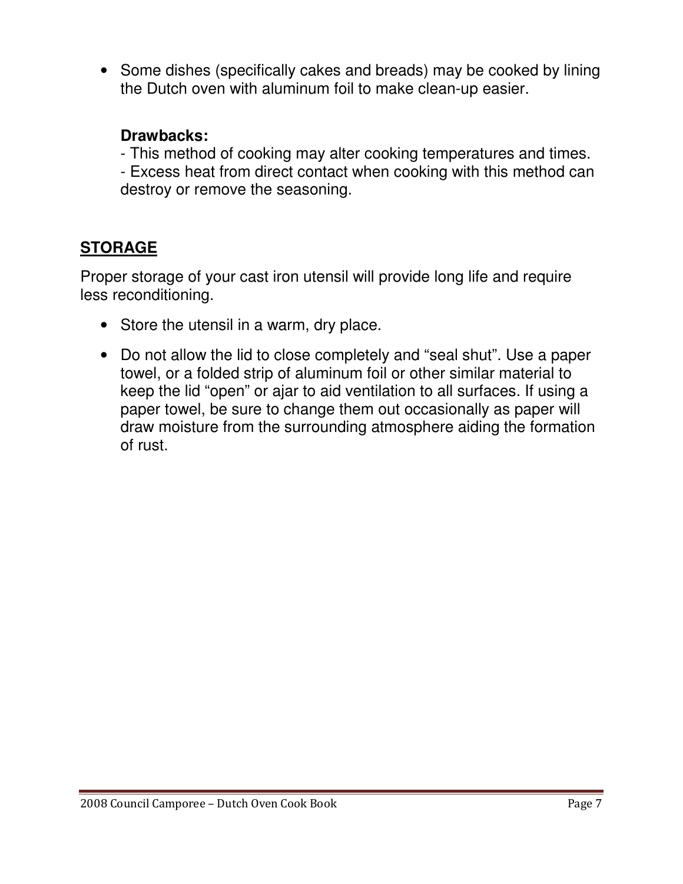- Some dishes (specifically cakes and breads) may be cooked by lining the Dutch oven with aluminum foil to make clean-up easier.

  **Drawbacks:**
  - This method of cooking may alter cooking temperatures and times.
  - Excess heat from direct contact when cooking with this method can destroy or remove the seasoning.

## STORAGE

Proper storage of your cast iron utensil will provide long life and require less reconditioning.

- Store the utensil in a warm, dry place.
- Do not allow the lid to close completely and "seal shut". Use a paper towel, or a folded strip of aluminum foil or other similar material to keep the lid "open" or ajar to aid ventilation to all surfaces. If using a paper towel, be sure to change them out occasionally as paper will draw moisture from the surrounding atmosphere aiding the formation of rust.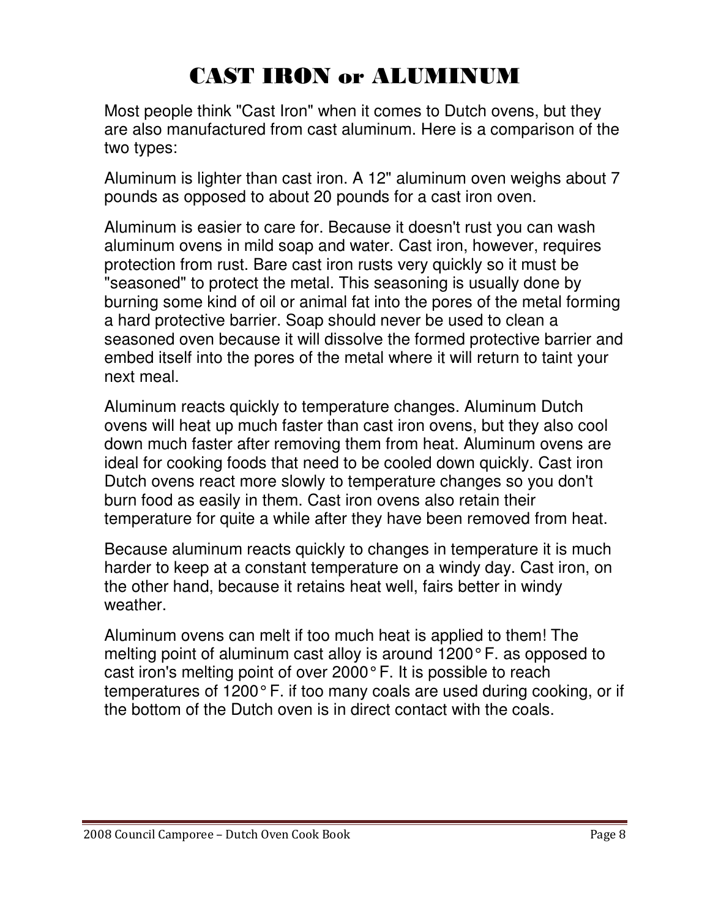# CAST IRON or ALUMINUM

Most people think "Cast Iron" when it comes to Dutch ovens, but they are also manufactured from cast aluminum. Here is a comparison of the two types:

Aluminum is lighter than cast iron. A 12" aluminum oven weighs about 7 pounds as opposed to about 20 pounds for a cast iron oven.

Aluminum is easier to care for. Because it doesn't rust you can wash aluminum ovens in mild soap and water. Cast iron, however, requires protection from rust. Bare cast iron rusts very quickly so it must be "seasoned" to protect the metal. This seasoning is usually done by burning some kind of oil or animal fat into the pores of the metal forming a hard protective barrier. Soap should never be used to clean a seasoned oven because it will dissolve the formed protective barrier and embed itself into the pores of the metal where it will return to taint your next meal.

Aluminum reacts quickly to temperature changes. Aluminum Dutch ovens will heat up much faster than cast iron ovens, but they also cool down much faster after removing them from heat. Aluminum ovens are ideal for cooking foods that need to be cooled down quickly. Cast iron Dutch ovens react more slowly to temperature changes so you don't burn food as easily in them. Cast iron ovens also retain their temperature for quite a while after they have been removed from heat.

Because aluminum reacts quickly to changes in temperature it is much harder to keep at a constant temperature on a windy day. Cast iron, on the other hand, because it retains heat well, fairs better in windy weather.

Aluminum ovens can melt if too much heat is applied to them! The melting point of aluminum cast alloy is around 1200° F. as opposed to cast iron's melting point of over 2000° F. It is possible to reach temperatures of 1200° F. if too many coals are used during cooking, or if the bottom of the Dutch oven is in direct contact with the coals.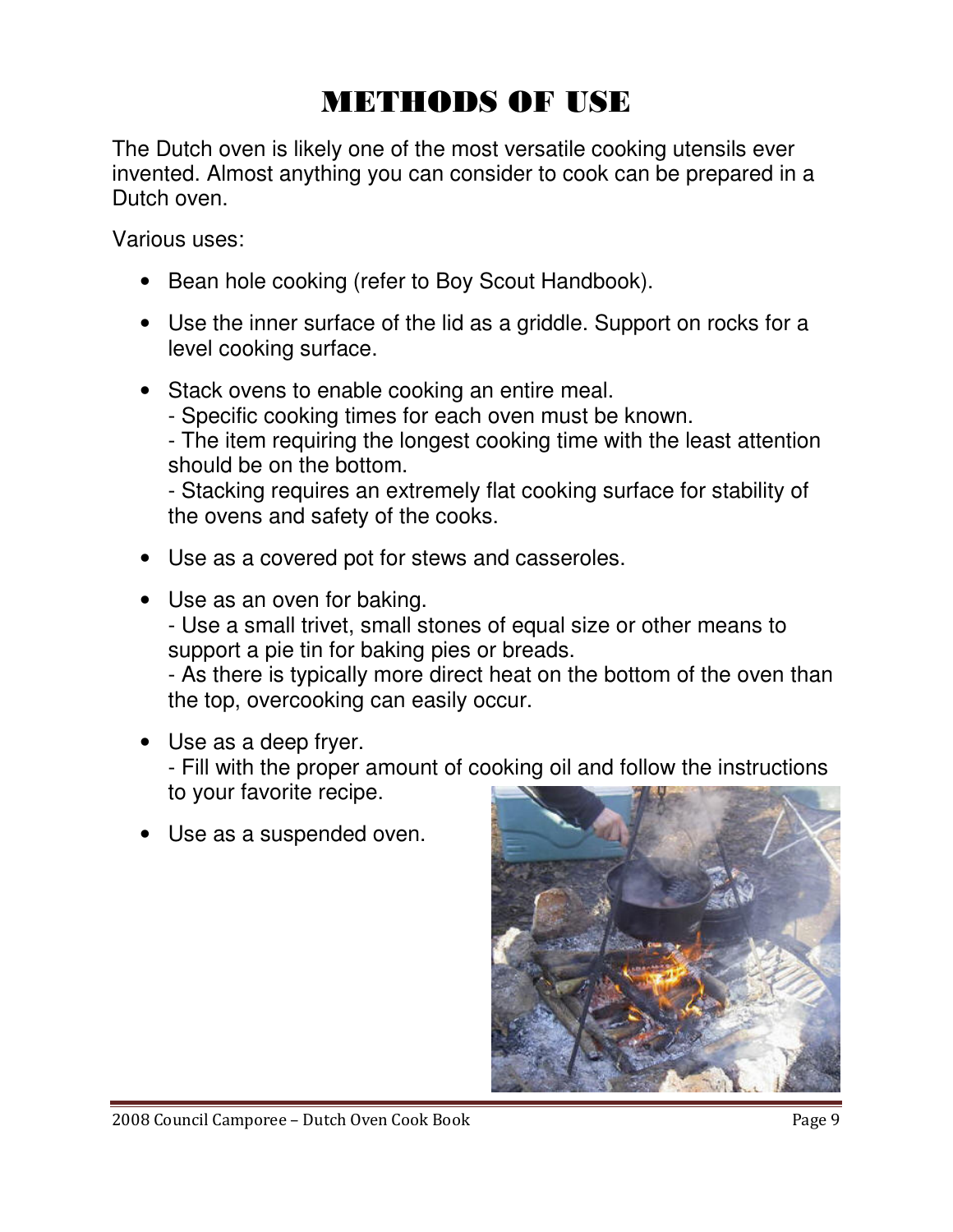# METHODS OF USE

The Dutch oven is likely one of the most versatile cooking utensils ever invented. Almost anything you can consider to cook can be prepared in a Dutch oven.

Various uses:

- Bean hole cooking (refer to Boy Scout Handbook).
- Use the inner surface of the lid as a griddle. Support on rocks for a level cooking surface.
- Stack ovens to enable cooking an entire meal.
  - Specific cooking times for each oven must be known.
  - The item requiring the longest cooking time with the least attention should be on the bottom.
  - Stacking requires an extremely flat cooking surface for stability of the ovens and safety of the cooks.
- Use as a covered pot for stews and casseroles.
- Use as an oven for baking.
  - Use a small trivet, small stones of equal size or other means to support a pie tin for baking pies or breads.
  - As there is typically more direct heat on the bottom of the oven than the top, overcooking can easily occur.
- Use as a deep fryer.
  - Fill with the proper amount of cooking oil and follow the instructions to your favorite recipe.
- Use as a suspended oven.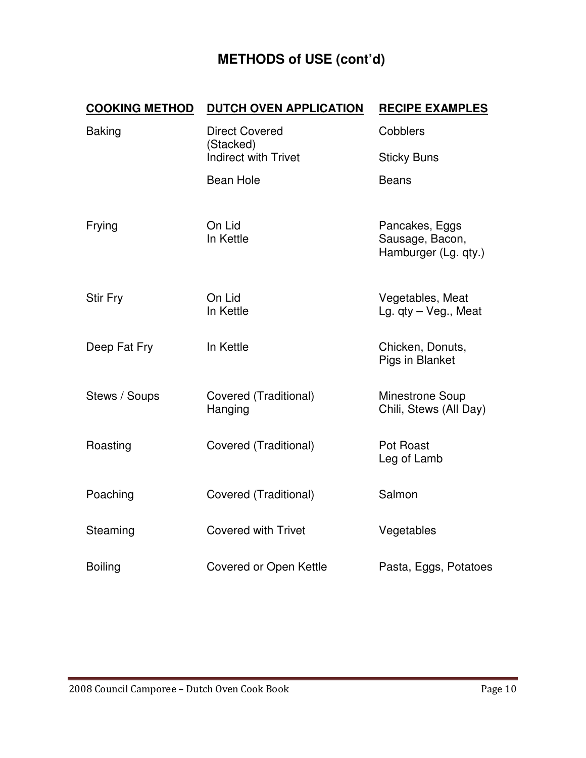# METHODS of USE (cont'd)

| COOKING METHOD | DUTCH OVEN APPLICATION | RECIPE EXAMPLES |
|---|---|---|
| Baking | Direct Covered (Stacked) | Cobblers |
| | Indirect with Trivet | Sticky Buns |
| | Bean Hole | Beans |
| Frying | On Lid | Pancakes, Eggs |
| | In Kettle | Sausage, Bacon, Hamburger (Lg. qty.) |
| Stir Fry | On Lid | Vegetables, Meat |
| | In Kettle | Lg. qty – Veg., Meat |
| Deep Fat Fry | In Kettle | Chicken, Donuts, Pigs in Blanket |
| Stews / Soups | Covered (Traditional) | Minestrone Soup |
| | Hanging | Chili, Stews (All Day) |
| Roasting | Covered (Traditional) | Pot Roast<br>Leg of Lamb |
| Poaching | Covered (Traditional) | Salmon |
| Steaming | Covered with Trivet | Vegetables |
| Boiling | Covered or Open Kettle | Pasta, Eggs, Potatoes |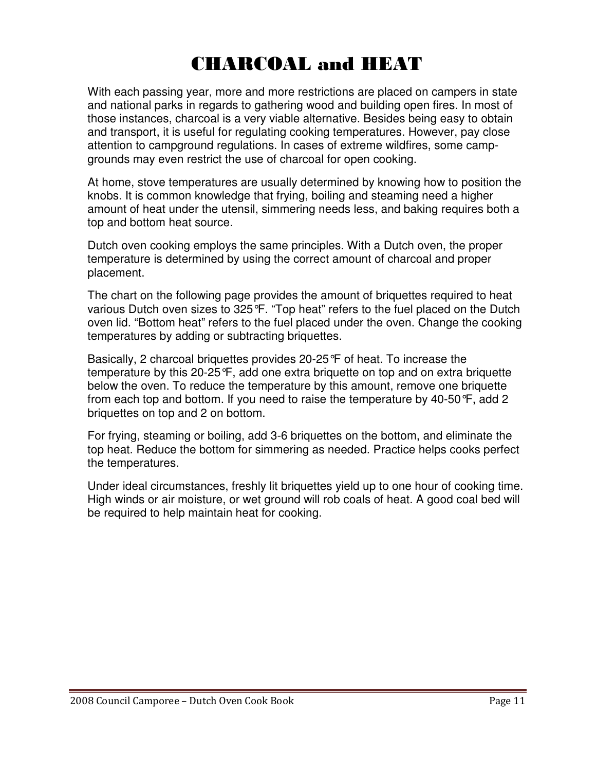# CHARCOAL and HEAT

With each passing year, more and more restrictions are placed on campers in state and national parks in regards to gathering wood and building open fires. In most of those instances, charcoal is a very viable alternative. Besides being easy to obtain and transport, it is useful for regulating cooking temperatures. However, pay close attention to campground regulations. In cases of extreme wildfires, some camp-grounds may even restrict the use of charcoal for open cooking.

At home, stove temperatures are usually determined by knowing how to position the knobs. It is common knowledge that frying, boiling and steaming need a higher amount of heat under the utensil, simmering needs less, and baking requires both a top and bottom heat source.

Dutch oven cooking employs the same principles. With a Dutch oven, the proper temperature is determined by using the correct amount of charcoal and proper placement.

The chart on the following page provides the amount of briquettes required to heat various Dutch oven sizes to 325°F. "Top heat" refers to the fuel placed on the Dutch oven lid. "Bottom heat" refers to the fuel placed under the oven. Change the cooking temperatures by adding or subtracting briquettes.

Basically, 2 charcoal briquettes provides 20-25°F of heat. To increase the temperature by this 20-25°F, add one extra briquette on top and on extra briquette below the oven. To reduce the temperature by this amount, remove one briquette from each top and bottom. If you need to raise the temperature by 40-50°F, add 2 briquettes on top and 2 on bottom.

For frying, steaming or boiling, add 3-6 briquettes on the bottom, and eliminate the top heat. Reduce the bottom for simmering as needed. Practice helps cooks perfect the temperatures.

Under ideal circumstances, freshly lit briquettes yield up to one hour of cooking time. High winds or air moisture, or wet ground will rob coals of heat. A good coal bed will be required to help maintain heat for cooking.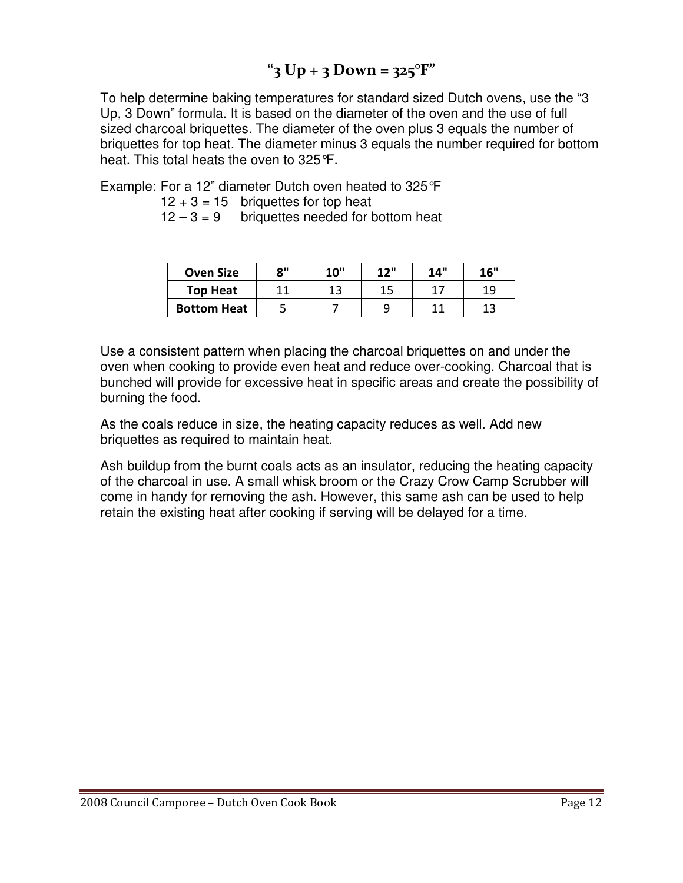## "3 Up + 3 Down = 325°F"

To help determine baking temperatures for standard sized Dutch ovens, use the "3 Up, 3 Down" formula. It is based on the diameter of the oven and the use of full sized charcoal briquettes. The diameter of the oven plus 3 equals the number of briquettes for top heat. The diameter minus 3 equals the number required for bottom heat. This total heats the oven to 325°F.

Example: For a 12" diameter Dutch oven heated to 325°F

$12 + 3 = 15$ briquettes for top heat

$12 – 3 = 9$ briquettes needed for bottom heat

| Oven Size | 8" | 10" | 12" | 14" | 16" |
|---|---|---|---|---|---|
| **Top Heat** | 11 | 13 | 15 | 17 | 19 |
| **Bottom Heat** | 5 | 7 | 9 | 11 | 13 |

Use a consistent pattern when placing the charcoal briquettes on and under the oven when cooking to provide even heat and reduce over-cooking. Charcoal that is bunched will provide for excessive heat in specific areas and create the possibility of burning the food.

As the coals reduce in size, the heating capacity reduces as well. Add new briquettes as required to maintain heat.

Ash buildup from the burnt coals acts as an insulator, reducing the heating capacity of the charcoal in use. A small whisk broom or the Crazy Crow Camp Scrubber will come in handy for removing the ash. However, this same ash can be used to help retain the existing heat after cooking if serving will be delayed for a time.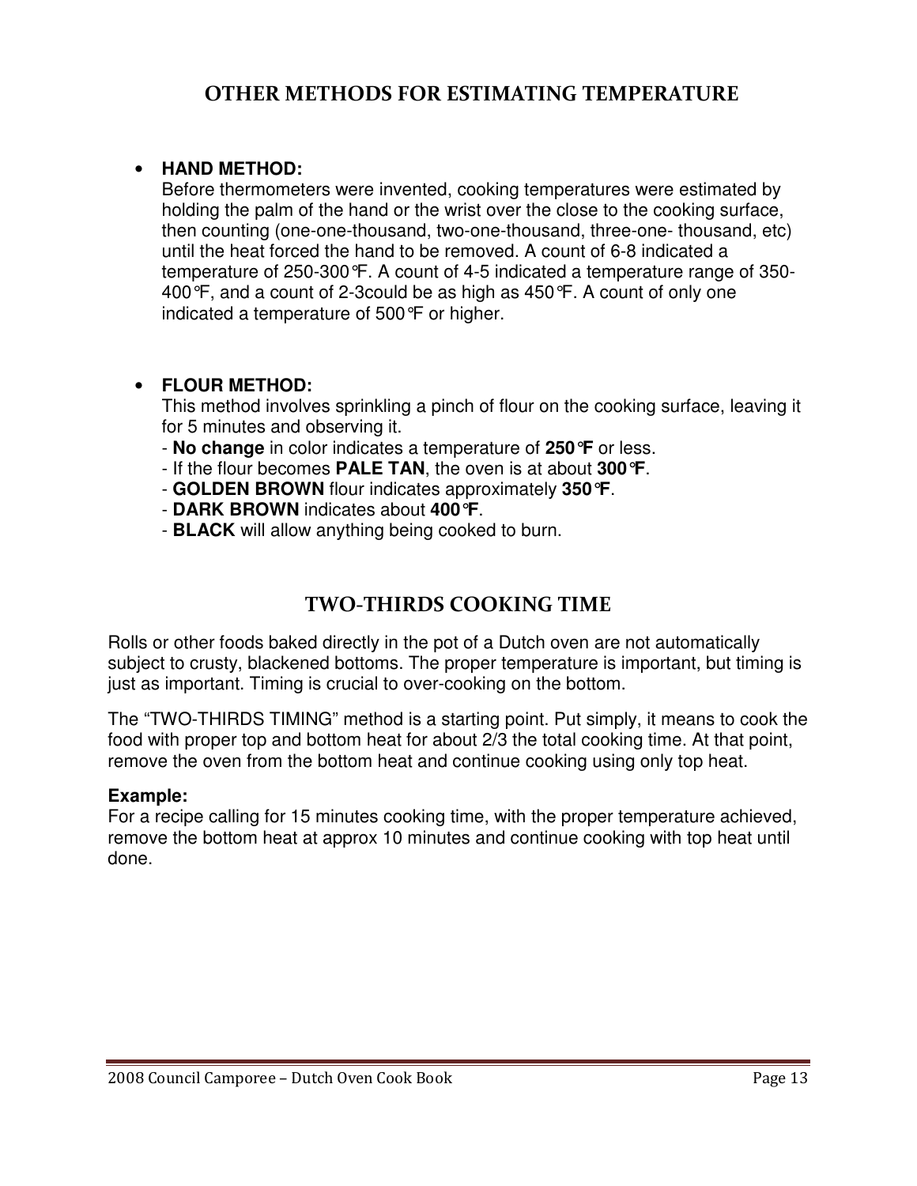## OTHER METHODS FOR ESTIMATING TEMPERATURE

- **HAND METHOD:**
  Before thermometers were invented, cooking temperatures were estimated by holding the palm of the hand or the wrist over the close to the cooking surface, then counting (one-one-thousand, two-one-thousand, three-one- thousand, etc) until the heat forced the hand to be removed. A count of 6-8 indicated a temperature of 250-300℉. A count of 4-5 indicated a temperature range of 350-400℉, and a count of 2-3could be as high as 450℉. A count of only one indicated a temperature of 500℉ or higher.

- **FLOUR METHOD:**
  This method involves sprinkling a pinch of flour on the cooking surface, leaving it for 5 minutes and observing it.
  - **No change** in color indicates a temperature of **250℉** or less.
  - If the flour becomes **PALE TAN**, the oven is at about **300℉**.
  - **GOLDEN BROWN** flour indicates approximately **350℉**.
  - **DARK BROWN** indicates about **400℉**.
  - **BLACK** will allow anything being cooked to burn.

## TWO-THIRDS COOKING TIME

Rolls or other foods baked directly in the pot of a Dutch oven are not automatically subject to crusty, blackened bottoms. The proper temperature is important, but timing is just as important. Timing is crucial to over-cooking on the bottom.

The "TWO-THIRDS TIMING" method is a starting point. Put simply, it means to cook the food with proper top and bottom heat for about 2/3 the total cooking time. At that point, remove the oven from the bottom heat and continue cooking using only top heat.

**Example:**
For a recipe calling for 15 minutes cooking time, with the proper temperature achieved, remove the bottom heat at approx 10 minutes and continue cooking with top heat until done.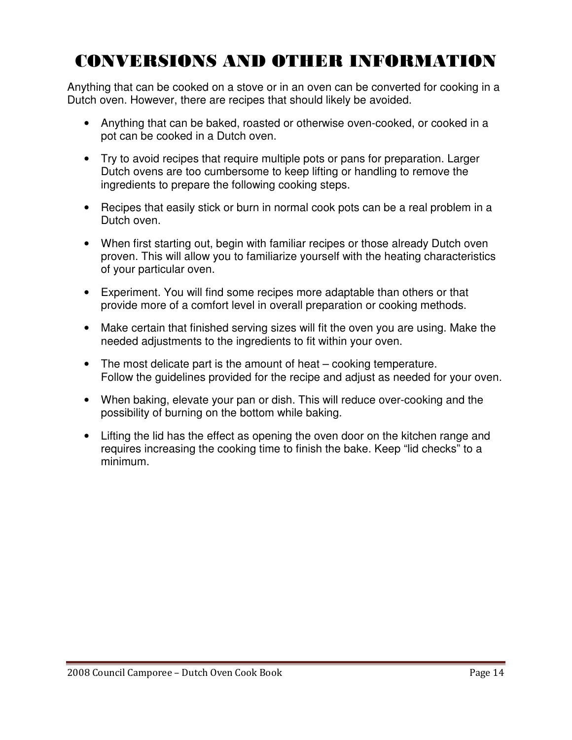# CONVERSIONS AND OTHER INFORMATION

Anything that can be cooked on a stove or in an oven can be converted for cooking in a Dutch oven. However, there are recipes that should likely be avoided.

- Anything that can be baked, roasted or otherwise oven-cooked, or cooked in a pot can be cooked in a Dutch oven.
- Try to avoid recipes that require multiple pots or pans for preparation. Larger Dutch ovens are too cumbersome to keep lifting or handling to remove the ingredients to prepare the following cooking steps.
- Recipes that easily stick or burn in normal cook pots can be a real problem in a Dutch oven.
- When first starting out, begin with familiar recipes or those already Dutch oven proven. This will allow you to familiarize yourself with the heating characteristics of your particular oven.
- Experiment. You will find some recipes more adaptable than others or that provide more of a comfort level in overall preparation or cooking methods.
- Make certain that finished serving sizes will fit the oven you are using. Make the needed adjustments to the ingredients to fit within your oven.
- The most delicate part is the amount of heat – cooking temperature. Follow the guidelines provided for the recipe and adjust as needed for your oven.
- When baking, elevate your pan or dish. This will reduce over-cooking and the possibility of burning on the bottom while baking.
- Lifting the lid has the effect as opening the oven door on the kitchen range and requires increasing the cooking time to finish the bake. Keep "lid checks" to a minimum.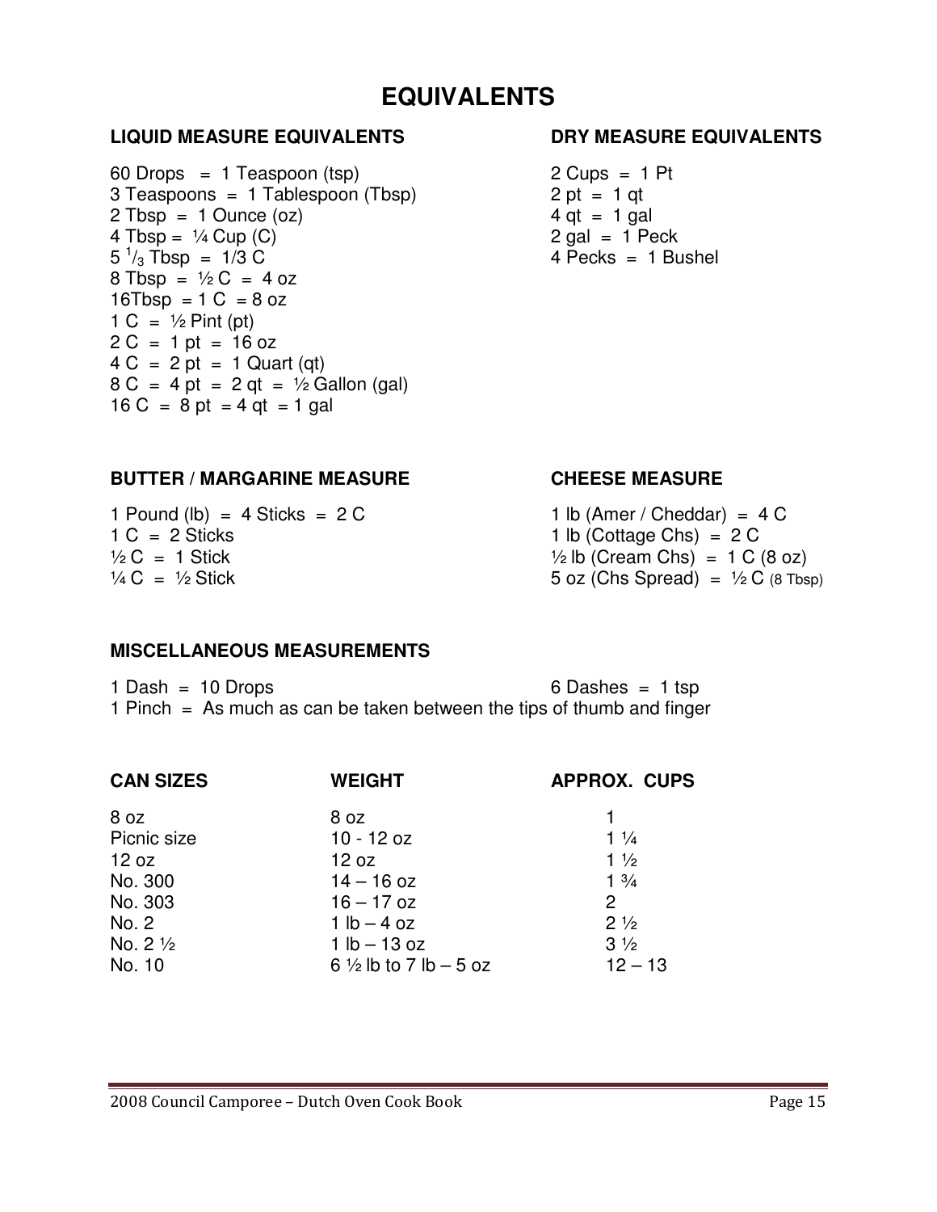# EQUIVALENTS

## LIQUID MEASURE EQUIVALENTS

60 Drops = 1 Teaspoon (tsp)
3 Teaspoons = 1 Tablespoon (Tbsp)
2 Tbsp = 1 Ounce (oz)
4 Tbsp = ¼ Cup (C)
5 $^{1}/_{3}$ Tbsp = 1/3 C
8 Tbsp = ½ C = 4 oz
16Tbsp = 1 C = 8 oz
1 C = ½ Pint (pt)
2 C = 1 pt = 16 oz
4 C = 2 pt = 1 Quart (qt)
8 C = 4 pt = 2 qt = ½ Gallon (gal)
16 C = 8 pt = 4 qt = 1 gal

## DRY MEASURE EQUIVALENTS

2 Cups = 1 Pt
2 pt = 1 qt
4 qt = 1 gal
2 gal = 1 Peck
4 Pecks = 1 Bushel

## BUTTER / MARGARINE MEASURE

1 Pound (lb) = 4 Sticks = 2 C
1 C = 2 Sticks
½ C = 1 Stick
¼ C = ½ Stick

## CHEESE MEASURE

1 lb (Amer / Cheddar) = 4 C
1 lb (Cottage Chs) = 2 C
½ lb (Cream Chs) = 1 C (8 oz)
5 oz (Chs Spread) = ½ C (8 Tbsp)

## MISCELLANEOUS MEASUREMENTS

1 Dash = 10 Drops
6 Dashes = 1 tsp
1 Pinch = As much as can be taken between the tips of thumb and finger

| CAN SIZES | WEIGHT | APPROX. CUPS |
|---|---|---|
| 8 oz | 8 oz | 1 |
| Picnic size | 10 - 12 oz | 1 ¼ |
| 12 oz | 12 oz | 1 ½ |
| No. 300 | 14 – 16 oz | 1 ¾ |
| No. 303 | 16 – 17 oz | 2 |
| No. 2 | 1 lb – 4 oz | 2 ½ |
| No. 2 ½ | 1 lb – 13 oz | 3 ½ |
| No. 10 | 6 ½ lb to 7 lb – 5 oz | 12 – 13 |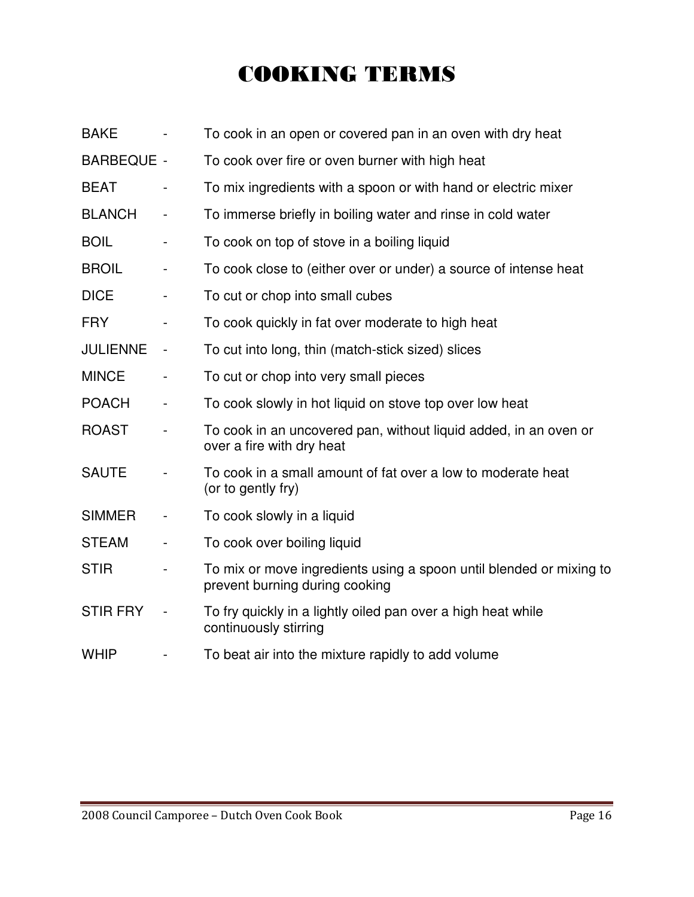# COOKING TERMS

| Term | | Definition |
|---|---|---|
| BAKE | - | To cook in an open or covered pan in an oven with dry heat |
| BARBEQUE | - | To cook over fire or oven burner with high heat |
| BEAT | - | To mix ingredients with a spoon or with hand or electric mixer |
| BLANCH | - | To immerse briefly in boiling water and rinse in cold water |
| BOIL | - | To cook on top of stove in a boiling liquid |
| BROIL | - | To cook close to (either over or under) a source of intense heat |
| DICE | - | To cut or chop into small cubes |
| FRY | - | To cook quickly in fat over moderate to high heat |
| JULIENNE | - | To cut into long, thin (match-stick sized) slices |
| MINCE | - | To cut or chop into very small pieces |
| POACH | - | To cook slowly in hot liquid on stove top over low heat |
| ROAST | - | To cook in an uncovered pan, without liquid added, in an oven or over a fire with dry heat |
| SAUTE | - | To cook in a small amount of fat over a low to moderate heat (or to gently fry) |
| SIMMER | - | To cook slowly in a liquid |
| STEAM | - | To cook over boiling liquid |
| STIR | - | To mix or move ingredients using a spoon until blended or mixing to prevent burning during cooking |
| STIR FRY | - | To fry quickly in a lightly oiled pan over a high heat while continuously stirring |
| WHIP | - | To beat air into the mixture rapidly to add volume |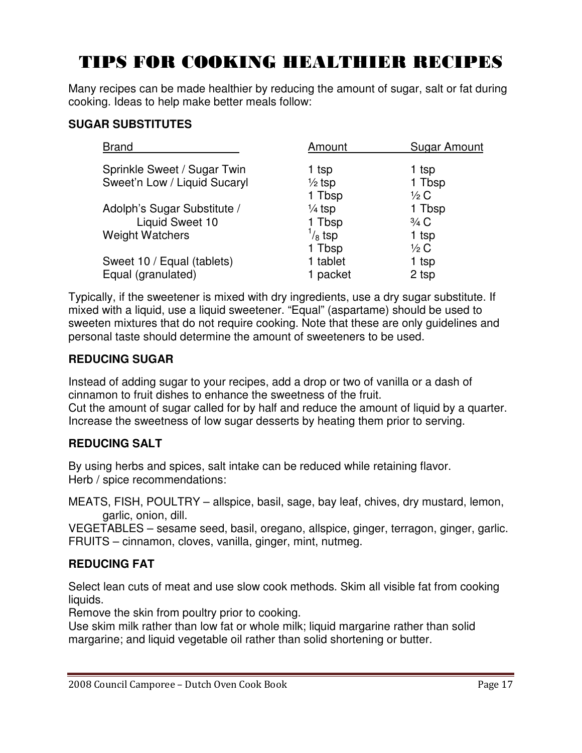# TIPS FOR COOKING HEALTHIER RECIPES

Many recipes can be made healthier by reducing the amount of sugar, salt or fat during cooking. Ideas to help make better meals follow:

**SUGAR SUBSTITUTES**

| Brand | Amount | Sugar Amount |
|---|---|---|
| Sprinkle Sweet / Sugar Twin | 1 tsp | 1 tsp |
| Sweet'n Low / Liquid Sucaryl | ½ tsp | 1 Tbsp |
| | 1 Tbsp | ½ C |
| Adolph's Sugar Substitute / | ¼ tsp | 1 Tbsp |
| Liquid Sweet 10 | 1 Tbsp | ¾ C |
| Weight Watchers | ⅛ tsp | 1 tsp |
| | 1 Tbsp | ½ C |
| Sweet 10 / Equal (tablets) | 1 tablet | 1 tsp |
| Equal (granulated) | 1 packet | 2 tsp |

Typically, if the sweetener is mixed with dry ingredients, use a dry sugar substitute. If mixed with a liquid, use a liquid sweetener. "Equal" (aspartame) should be used to sweeten mixtures that do not require cooking. Note that these are only guidelines and personal taste should determine the amount of sweeteners to be used.

**REDUCING SUGAR**

Instead of adding sugar to your recipes, add a drop or two of vanilla or a dash of cinnamon to fruit dishes to enhance the sweetness of the fruit.
Cut the amount of sugar called for by half and reduce the amount of liquid by a quarter.
Increase the sweetness of low sugar desserts by heating them prior to serving.

**REDUCING SALT**

By using herbs and spices, salt intake can be reduced while retaining flavor.
Herb / spice recommendations:

MEATS, FISH, POULTRY – allspice, basil, sage, bay leaf, chives, dry mustard, lemon, garlic, onion, dill.
VEGETABLES – sesame seed, basil, oregano, allspice, ginger, terragon, ginger, garlic.
FRUITS – cinnamon, cloves, vanilla, ginger, mint, nutmeg.

**REDUCING FAT**

Select lean cuts of meat and use slow cook methods. Skim all visible fat from cooking liquids.
Remove the skin from poultry prior to cooking.
Use skim milk rather than low fat or whole milk; liquid margarine rather than solid margarine; and liquid vegetable oil rather than solid shortening or butter.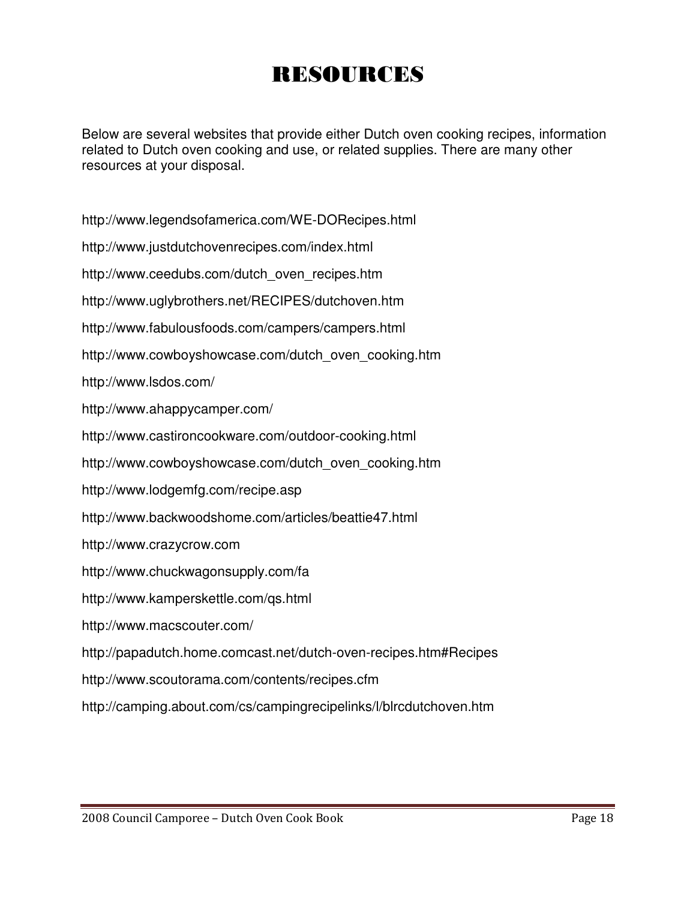# RESOURCES

Below are several websites that provide either Dutch oven cooking recipes, information related to Dutch oven cooking and use, or related supplies. There are many other resources at your disposal.

http://www.legendsofamerica.com/WE-DORecipes.html

http://www.justdutchovenrecipes.com/index.html

http://www.ceedubs.com/dutch_oven_recipes.htm

http://www.uglybrothers.net/RECIPES/dutchoven.htm

http://www.fabulousfoods.com/campers/campers.html

http://www.cowboyshowcase.com/dutch_oven_cooking.htm

http://www.lsdos.com/

http://www.ahappycamper.com/

http://www.castironcookware.com/outdoor-cooking.html

http://www.cowboyshowcase.com/dutch_oven_cooking.htm

http://www.lodgemfg.com/recipe.asp

http://www.backwoodshome.com/articles/beattie47.html

http://www.crazycrow.com

http://www.chuckwagonsupply.com/fa

http://www.kamperskettle.com/qs.html

http://www.macscouter.com/

http://papadutch.home.comcast.net/dutch-oven-recipes.htm#Recipes

http://www.scoutorama.com/contents/recipes.cfm

http://camping.about.com/cs/campingrecipelinks/l/blrcdutchoven.htm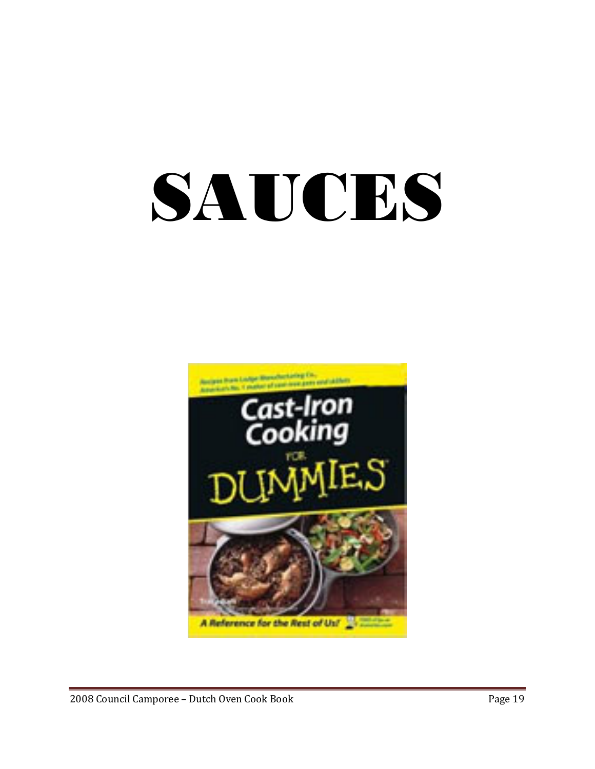# SAUCES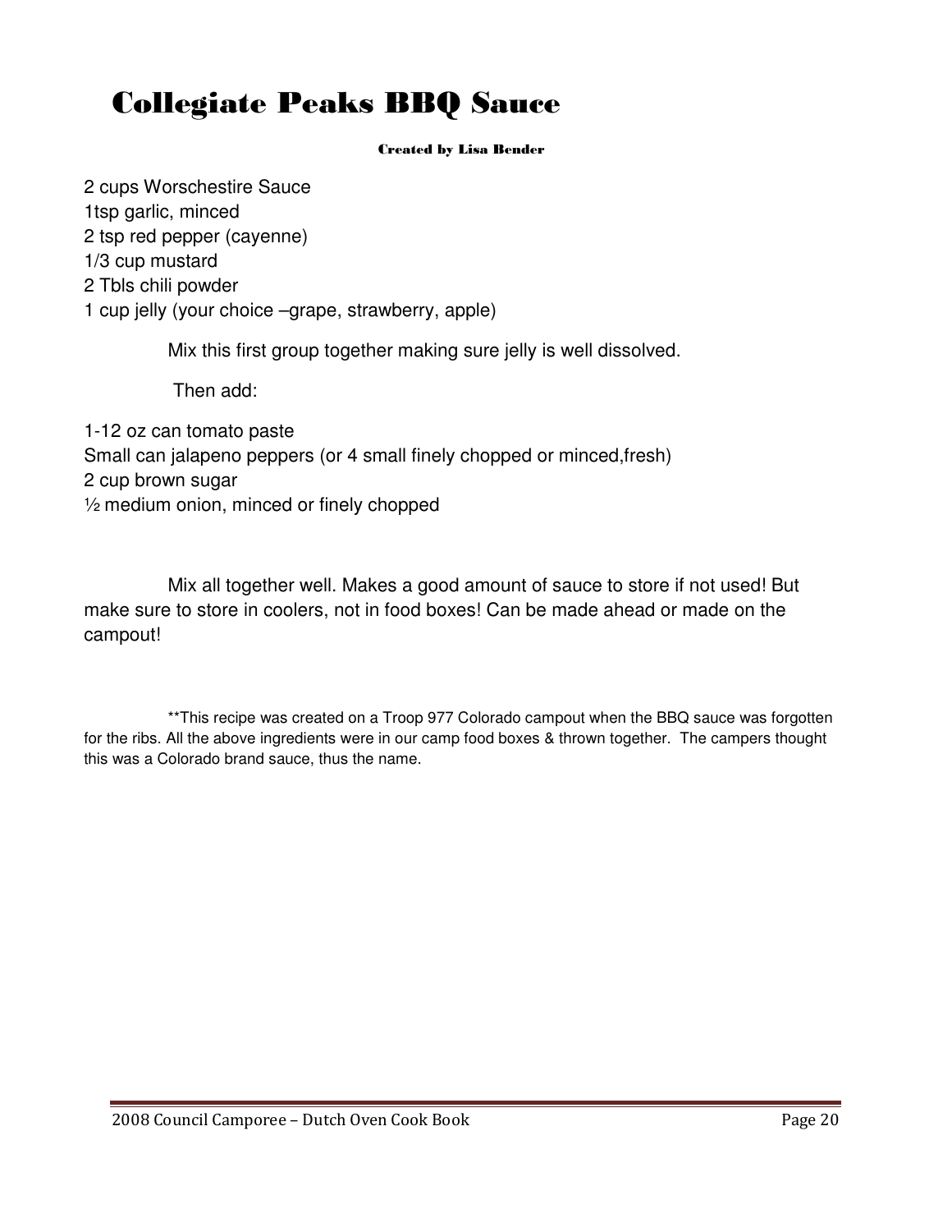# Collegiate Peaks BBQ Sauce

**Created by Lisa Bender**

2 cups Worschestire Sauce
1tsp garlic, minced
2 tsp red pepper (cayenne)
1/3 cup mustard
2 Tbls chili powder
1 cup jelly (your choice –grape, strawberry, apple)

Mix this first group together making sure jelly is well dissolved.

Then add:

1-12 oz can tomato paste
Small can jalapeno peppers (or 4 small finely chopped or minced,fresh)
2 cup brown sugar
½ medium onion, minced or finely chopped

Mix all together well. Makes a good amount of sauce to store if not used! But make sure to store in coolers, not in food boxes! Can be made ahead or made on the campout!

**This recipe was created on a Troop 977 Colorado campout when the BBQ sauce was forgotten for the ribs. All the above ingredients were in our camp food boxes & thrown together. The campers thought this was a Colorado brand sauce, thus the name.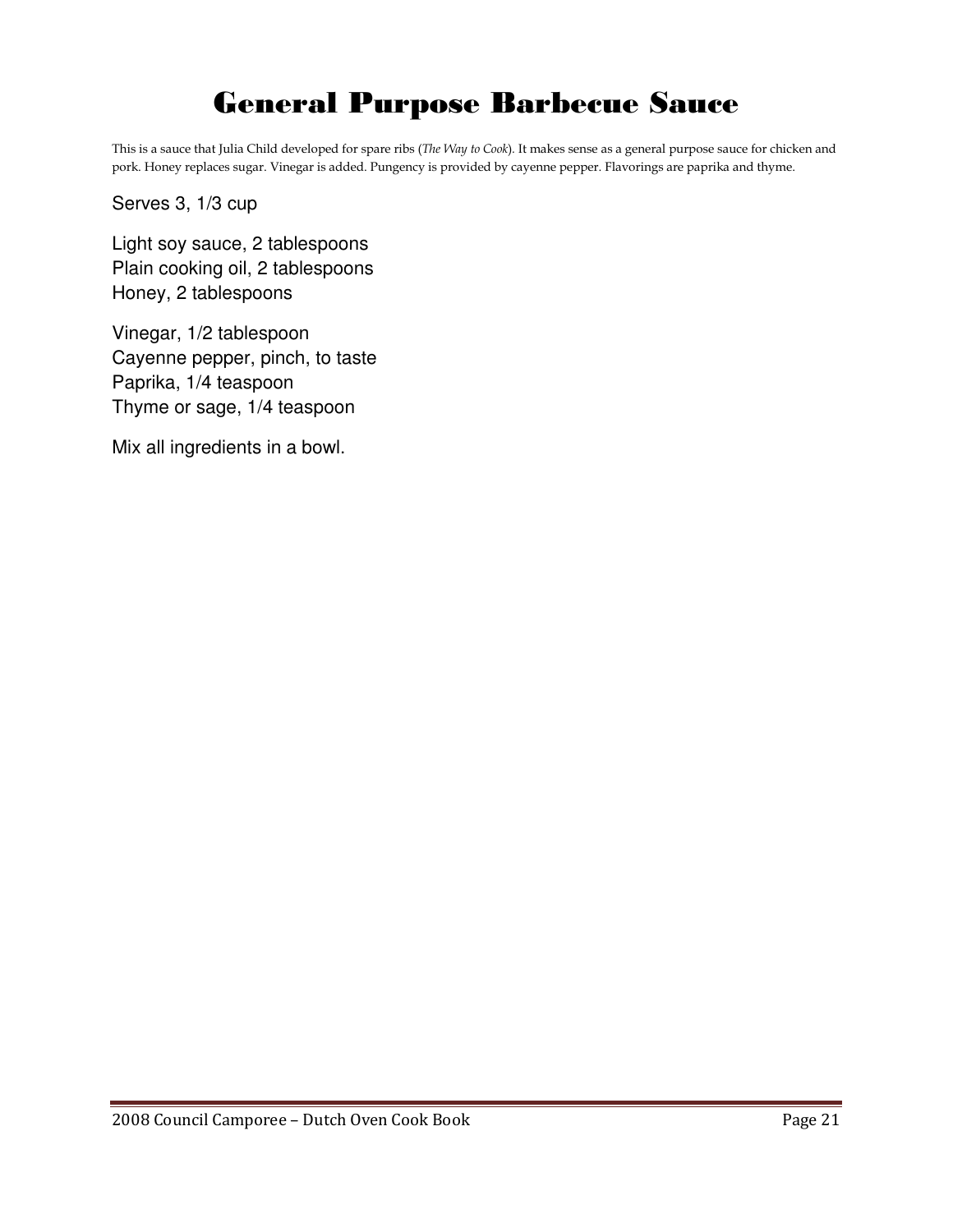# General Purpose Barbecue Sauce

This is a sauce that Julia Child developed for spare ribs (*The Way to Cook*). It makes sense as a general purpose sauce for chicken and pork. Honey replaces sugar. Vinegar is added. Pungency is provided by cayenne pepper. Flavorings are paprika and thyme.

Serves 3, 1/3 cup

Light soy sauce, 2 tablespoons
Plain cooking oil, 2 tablespoons
Honey, 2 tablespoons

Vinegar, 1/2 tablespoon
Cayenne pepper, pinch, to taste
Paprika, 1/4 teaspoon
Thyme or sage, 1/4 teaspoon

Mix all ingredients in a bowl.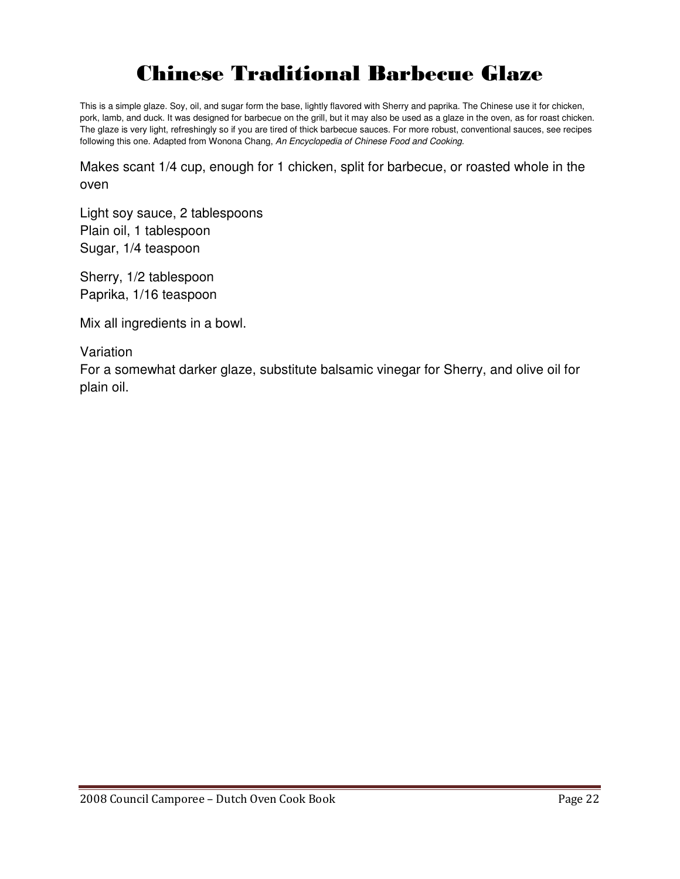# Chinese Traditional Barbecue Glaze

This is a simple glaze. Soy, oil, and sugar form the base, lightly flavored with Sherry and paprika. The Chinese use it for chicken, pork, lamb, and duck. It was designed for barbecue on the grill, but it may also be used as a glaze in the oven, as for roast chicken. The glaze is very light, refreshingly so if you are tired of thick barbecue sauces. For more robust, conventional sauces, see recipes following this one. Adapted from Wonona Chang, *An Encyclopedia of Chinese Food and Cooking*.

Makes scant 1/4 cup, enough for 1 chicken, split for barbecue, or roasted whole in the oven

Light soy sauce, 2 tablespoons
Plain oil, 1 tablespoon
Sugar, 1/4 teaspoon

Sherry, 1/2 tablespoon
Paprika, 1/16 teaspoon

Mix all ingredients in a bowl.

Variation
For a somewhat darker glaze, substitute balsamic vinegar for Sherry, and olive oil for plain oil.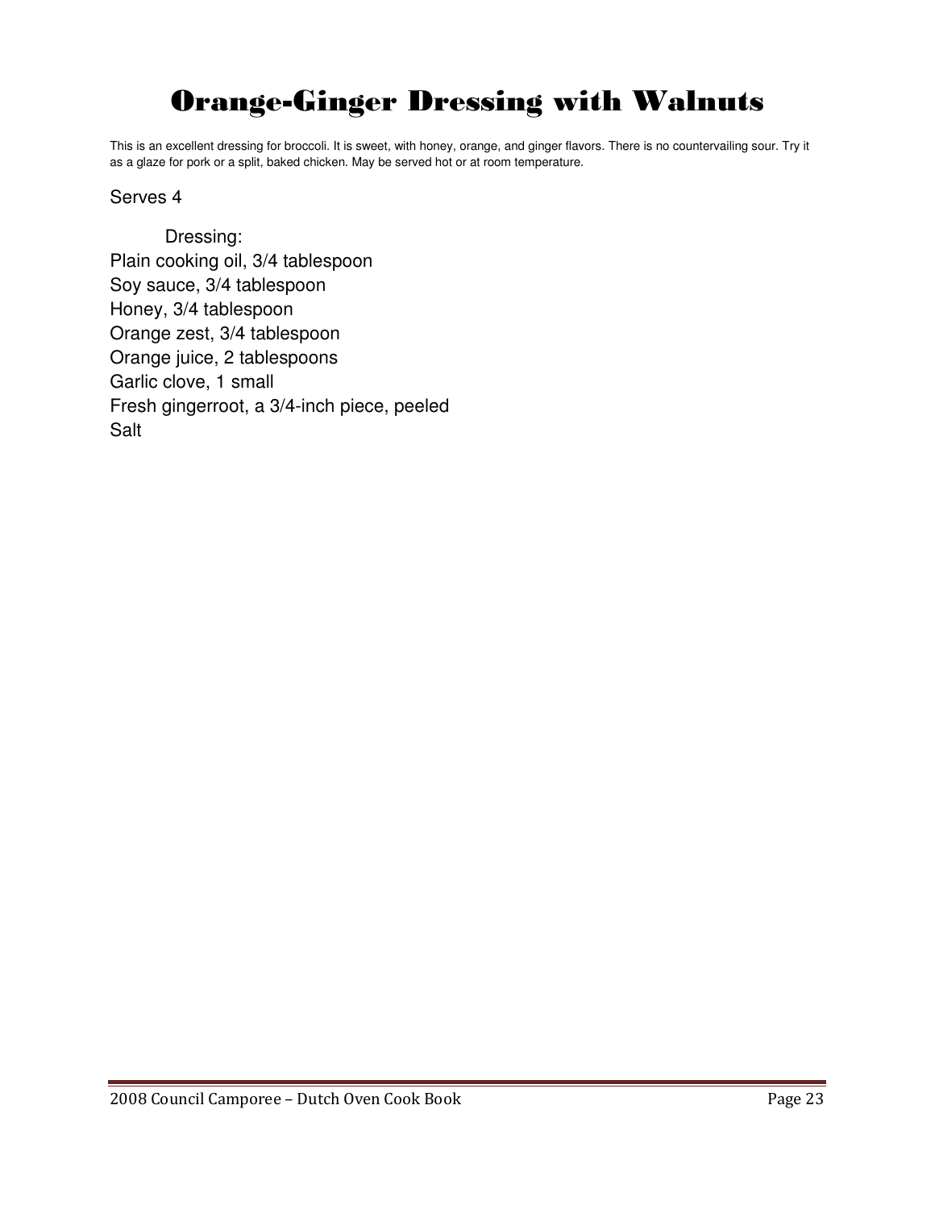# Orange-Ginger Dressing with Walnuts

This is an excellent dressing for broccoli. It is sweet, with honey, orange, and ginger flavors. There is no countervailing sour. Try it as a glaze for pork or a split, baked chicken. May be served hot or at room temperature.

Serves 4

Dressing:

Plain cooking oil, 3/4 tablespoon
Soy sauce, 3/4 tablespoon
Honey, 3/4 tablespoon
Orange zest, 3/4 tablespoon
Orange juice, 2 tablespoons
Garlic clove, 1 small
Fresh gingerroot, a 3/4-inch piece, peeled
Salt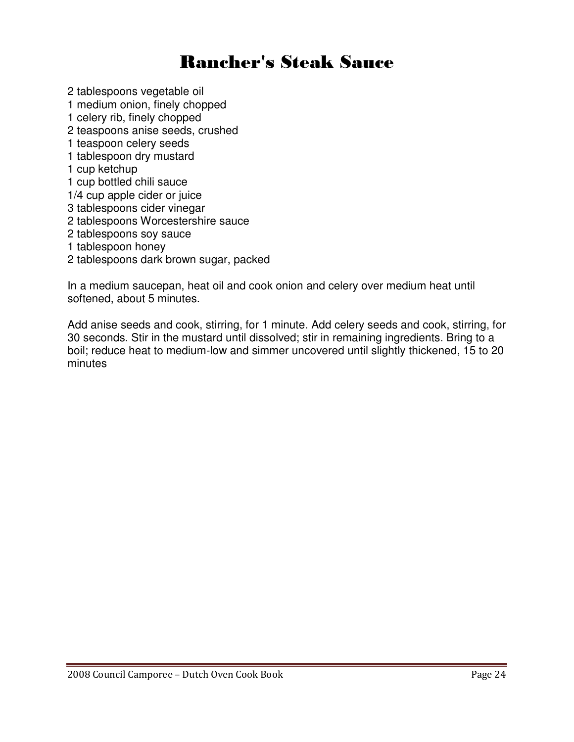# Rancher's Steak Sauce

2 tablespoons vegetable oil
1 medium onion, finely chopped
1 celery rib, finely chopped
2 teaspoons anise seeds, crushed
1 teaspoon celery seeds
1 tablespoon dry mustard
1 cup ketchup
1 cup bottled chili sauce
1/4 cup apple cider or juice
3 tablespoons cider vinegar
2 tablespoons Worcestershire sauce
2 tablespoons soy sauce
1 tablespoon honey
2 tablespoons dark brown sugar, packed

In a medium saucepan, heat oil and cook onion and celery over medium heat until softened, about 5 minutes.

Add anise seeds and cook, stirring, for 1 minute. Add celery seeds and cook, stirring, for 30 seconds. Stir in the mustard until dissolved; stir in remaining ingredients. Bring to a boil; reduce heat to medium-low and simmer uncovered until slightly thickened, 15 to 20 minutes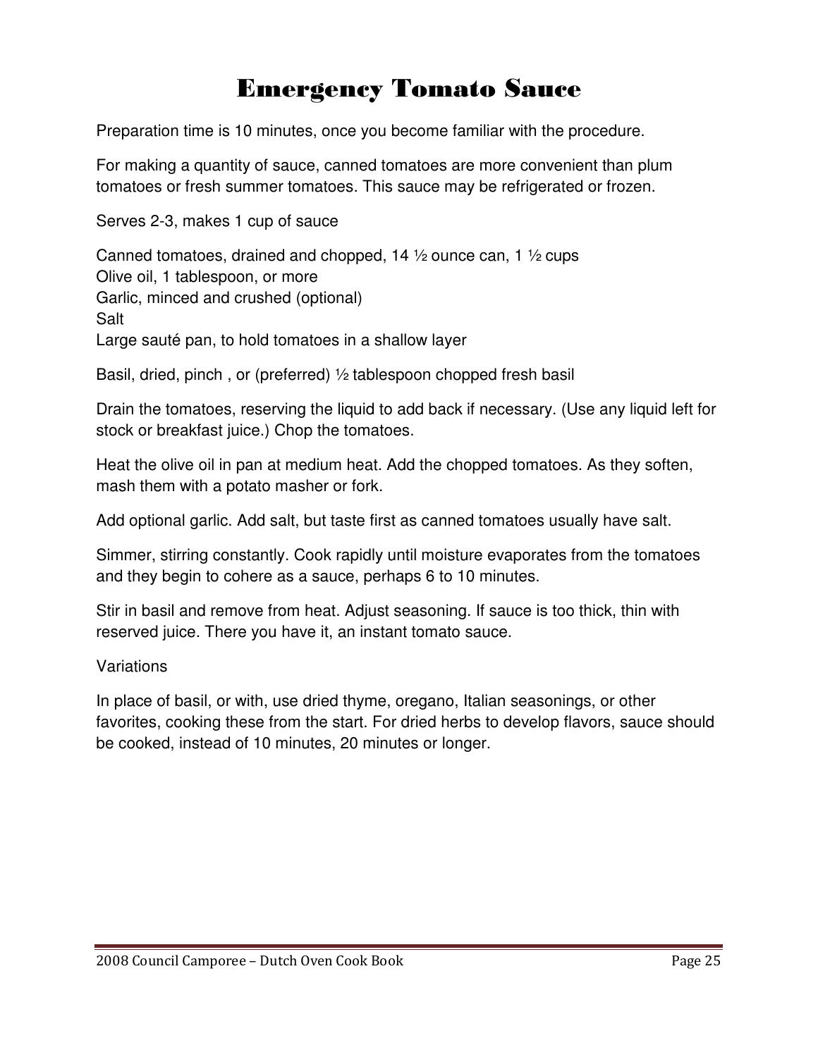# Emergency Tomato Sauce

Preparation time is 10 minutes, once you become familiar with the procedure.

For making a quantity of sauce, canned tomatoes are more convenient than plum tomatoes or fresh summer tomatoes. This sauce may be refrigerated or frozen.

Serves 2-3, makes 1 cup of sauce

Canned tomatoes, drained and chopped, 14 ½ ounce can, 1 ½ cups  
Olive oil, 1 tablespoon, or more  
Garlic, minced and crushed (optional)  
Salt  
Large sauté pan, to hold tomatoes in a shallow layer

Basil, dried, pinch , or (preferred) ½ tablespoon chopped fresh basil

Drain the tomatoes, reserving the liquid to add back if necessary. (Use any liquid left for stock or breakfast juice.) Chop the tomatoes.

Heat the olive oil in pan at medium heat. Add the chopped tomatoes. As they soften, mash them with a potato masher or fork.

Add optional garlic. Add salt, but taste first as canned tomatoes usually have salt.

Simmer, stirring constantly. Cook rapidly until moisture evaporates from the tomatoes and they begin to cohere as a sauce, perhaps 6 to 10 minutes.

Stir in basil and remove from heat. Adjust seasoning. If sauce is too thick, thin with reserved juice. There you have it, an instant tomato sauce.

Variations

In place of basil, or with, use dried thyme, oregano, Italian seasonings, or other favorites, cooking these from the start. For dried herbs to develop flavors, sauce should be cooked, instead of 10 minutes, 20 minutes or longer.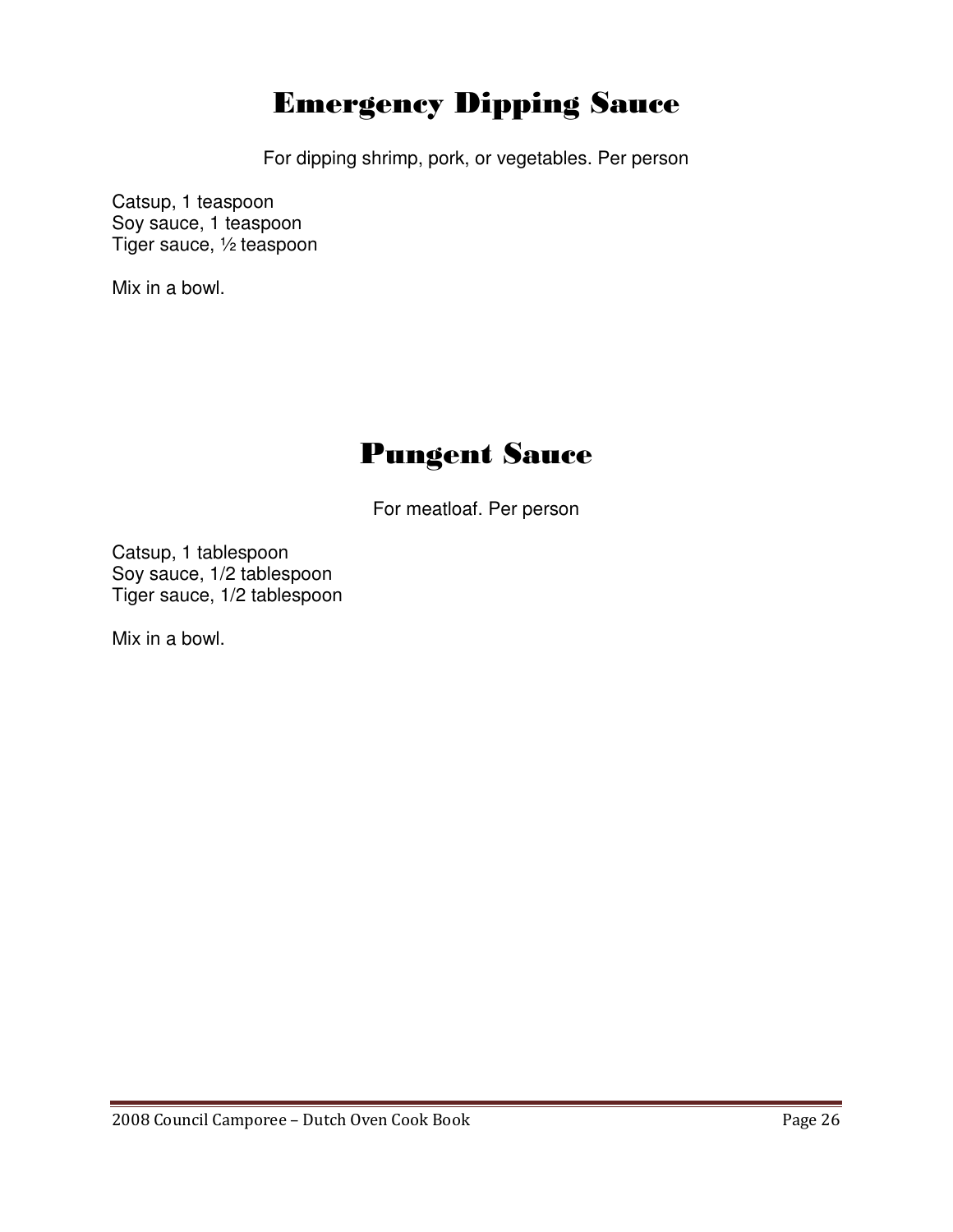# Emergency Dipping Sauce

For dipping shrimp, pork, or vegetables. Per person

Catsup, 1 teaspoon
Soy sauce, 1 teaspoon
Tiger sauce, ½ teaspoon

Mix in a bowl.

# Pungent Sauce

For meatloaf. Per person

Catsup, 1 tablespoon
Soy sauce, 1/2 tablespoon
Tiger sauce, 1/2 tablespoon

Mix in a bowl.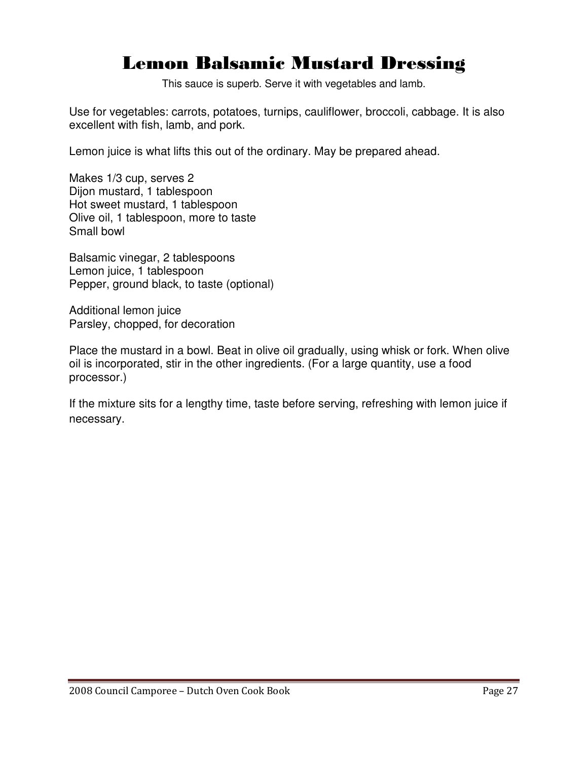# Lemon Balsamic Mustard Dressing

This sauce is superb. Serve it with vegetables and lamb.

Use for vegetables: carrots, potatoes, turnips, cauliflower, broccoli, cabbage. It is also excellent with fish, lamb, and pork.

Lemon juice is what lifts this out of the ordinary. May be prepared ahead.

Makes 1/3 cup, serves 2
Dijon mustard, 1 tablespoon
Hot sweet mustard, 1 tablespoon
Olive oil, 1 tablespoon, more to taste
Small bowl

Balsamic vinegar, 2 tablespoons
Lemon juice, 1 tablespoon
Pepper, ground black, to taste (optional)

Additional lemon juice
Parsley, chopped, for decoration

Place the mustard in a bowl. Beat in olive oil gradually, using whisk or fork. When olive oil is incorporated, stir in the other ingredients. (For a large quantity, use a food processor.)

If the mixture sits for a lengthy time, taste before serving, refreshing with lemon juice if necessary.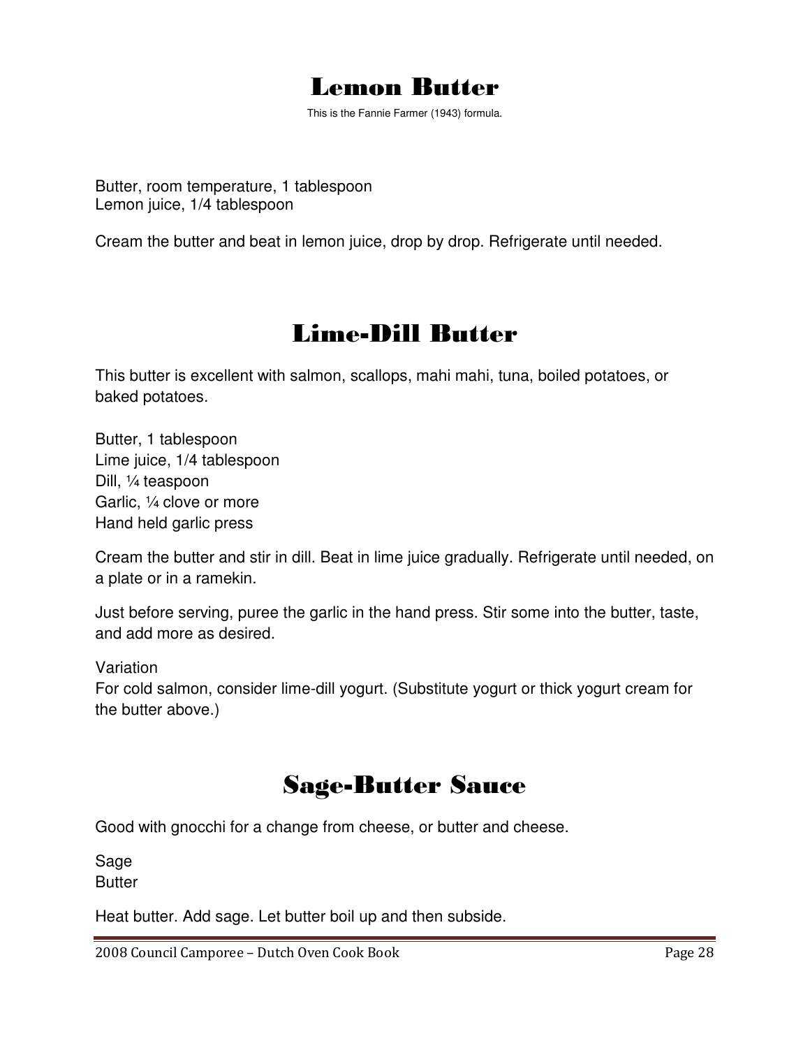# Lemon Butter

This is the Fannie Farmer (1943) formula.

Butter, room temperature, 1 tablespoon
Lemon juice, 1/4 tablespoon

Cream the butter and beat in lemon juice, drop by drop. Refrigerate until needed.

# Lime-Dill Butter

This butter is excellent with salmon, scallops, mahi mahi, tuna, boiled potatoes, or baked potatoes.

Butter, 1 tablespoon
Lime juice, 1/4 tablespoon
Dill, ¼ teaspoon
Garlic, ¼ clove or more
Hand held garlic press

Cream the butter and stir in dill. Beat in lime juice gradually. Refrigerate until needed, on a plate or in a ramekin.

Just before serving, puree the garlic in the hand press. Stir some into the butter, taste, and add more as desired.

Variation
For cold salmon, consider lime-dill yogurt. (Substitute yogurt or thick yogurt cream for the butter above.)

# Sage-Butter Sauce

Good with gnocchi for a change from cheese, or butter and cheese.

Sage
Butter

Heat butter. Add sage. Let butter boil up and then subside.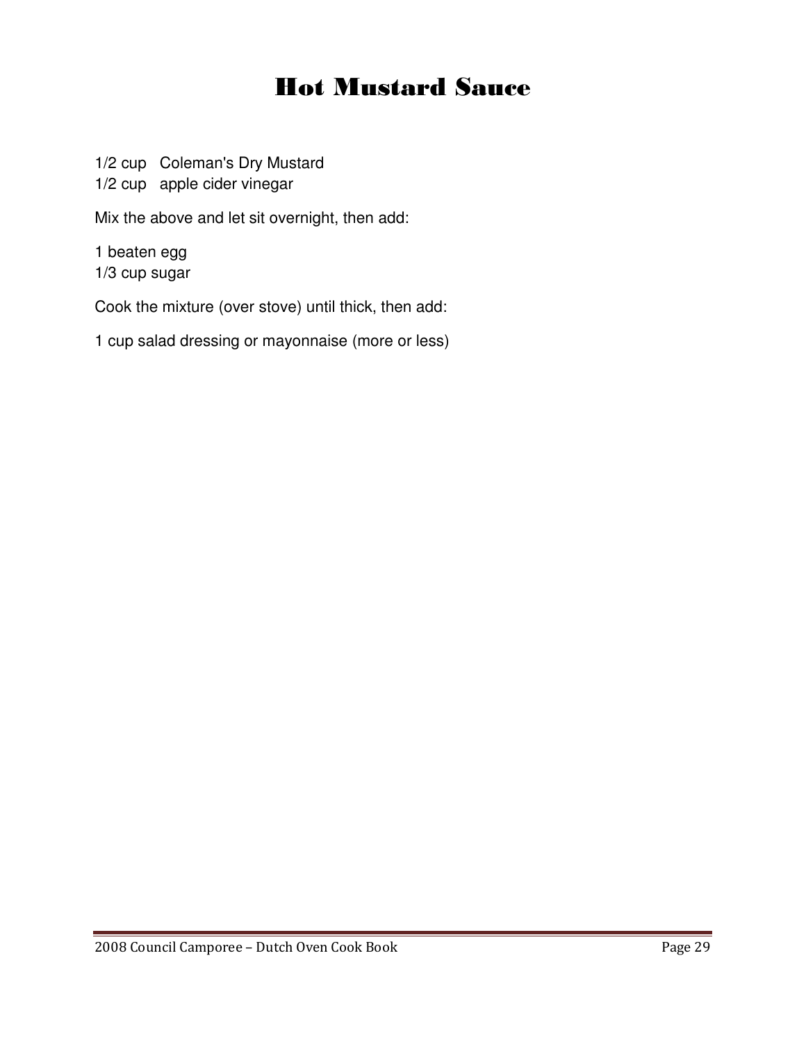# Hot Mustard Sauce

1/2 cup Coleman's Dry Mustard
1/2 cup apple cider vinegar

Mix the above and let sit overnight, then add:

1 beaten egg
1/3 cup sugar

Cook the mixture (over stove) until thick, then add:

1 cup salad dressing or mayonnaise (more or less)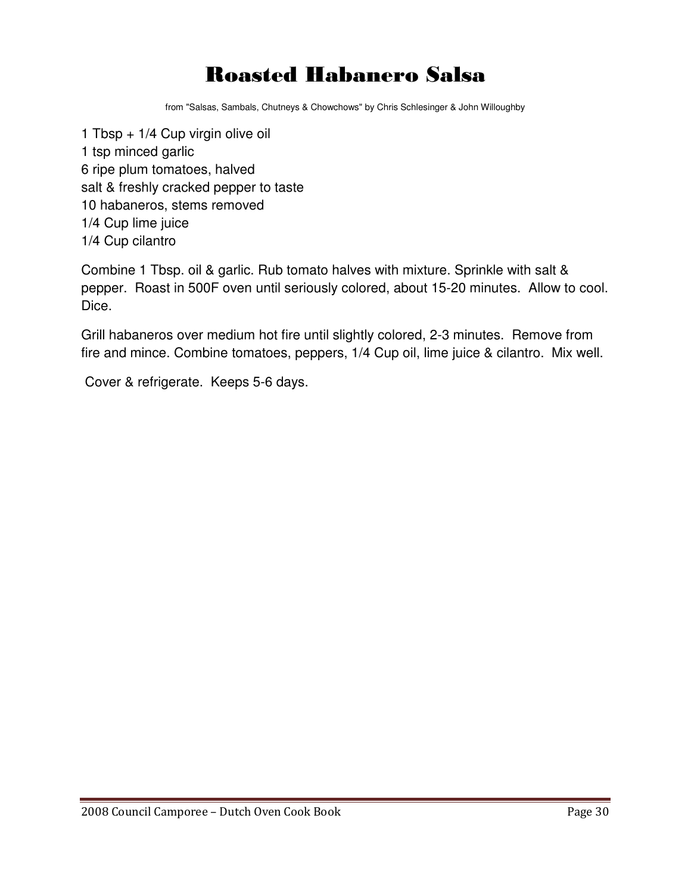# Roasted Habanero Salsa

from "Salsas, Sambals, Chutneys & Chowchows" by Chris Schlesinger & John Willoughby

1 Tbsp + 1/4 Cup virgin olive oil
1 tsp minced garlic
6 ripe plum tomatoes, halved
salt & freshly cracked pepper to taste
10 habaneros, stems removed
1/4 Cup lime juice
1/4 Cup cilantro

Combine 1 Tbsp. oil & garlic. Rub tomato halves with mixture. Sprinkle with salt & pepper. Roast in 500F oven until seriously colored, about 15-20 minutes. Allow to cool. Dice.

Grill habaneros over medium hot fire until slightly colored, 2-3 minutes. Remove from fire and mince. Combine tomatoes, peppers, 1/4 Cup oil, lime juice & cilantro. Mix well.

Cover & refrigerate. Keeps 5-6 days.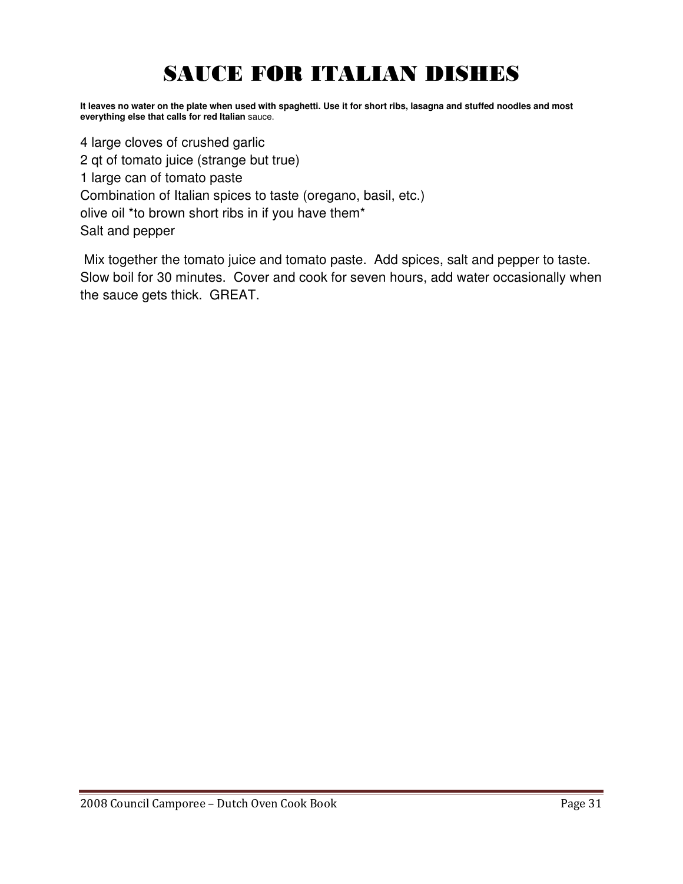# SAUCE FOR ITALIAN DISHES

**It leaves no water on the plate when used with spaghetti. Use it for short ribs, lasagna and stuffed noodles and most everything else that calls for red Italian** sauce.

4 large cloves of crushed garlic
2 qt of tomato juice (strange but true)
1 large can of tomato paste
Combination of Italian spices to taste (oregano, basil, etc.)
olive oil *to brown short ribs in if you have them*
Salt and pepper

Mix together the tomato juice and tomato paste. Add spices, salt and pepper to taste. Slow boil for 30 minutes. Cover and cook for seven hours, add water occasionally when the sauce gets thick. GREAT.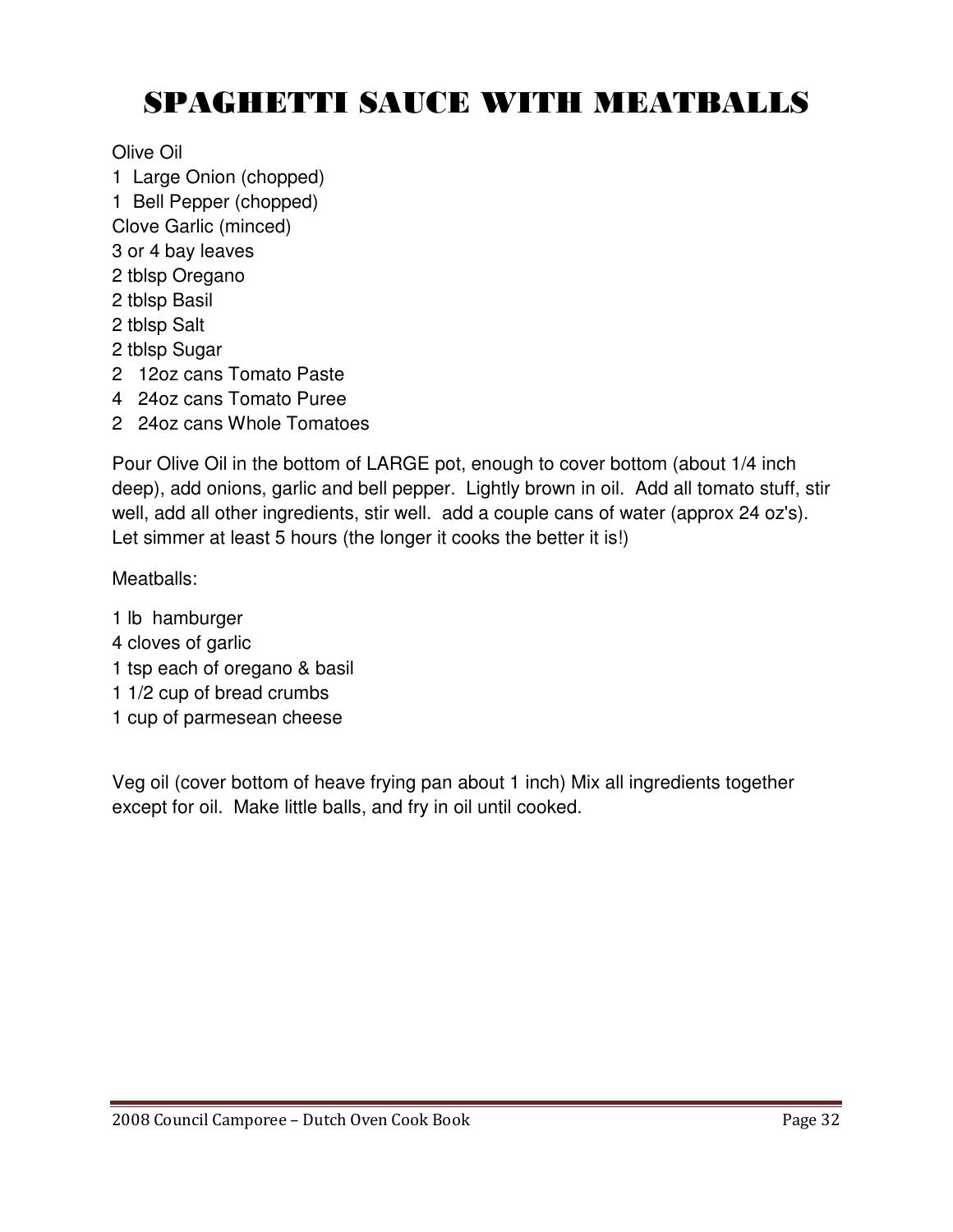# SPAGHETTI SAUCE WITH MEATBALLS

Olive Oil
1 Large Onion (chopped)
1 Bell Pepper (chopped)
Clove Garlic (minced)
3 or 4 bay leaves
2 tblsp Oregano
2 tblsp Basil
2 tblsp Salt
2 tblsp Sugar
2 12oz cans Tomato Paste
4 24oz cans Tomato Puree
2 24oz cans Whole Tomatoes

Pour Olive Oil in the bottom of LARGE pot, enough to cover bottom (about 1/4 inch deep), add onions, garlic and bell pepper. Lightly brown in oil. Add all tomato stuff, stir well, add all other ingredients, stir well. add a couple cans of water (approx 24 oz's). Let simmer at least 5 hours (the longer it cooks the better it is!)

Meatballs:

1 lb hamburger
4 cloves of garlic
1 tsp each of oregano & basil
1 1/2 cup of bread crumbs
1 cup of parmesean cheese

Veg oil (cover bottom of heave frying pan about 1 inch) Mix all ingredients together except for oil. Make little balls, and fry in oil until cooked.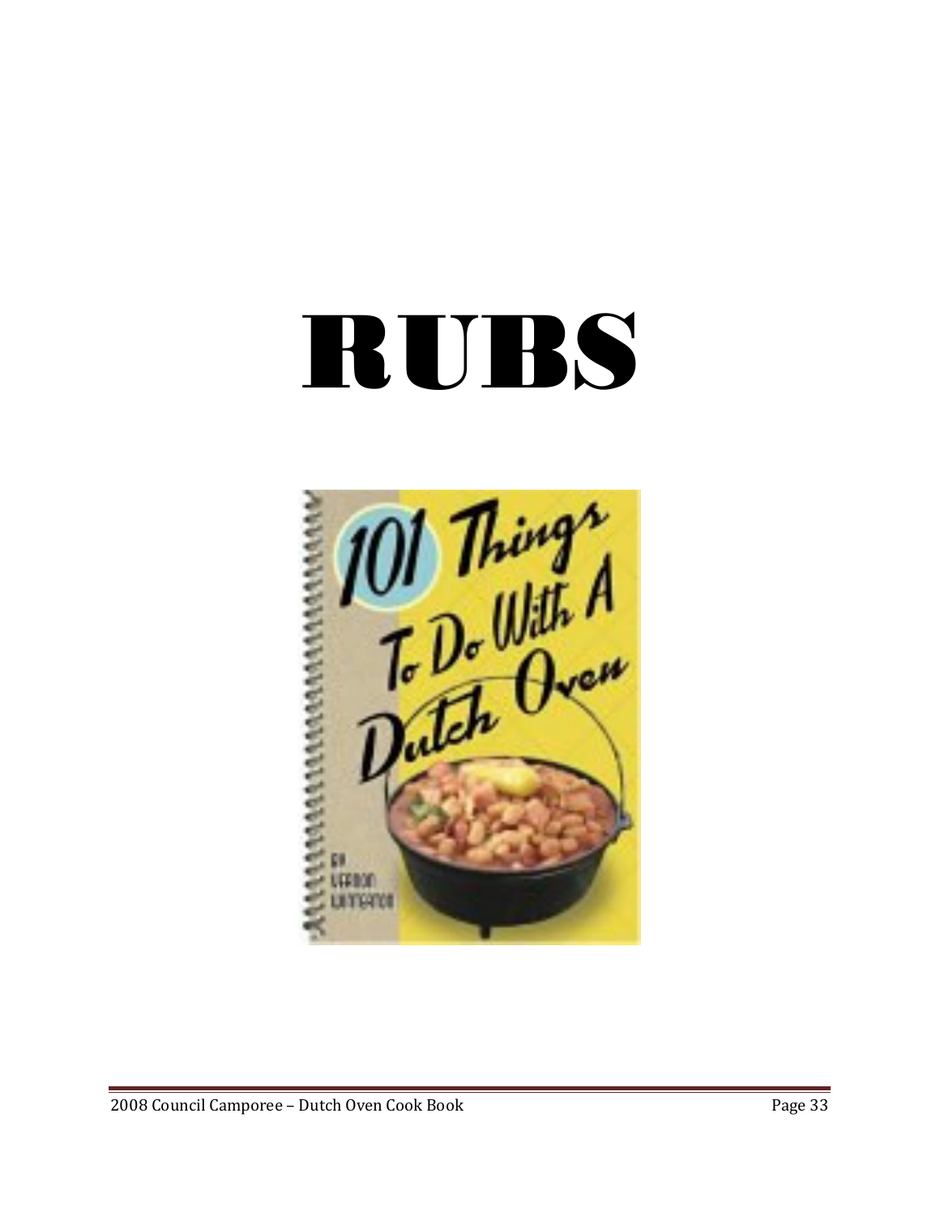# RUBS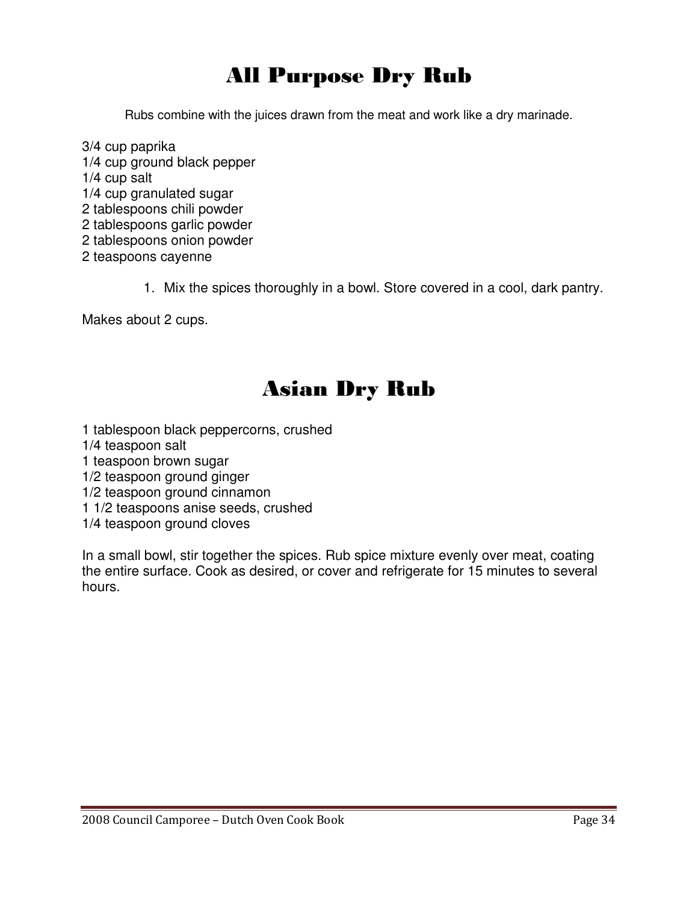# All Purpose Dry Rub

Rubs combine with the juices drawn from the meat and work like a dry marinade.

3/4 cup paprika
1/4 cup ground black pepper
1/4 cup salt
1/4 cup granulated sugar
2 tablespoons chili powder
2 tablespoons garlic powder
2 tablespoons onion powder
2 teaspoons cayenne

1. Mix the spices thoroughly in a bowl. Store covered in a cool, dark pantry.

Makes about 2 cups.

# Asian Dry Rub

1 tablespoon black peppercorns, crushed
1/4 teaspoon salt
1 teaspoon brown sugar
1/2 teaspoon ground ginger
1/2 teaspoon ground cinnamon
1 1/2 teaspoons anise seeds, crushed
1/4 teaspoon ground cloves

In a small bowl, stir together the spices. Rub spice mixture evenly over meat, coating the entire surface. Cook as desired, or cover and refrigerate for 15 minutes to several hours.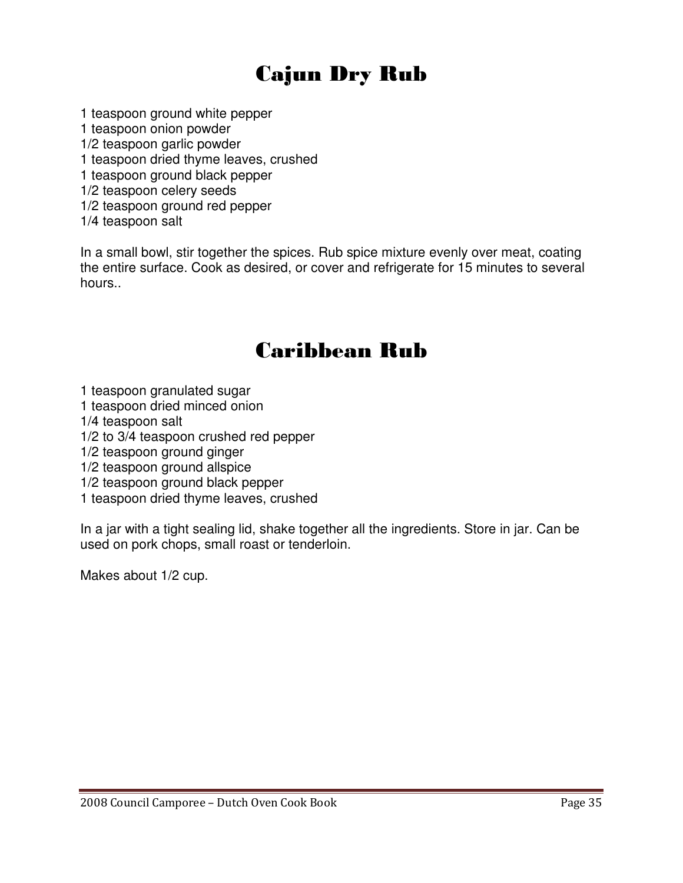# Cajun Dry Rub

1 teaspoon ground white pepper
1 teaspoon onion powder
1/2 teaspoon garlic powder
1 teaspoon dried thyme leaves, crushed
1 teaspoon ground black pepper
1/2 teaspoon celery seeds
1/2 teaspoon ground red pepper
1/4 teaspoon salt

In a small bowl, stir together the spices. Rub spice mixture evenly over meat, coating the entire surface. Cook as desired, or cover and refrigerate for 15 minutes to several hours..

# Caribbean Rub

1 teaspoon granulated sugar
1 teaspoon dried minced onion
1/4 teaspoon salt
1/2 to 3/4 teaspoon crushed red pepper
1/2 teaspoon ground ginger
1/2 teaspoon ground allspice
1/2 teaspoon ground black pepper
1 teaspoon dried thyme leaves, crushed

In a jar with a tight sealing lid, shake together all the ingredients. Store in jar. Can be used on pork chops, small roast or tenderloin.

Makes about 1/2 cup.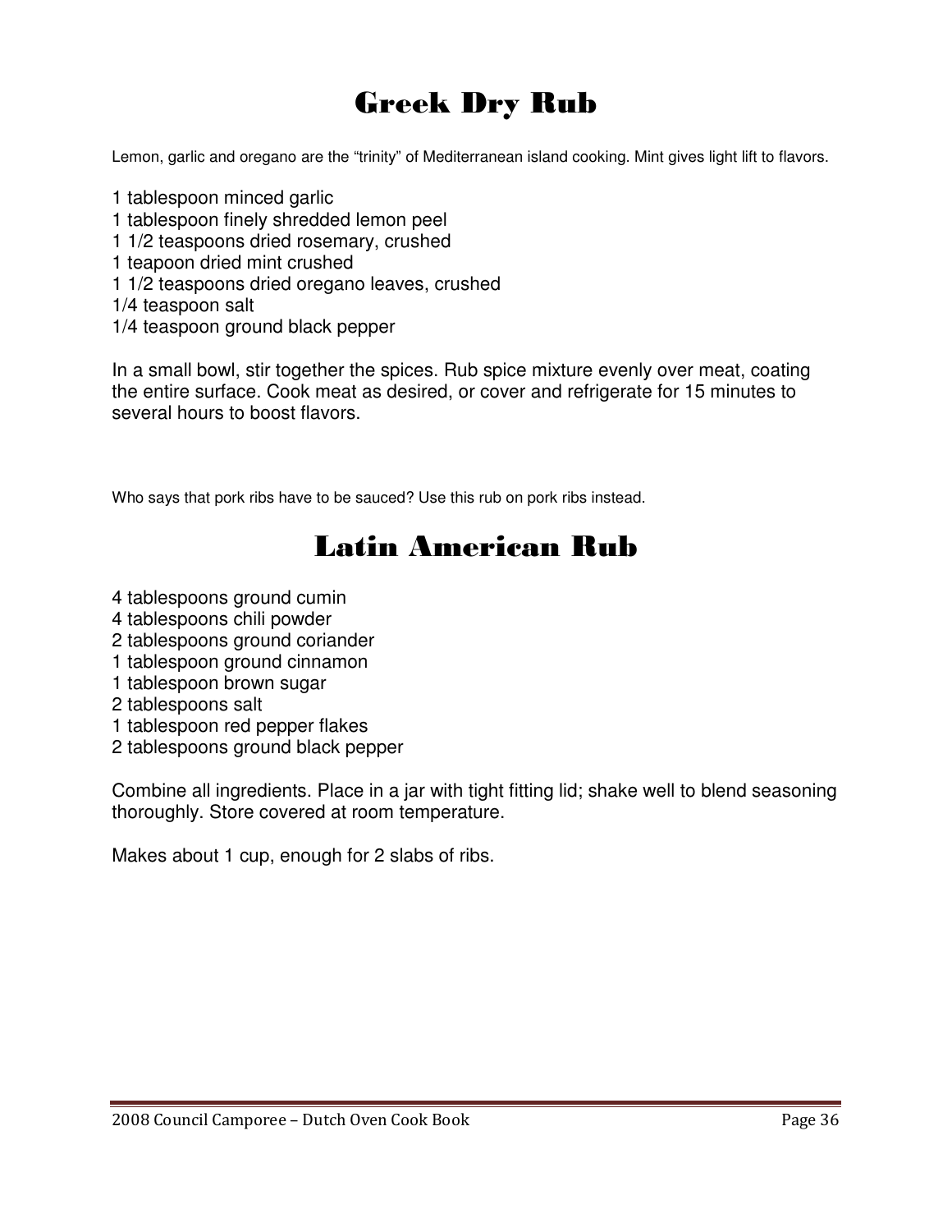# Greek Dry Rub

Lemon, garlic and oregano are the "trinity" of Mediterranean island cooking. Mint gives light lift to flavors.

1 tablespoon minced garlic
1 tablespoon finely shredded lemon peel
1 1/2 teaspoons dried rosemary, crushed
1 teapoon dried mint crushed
1 1/2 teaspoons dried oregano leaves, crushed
1/4 teaspoon salt
1/4 teaspoon ground black pepper

In a small bowl, stir together the spices. Rub spice mixture evenly over meat, coating the entire surface. Cook meat as desired, or cover and refrigerate for 15 minutes to several hours to boost flavors.

Who says that pork ribs have to be sauced? Use this rub on pork ribs instead.

# Latin American Rub

4 tablespoons ground cumin
4 tablespoons chili powder
2 tablespoons ground coriander
1 tablespoon ground cinnamon
1 tablespoon brown sugar
2 tablespoons salt
1 tablespoon red pepper flakes
2 tablespoons ground black pepper

Combine all ingredients. Place in a jar with tight fitting lid; shake well to blend seasoning thoroughly. Store covered at room temperature.

Makes about 1 cup, enough for 2 slabs of ribs.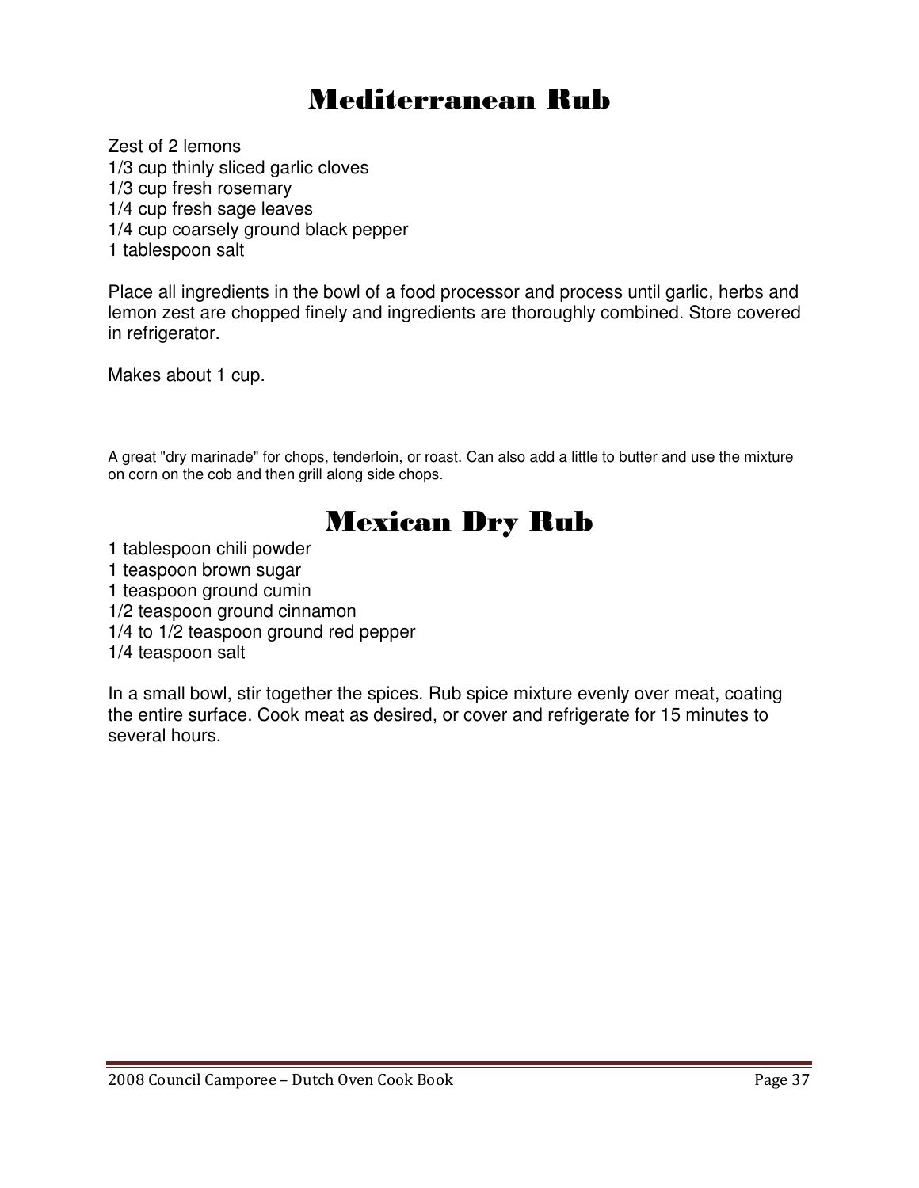# Mediterranean Rub

Zest of 2 lemons
1/3 cup thinly sliced garlic cloves
1/3 cup fresh rosemary
1/4 cup fresh sage leaves
1/4 cup coarsely ground black pepper
1 tablespoon salt

Place all ingredients in the bowl of a food processor and process until garlic, herbs and lemon zest are chopped finely and ingredients are thoroughly combined. Store covered in refrigerator.

Makes about 1 cup.

A great "dry marinade" for chops, tenderloin, or roast. Can also add a little to butter and use the mixture on corn on the cob and then grill along side chops.

# Mexican Dry Rub

1 tablespoon chili powder
1 teaspoon brown sugar
1 teaspoon ground cumin
1/2 teaspoon ground cinnamon
1/4 to 1/2 teaspoon ground red pepper
1/4 teaspoon salt

In a small bowl, stir together the spices. Rub spice mixture evenly over meat, coating the entire surface. Cook meat as desired, or cover and refrigerate for 15 minutes to several hours.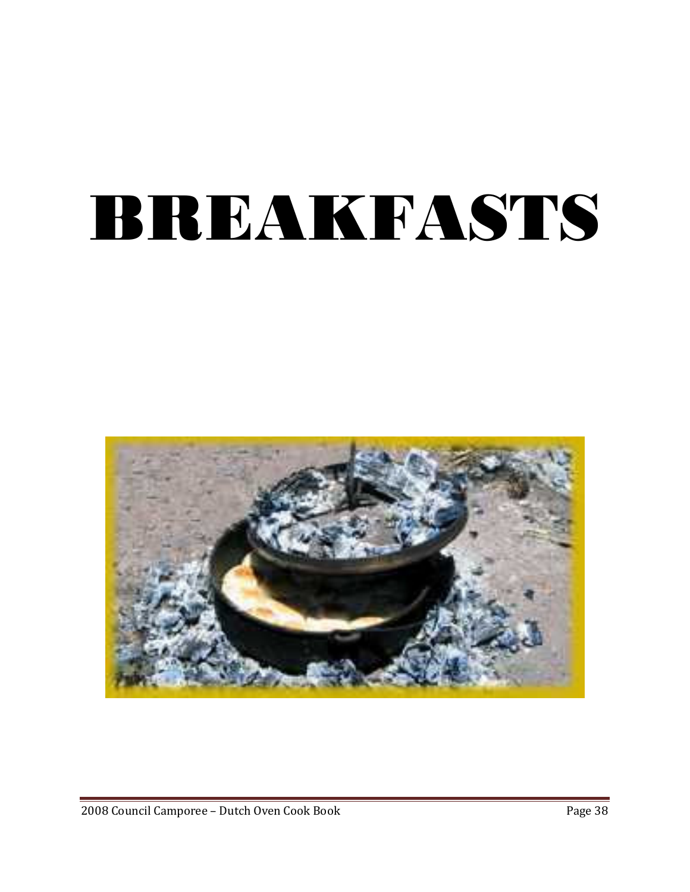# BREAKFASTS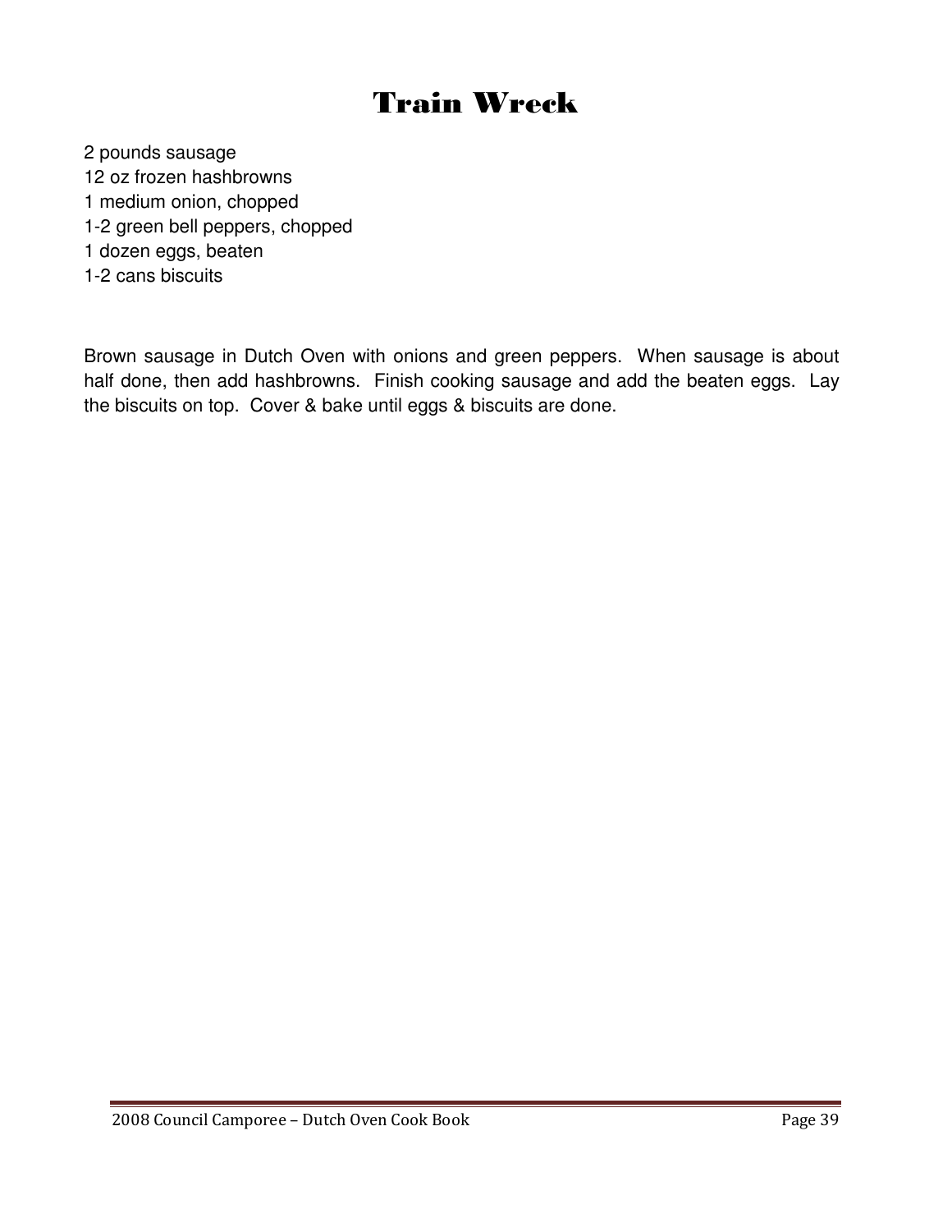# Train Wreck

2 pounds sausage
12 oz frozen hashbrowns
1 medium onion, chopped
1-2 green bell peppers, chopped
1 dozen eggs, beaten
1-2 cans biscuits

Brown sausage in Dutch Oven with onions and green peppers. When sausage is about half done, then add hashbrowns. Finish cooking sausage and add the beaten eggs. Lay the biscuits on top. Cover & bake until eggs & biscuits are done.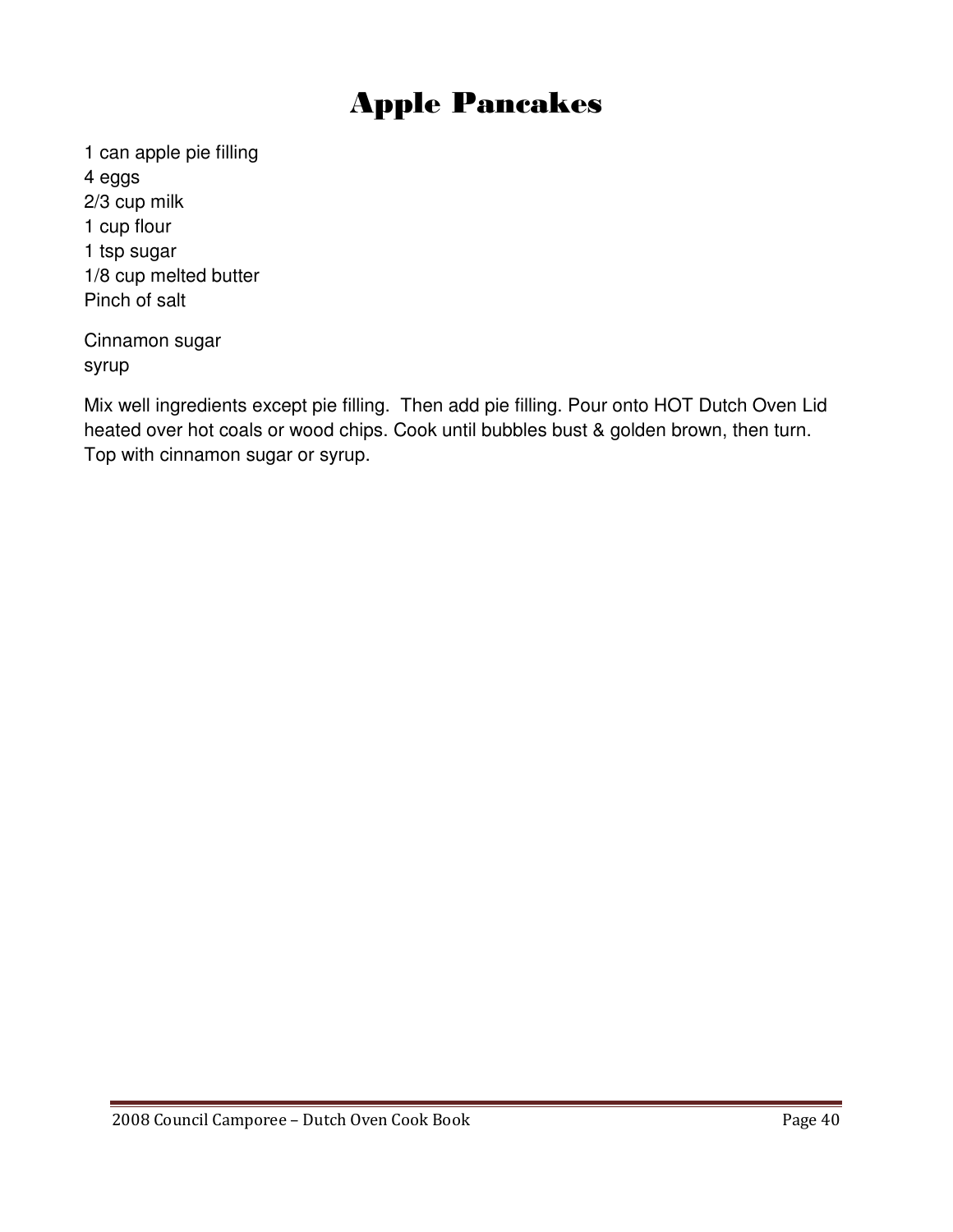# Apple Pancakes

1 can apple pie filling
4 eggs
2/3 cup milk
1 cup flour
1 tsp sugar
1/8 cup melted butter
Pinch of salt

Cinnamon sugar
syrup

Mix well ingredients except pie filling. Then add pie filling. Pour onto HOT Dutch Oven Lid heated over hot coals or wood chips. Cook until bubbles bust & golden brown, then turn. Top with cinnamon sugar or syrup.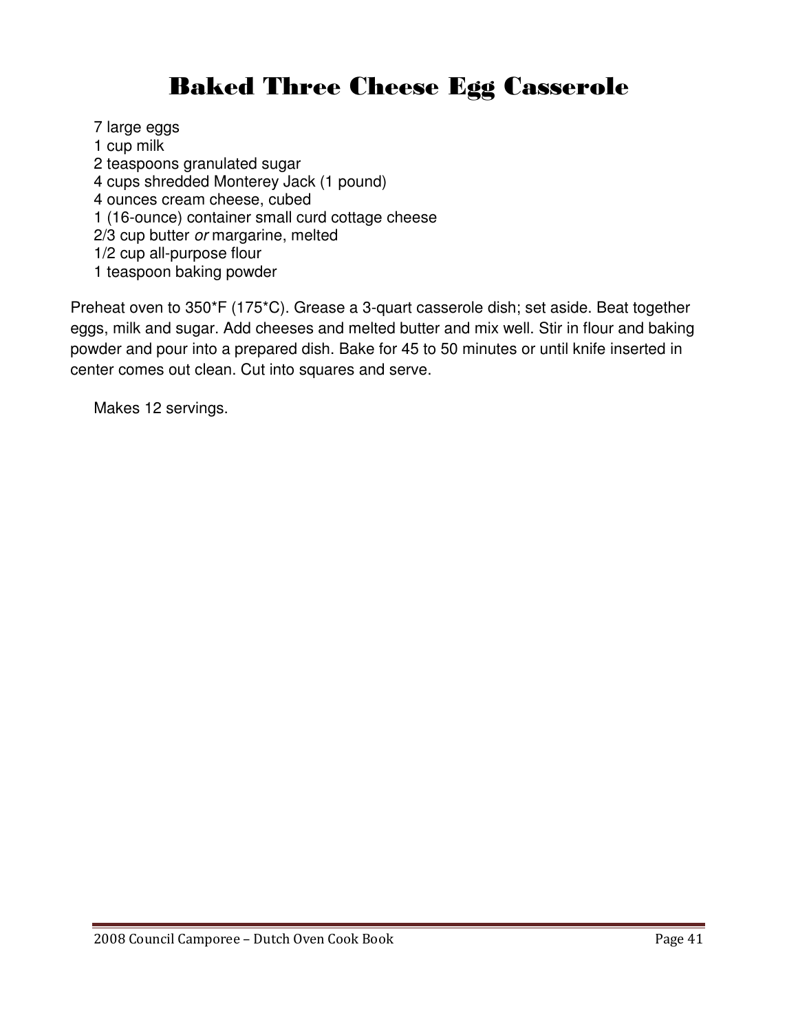# Baked Three Cheese Egg Casserole

7 large eggs
1 cup milk
2 teaspoons granulated sugar
4 cups shredded Monterey Jack (1 pound)
4 ounces cream cheese, cubed
1 (16-ounce) container small curd cottage cheese
2/3 cup butter *or* margarine, melted
1/2 cup all-purpose flour
1 teaspoon baking powder

Preheat oven to 350*F (175*C). Grease a 3-quart casserole dish; set aside. Beat together eggs, milk and sugar. Add cheeses and melted butter and mix well. Stir in flour and baking powder and pour into a prepared dish. Bake for 45 to 50 minutes or until knife inserted in center comes out clean. Cut into squares and serve.

Makes 12 servings.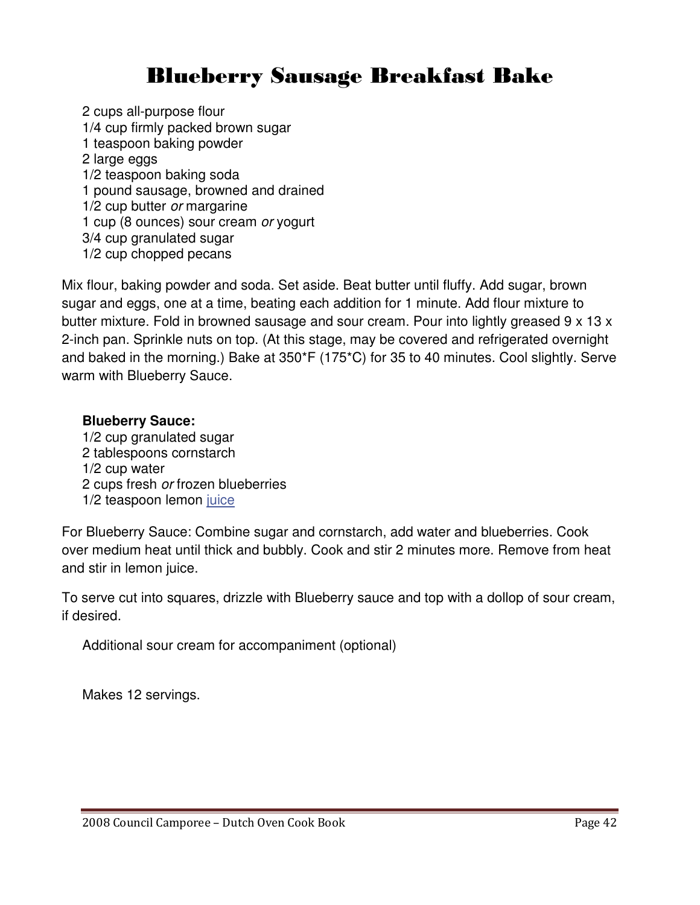# Blueberry Sausage Breakfast Bake

2 cups all-purpose flour
1/4 cup firmly packed brown sugar
1 teaspoon baking powder
2 large eggs
1/2 teaspoon baking soda
1 pound sausage, browned and drained
1/2 cup butter *or* margarine
1 cup (8 ounces) sour cream *or* yogurt
3/4 cup granulated sugar
1/2 cup chopped pecans

Mix flour, baking powder and soda. Set aside. Beat butter until fluffy. Add sugar, brown sugar and eggs, one at a time, beating each addition for 1 minute. Add flour mixture to butter mixture. Fold in browned sausage and sour cream. Pour into lightly greased 9 x 13 x 2-inch pan. Sprinkle nuts on top. (At this stage, may be covered and refrigerated overnight and baked in the morning.) Bake at 350*F (175*C) for 35 to 40 minutes. Cool slightly. Serve warm with Blueberry Sauce.

**Blueberry Sauce:**
1/2 cup granulated sugar
2 tablespoons cornstarch
1/2 cup water
2 cups fresh *or* frozen blueberries
1/2 teaspoon lemon juice

For Blueberry Sauce: Combine sugar and cornstarch, add water and blueberries. Cook over medium heat until thick and bubbly. Cook and stir 2 minutes more. Remove from heat and stir in lemon juice.

To serve cut into squares, drizzle with Blueberry sauce and top with a dollop of sour cream, if desired.

Additional sour cream for accompaniment (optional)

Makes 12 servings.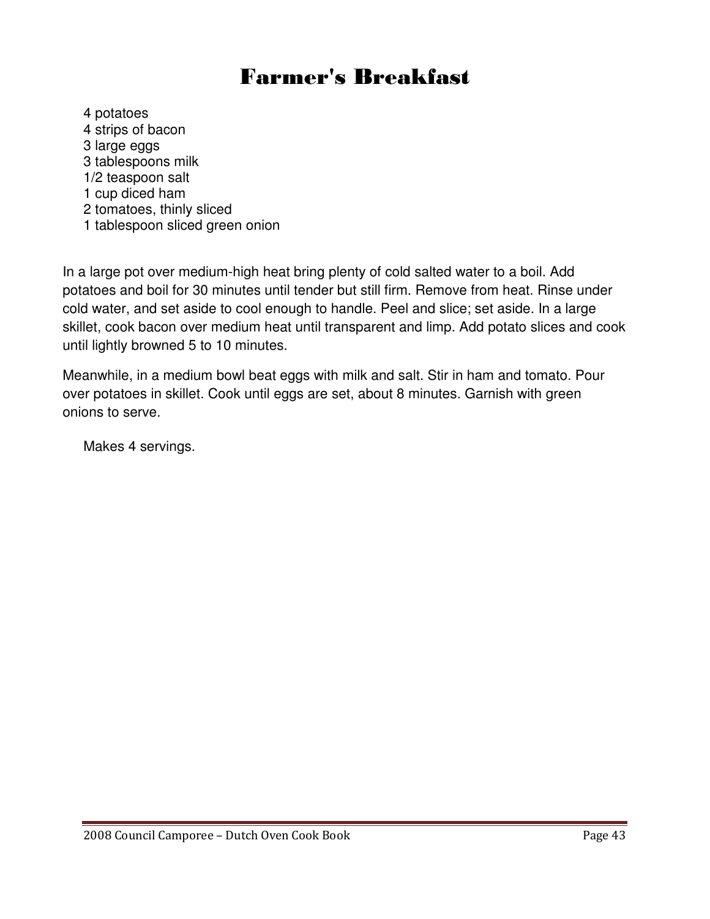# Farmer's Breakfast

4 potatoes
4 strips of bacon
3 large eggs
3 tablespoons milk
1/2 teaspoon salt
1 cup diced ham
2 tomatoes, thinly sliced
1 tablespoon sliced green onion

In a large pot over medium-high heat bring plenty of cold salted water to a boil. Add potatoes and boil for 30 minutes until tender but still firm. Remove from heat. Rinse under cold water, and set aside to cool enough to handle. Peel and slice; set aside. In a large skillet, cook bacon over medium heat until transparent and limp. Add potato slices and cook until lightly browned 5 to 10 minutes.

Meanwhile, in a medium bowl beat eggs with milk and salt. Stir in ham and tomato. Pour over potatoes in skillet. Cook until eggs are set, about 8 minutes. Garnish with green onions to serve.

Makes 4 servings.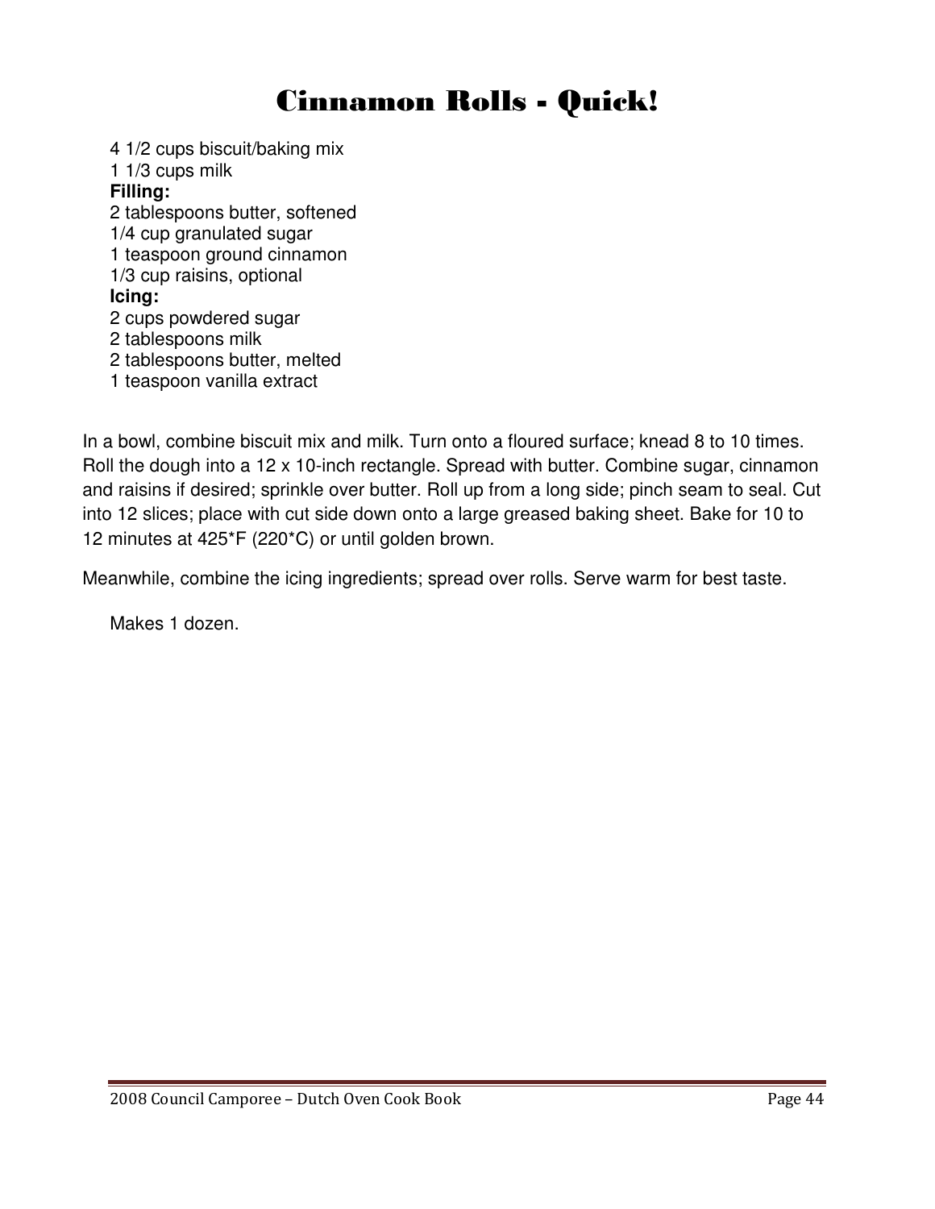# Cinnamon Rolls - Quick!

4 1/2 cups biscuit/baking mix
1 1/3 cups milk
**Filling:**
2 tablespoons butter, softened
1/4 cup granulated sugar
1 teaspoon ground cinnamon
1/3 cup raisins, optional
**Icing:**
2 cups powdered sugar
2 tablespoons milk
2 tablespoons butter, melted
1 teaspoon vanilla extract

In a bowl, combine biscuit mix and milk. Turn onto a floured surface; knead 8 to 10 times. Roll the dough into a 12 x 10-inch rectangle. Spread with butter. Combine sugar, cinnamon and raisins if desired; sprinkle over butter. Roll up from a long side; pinch seam to seal. Cut into 12 slices; place with cut side down onto a large greased baking sheet. Bake for 10 to 12 minutes at 425*F (220*C) or until golden brown.

Meanwhile, combine the icing ingredients; spread over rolls. Serve warm for best taste.

Makes 1 dozen.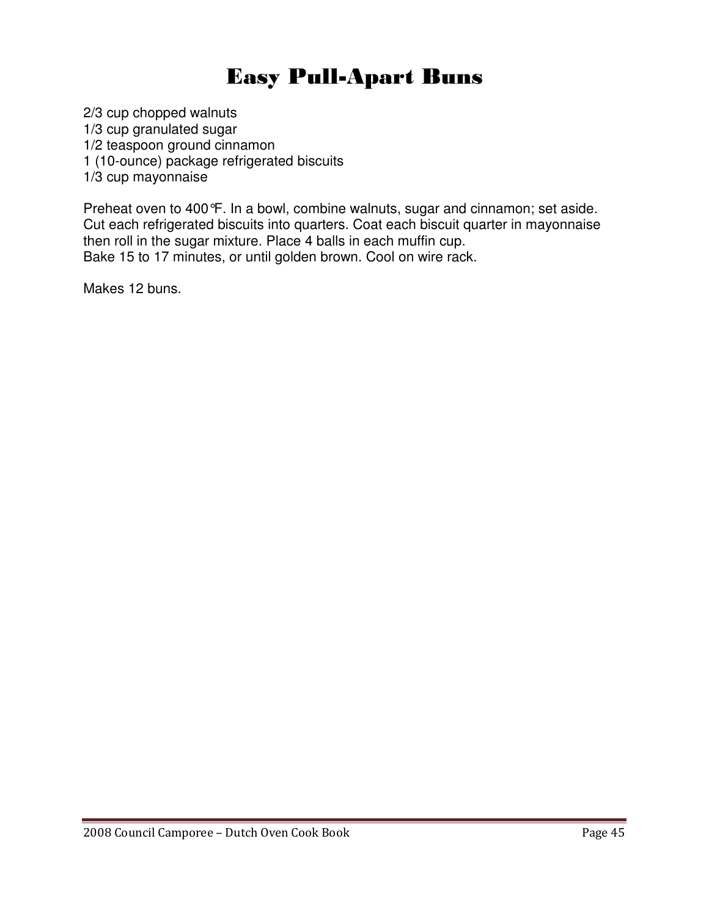# Easy Pull-Apart Buns

2/3 cup chopped walnuts
1/3 cup granulated sugar
1/2 teaspoon ground cinnamon
1 (10-ounce) package refrigerated biscuits
1/3 cup mayonnaise

Preheat oven to 400°F. In a bowl, combine walnuts, sugar and cinnamon; set aside. Cut each refrigerated biscuits into quarters. Coat each biscuit quarter in mayonnaise then roll in the sugar mixture. Place 4 balls in each muffin cup.
Bake 15 to 17 minutes, or until golden brown. Cool on wire rack.

Makes 12 buns.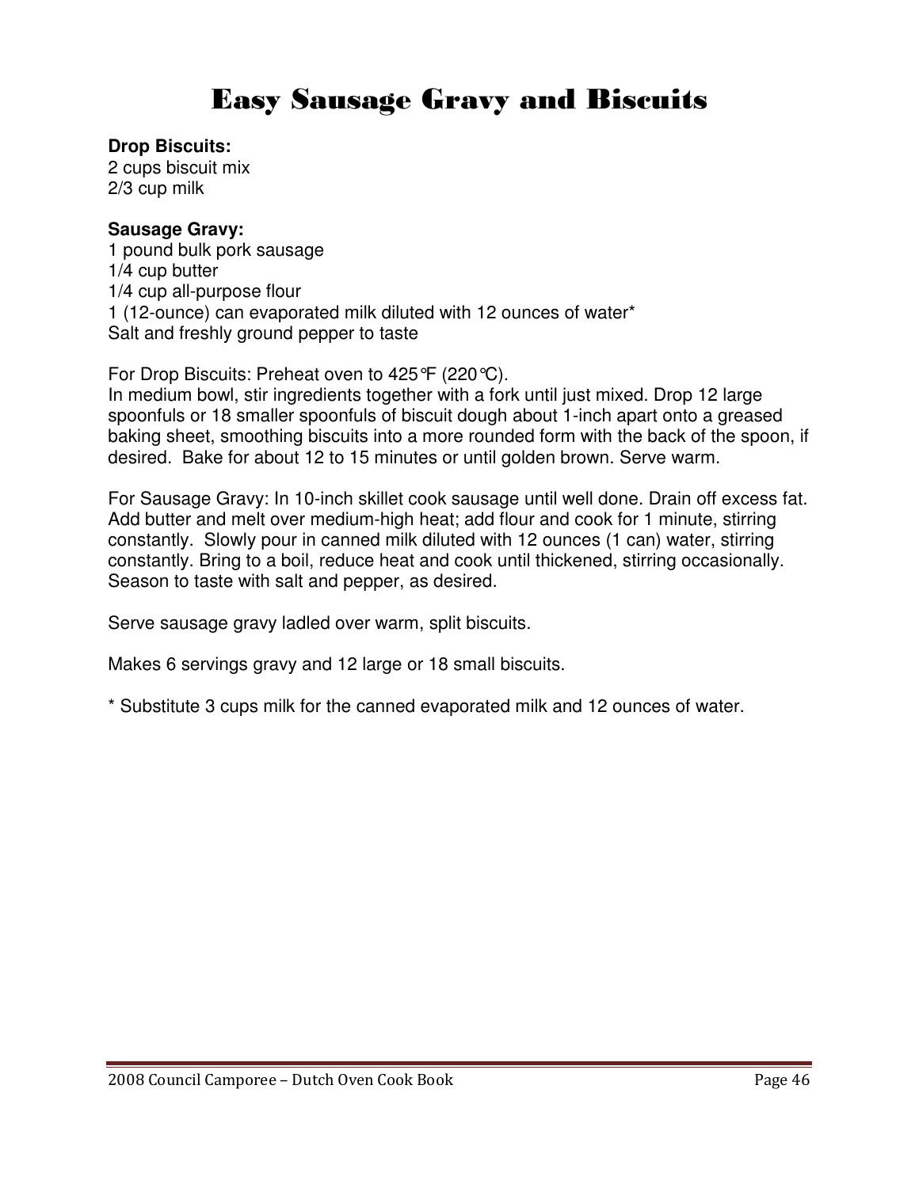# Easy Sausage Gravy and Biscuits

**Drop Biscuits:**
2 cups biscuit mix
2/3 cup milk

**Sausage Gravy:**
1 pound bulk pork sausage
1/4 cup butter
1/4 cup all-purpose flour
1 (12-ounce) can evaporated milk diluted with 12 ounces of water*
Salt and freshly ground pepper to taste

For Drop Biscuits: Preheat oven to 425℉ (220℃).
In medium bowl, stir ingredients together with a fork until just mixed. Drop 12 large spoonfuls or 18 smaller spoonfuls of biscuit dough about 1-inch apart onto a greased baking sheet, smoothing biscuits into a more rounded form with the back of the spoon, if desired. Bake for about 12 to 15 minutes or until golden brown. Serve warm.

For Sausage Gravy: In 10-inch skillet cook sausage until well done. Drain off excess fat. Add butter and melt over medium-high heat; add flour and cook for 1 minute, stirring constantly. Slowly pour in canned milk diluted with 12 ounces (1 can) water, stirring constantly. Bring to a boil, reduce heat and cook until thickened, stirring occasionally. Season to taste with salt and pepper, as desired.

Serve sausage gravy ladled over warm, split biscuits.

Makes 6 servings gravy and 12 large or 18 small biscuits.

* Substitute 3 cups milk for the canned evaporated milk and 12 ounces of water.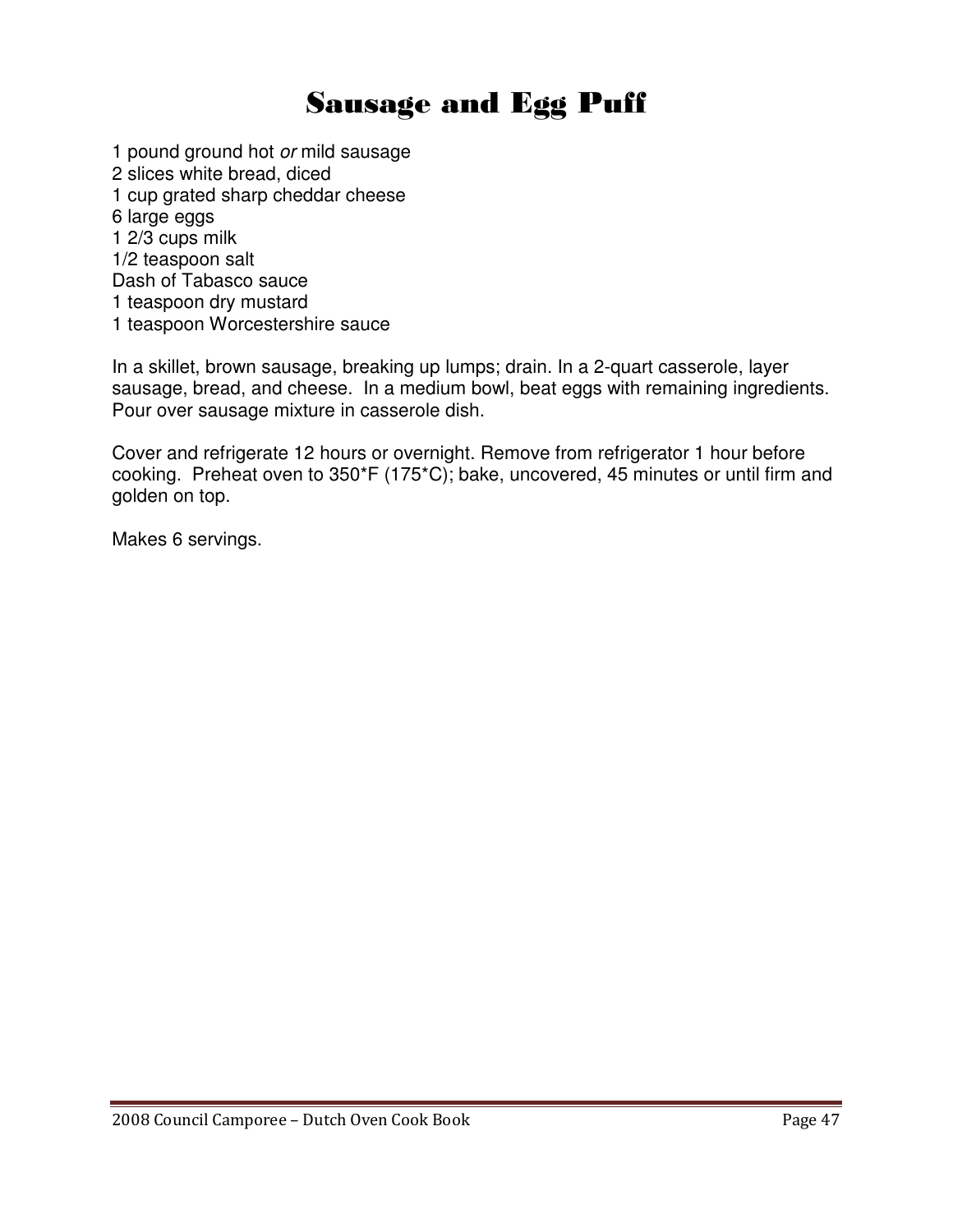# Sausage and Egg Puff

1 pound ground hot *or* mild sausage
2 slices white bread, diced
1 cup grated sharp cheddar cheese
6 large eggs
1 2/3 cups milk
1/2 teaspoon salt
Dash of Tabasco sauce
1 teaspoon dry mustard
1 teaspoon Worcestershire sauce

In a skillet, brown sausage, breaking up lumps; drain. In a 2-quart casserole, layer sausage, bread, and cheese. In a medium bowl, beat eggs with remaining ingredients. Pour over sausage mixture in casserole dish.

Cover and refrigerate 12 hours or overnight. Remove from refrigerator 1 hour before cooking. Preheat oven to 350*F (175*C); bake, uncovered, 45 minutes or until firm and golden on top.

Makes 6 servings.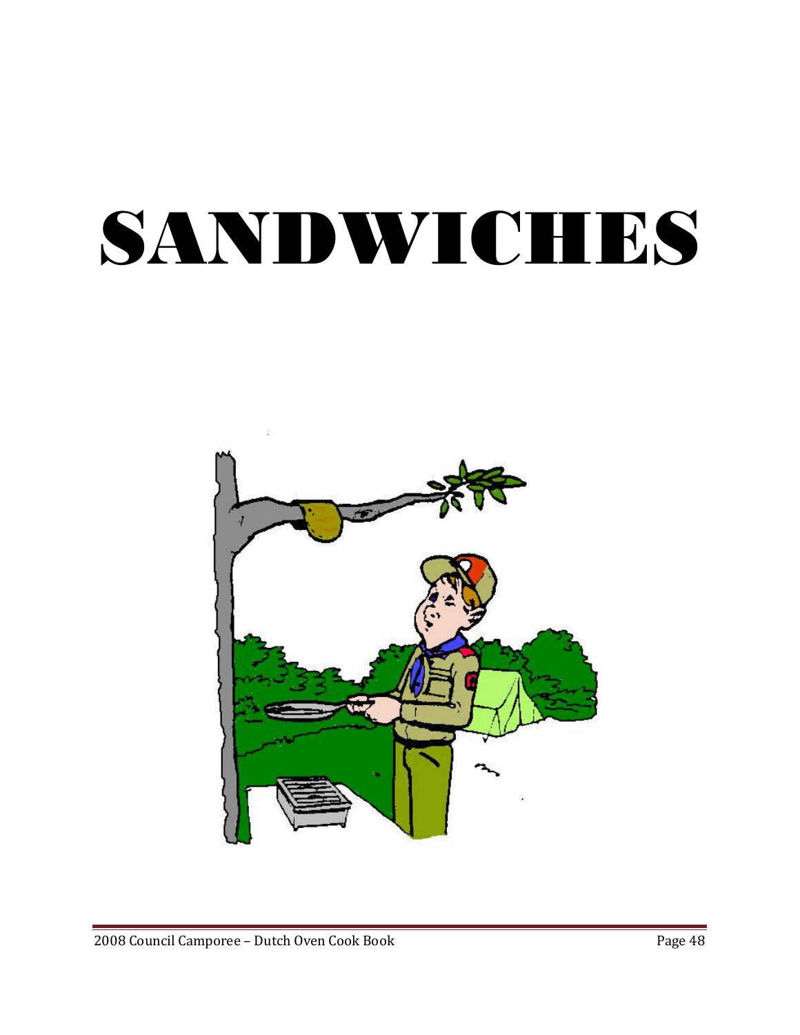# SANDWICHES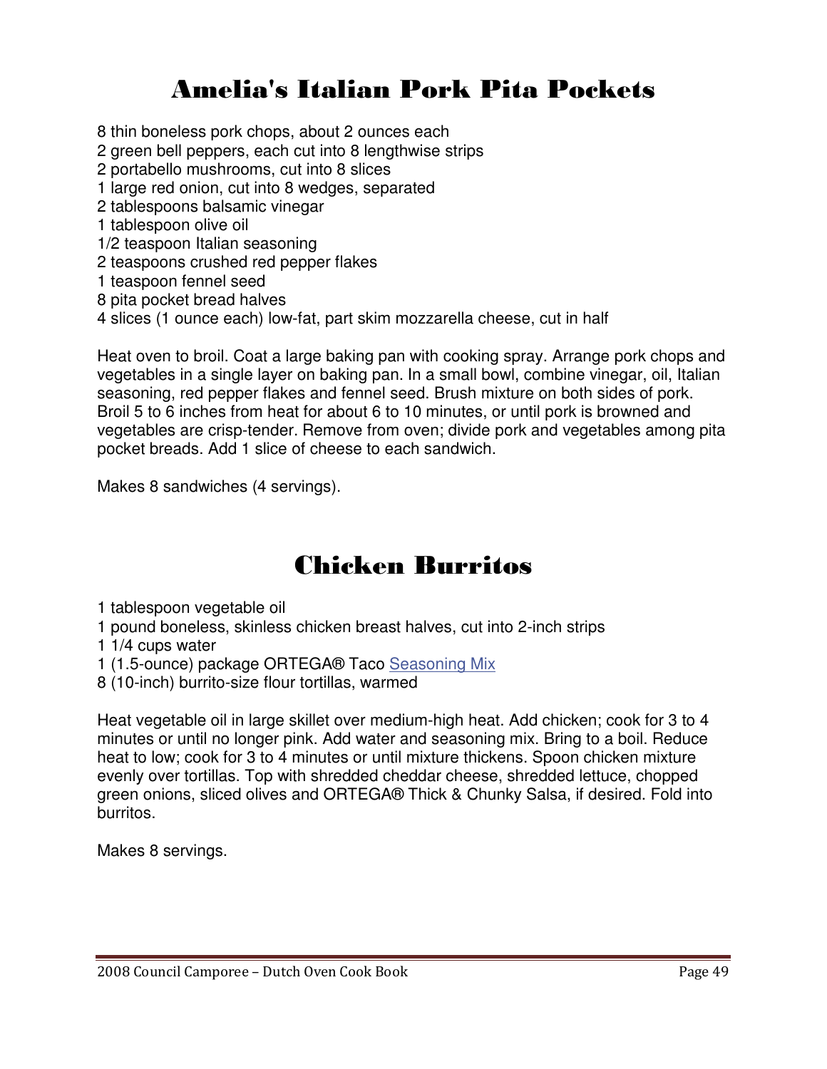# Amelia's Italian Pork Pita Pockets

8 thin boneless pork chops, about 2 ounces each
2 green bell peppers, each cut into 8 lengthwise strips
2 portabello mushrooms, cut into 8 slices
1 large red onion, cut into 8 wedges, separated
2 tablespoons balsamic vinegar
1 tablespoon olive oil
1/2 teaspoon Italian seasoning
2 teaspoons crushed red pepper flakes
1 teaspoon fennel seed
8 pita pocket bread halves
4 slices (1 ounce each) low-fat, part skim mozzarella cheese, cut in half

Heat oven to broil. Coat a large baking pan with cooking spray. Arrange pork chops and vegetables in a single layer on baking pan. In a small bowl, combine vinegar, oil, Italian seasoning, red pepper flakes and fennel seed. Brush mixture on both sides of pork. Broil 5 to 6 inches from heat for about 6 to 10 minutes, or until pork is browned and vegetables are crisp-tender. Remove from oven; divide pork and vegetables among pita pocket breads. Add 1 slice of cheese to each sandwich.

Makes 8 sandwiches (4 servings).

# Chicken Burritos

1 tablespoon vegetable oil
1 pound boneless, skinless chicken breast halves, cut into 2-inch strips
1 1/4 cups water
1 (1.5-ounce) package ORTEGA® Taco Seasoning Mix
8 (10-inch) burrito-size flour tortillas, warmed

Heat vegetable oil in large skillet over medium-high heat. Add chicken; cook for 3 to 4 minutes or until no longer pink. Add water and seasoning mix. Bring to a boil. Reduce heat to low; cook for 3 to 4 minutes or until mixture thickens. Spoon chicken mixture evenly over tortillas. Top with shredded cheddar cheese, shredded lettuce, chopped green onions, sliced olives and ORTEGA® Thick & Chunky Salsa, if desired. Fold into burritos.

Makes 8 servings.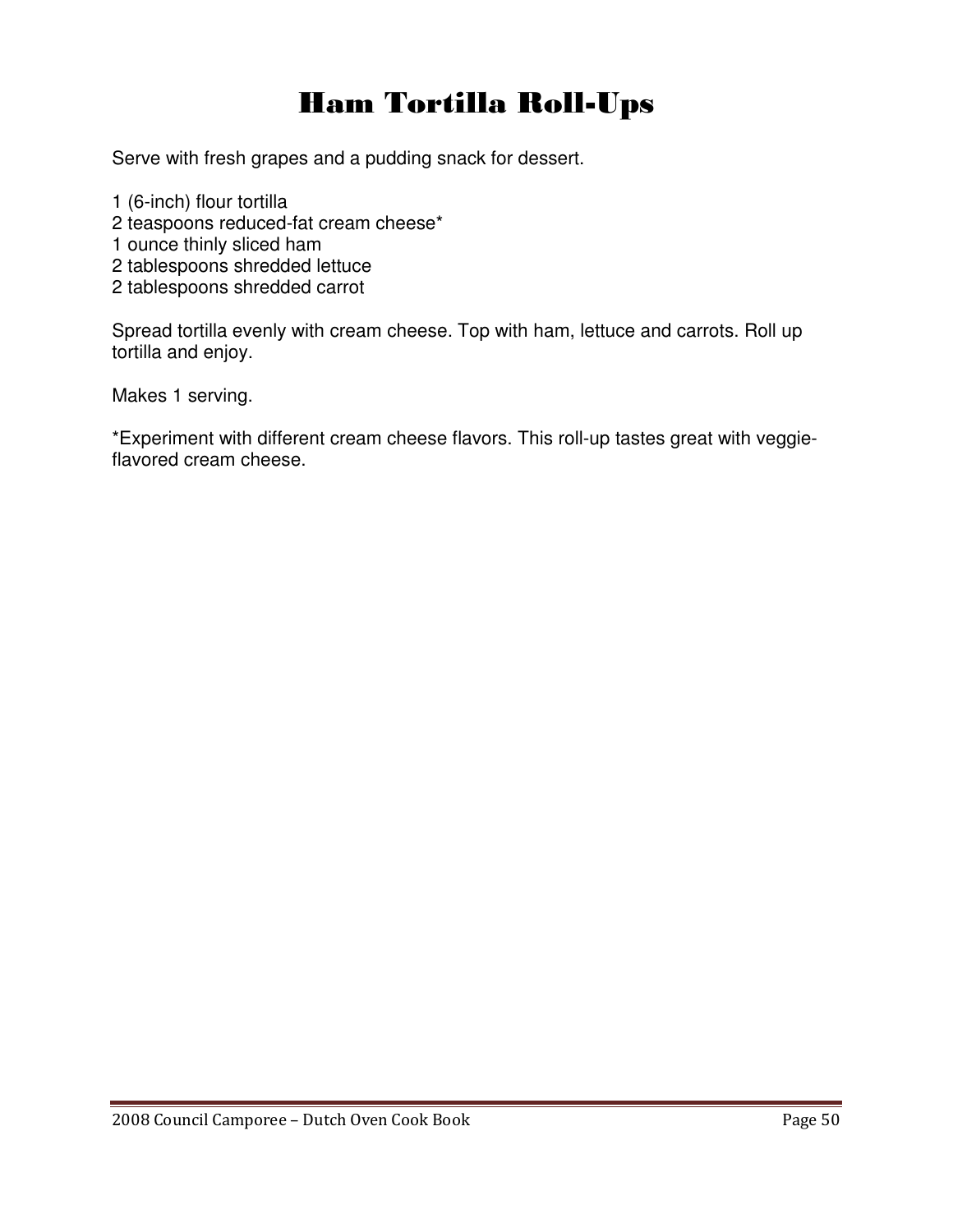# Ham Tortilla Roll-Ups

Serve with fresh grapes and a pudding snack for dessert.

1 (6-inch) flour tortilla
2 teaspoons reduced-fat cream cheese*
1 ounce thinly sliced ham
2 tablespoons shredded lettuce
2 tablespoons shredded carrot

Spread tortilla evenly with cream cheese. Top with ham, lettuce and carrots. Roll up tortilla and enjoy.

Makes 1 serving.

*Experiment with different cream cheese flavors. This roll-up tastes great with veggie-flavored cream cheese.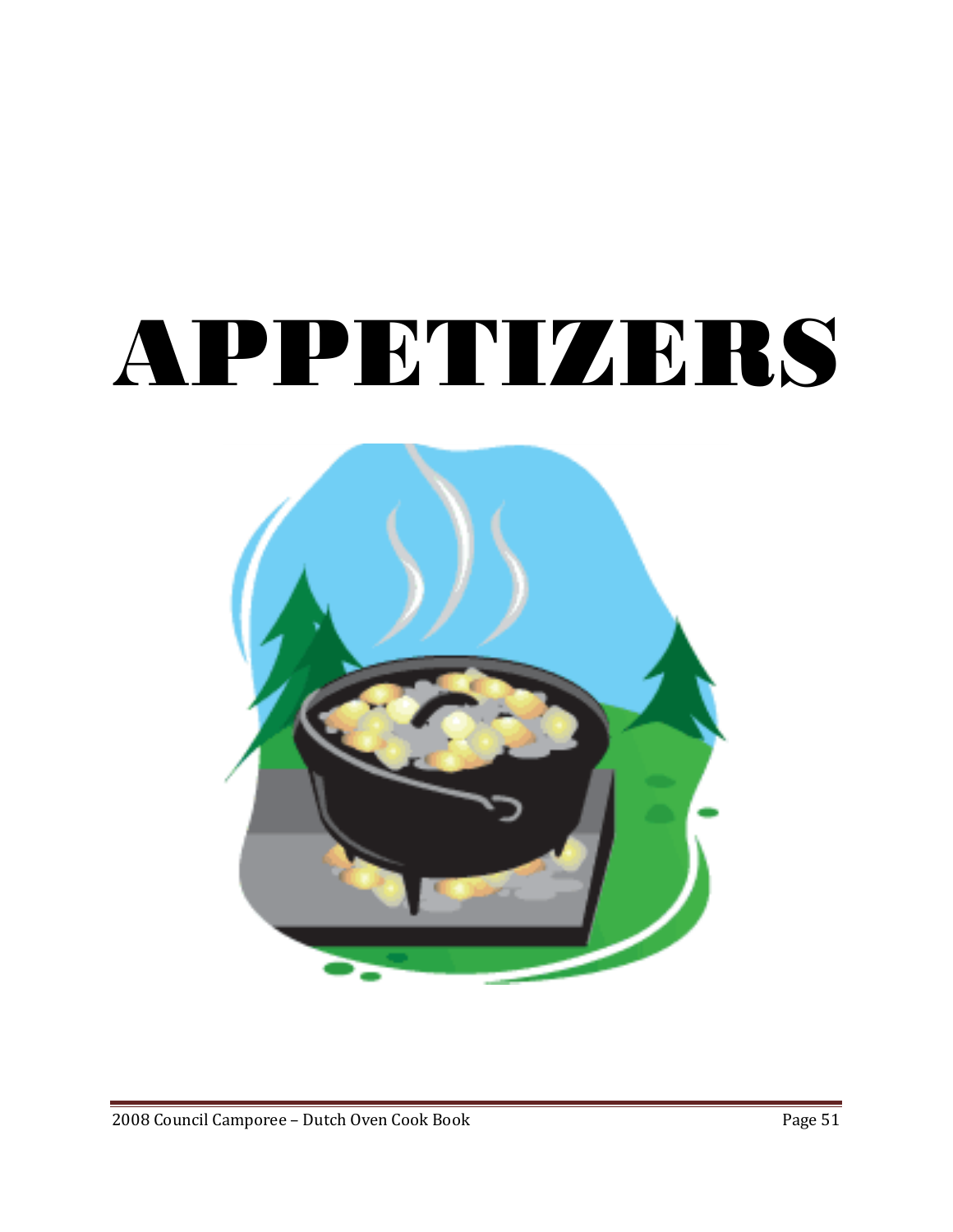# APPETIZERS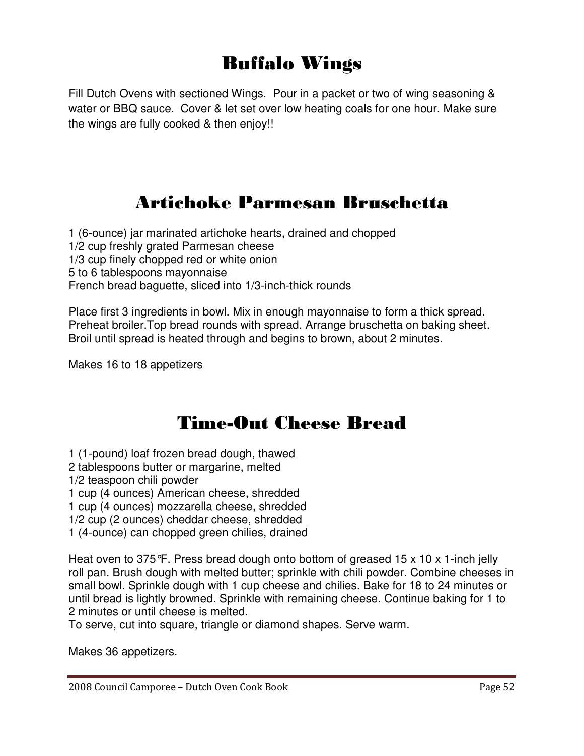# Buffalo Wings

Fill Dutch Ovens with sectioned Wings. Pour in a packet or two of wing seasoning & water or BBQ sauce. Cover & let set over low heating coals for one hour. Make sure the wings are fully cooked & then enjoy!!

# Artichoke Parmesan Bruschetta

1 (6-ounce) jar marinated artichoke hearts, drained and chopped
1/2 cup freshly grated Parmesan cheese
1/3 cup finely chopped red or white onion
5 to 6 tablespoons mayonnaise
French bread baguette, sliced into 1/3-inch-thick rounds

Place first 3 ingredients in bowl. Mix in enough mayonnaise to form a thick spread. Preheat broiler.Top bread rounds with spread. Arrange bruschetta on baking sheet. Broil until spread is heated through and begins to brown, about 2 minutes.

Makes 16 to 18 appetizers

# Time-Out Cheese Bread

1 (1-pound) loaf frozen bread dough, thawed
2 tablespoons butter or margarine, melted
1/2 teaspoon chili powder
1 cup (4 ounces) American cheese, shredded
1 cup (4 ounces) mozzarella cheese, shredded
1/2 cup (2 ounces) cheddar cheese, shredded
1 (4-ounce) can chopped green chilies, drained

Heat oven to 375°F. Press bread dough onto bottom of greased 15 x 10 x 1-inch jelly roll pan. Brush dough with melted butter; sprinkle with chili powder. Combine cheeses in small bowl. Sprinkle dough with 1 cup cheese and chilies. Bake for 18 to 24 minutes or until bread is lightly browned. Sprinkle with remaining cheese. Continue baking for 1 to 2 minutes or until cheese is melted.
To serve, cut into square, triangle or diamond shapes. Serve warm.

Makes 36 appetizers.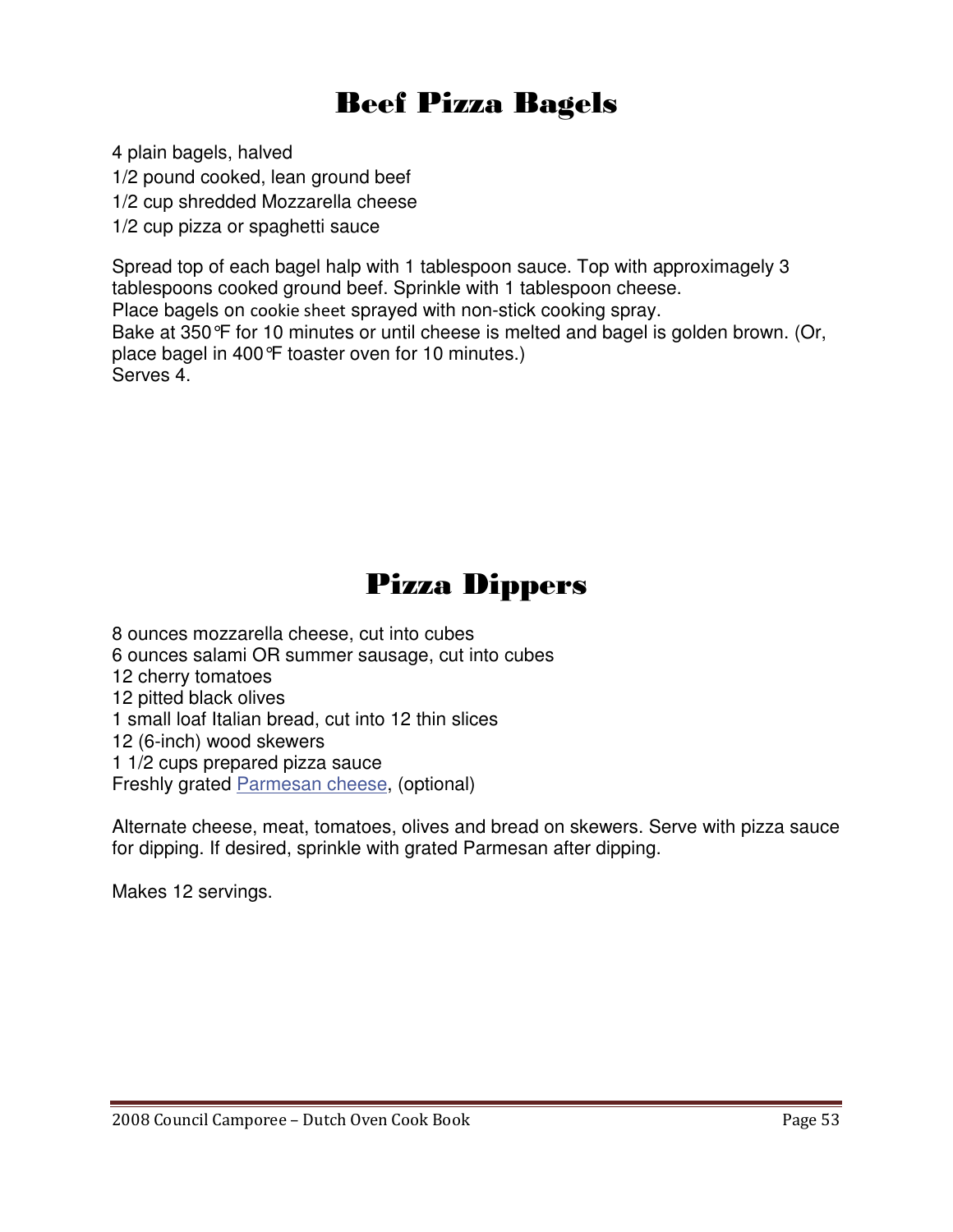# Beef Pizza Bagels

4 plain bagels, halved
1/2 pound cooked, lean ground beef
1/2 cup shredded Mozzarella cheese
1/2 cup pizza or spaghetti sauce

Spread top of each bagel halp with 1 tablespoon sauce. Top with approximagely 3 tablespoons cooked ground beef. Sprinkle with 1 tablespoon cheese.
Place bagels on cookie sheet sprayed with non-stick cooking spray.
Bake at 350°F for 10 minutes or until cheese is melted and bagel is golden brown. (Or, place bagel in 400°F toaster oven for 10 minutes.)
Serves 4.

# Pizza Dippers

8 ounces mozzarella cheese, cut into cubes
6 ounces salami OR summer sausage, cut into cubes
12 cherry tomatoes
12 pitted black olives
1 small loaf Italian bread, cut into 12 thin slices
12 (6-inch) wood skewers
1 1/2 cups prepared pizza sauce
Freshly grated Parmesan cheese, (optional)

Alternate cheese, meat, tomatoes, olives and bread on skewers. Serve with pizza sauce for dipping. If desired, sprinkle with grated Parmesan after dipping.

Makes 12 servings.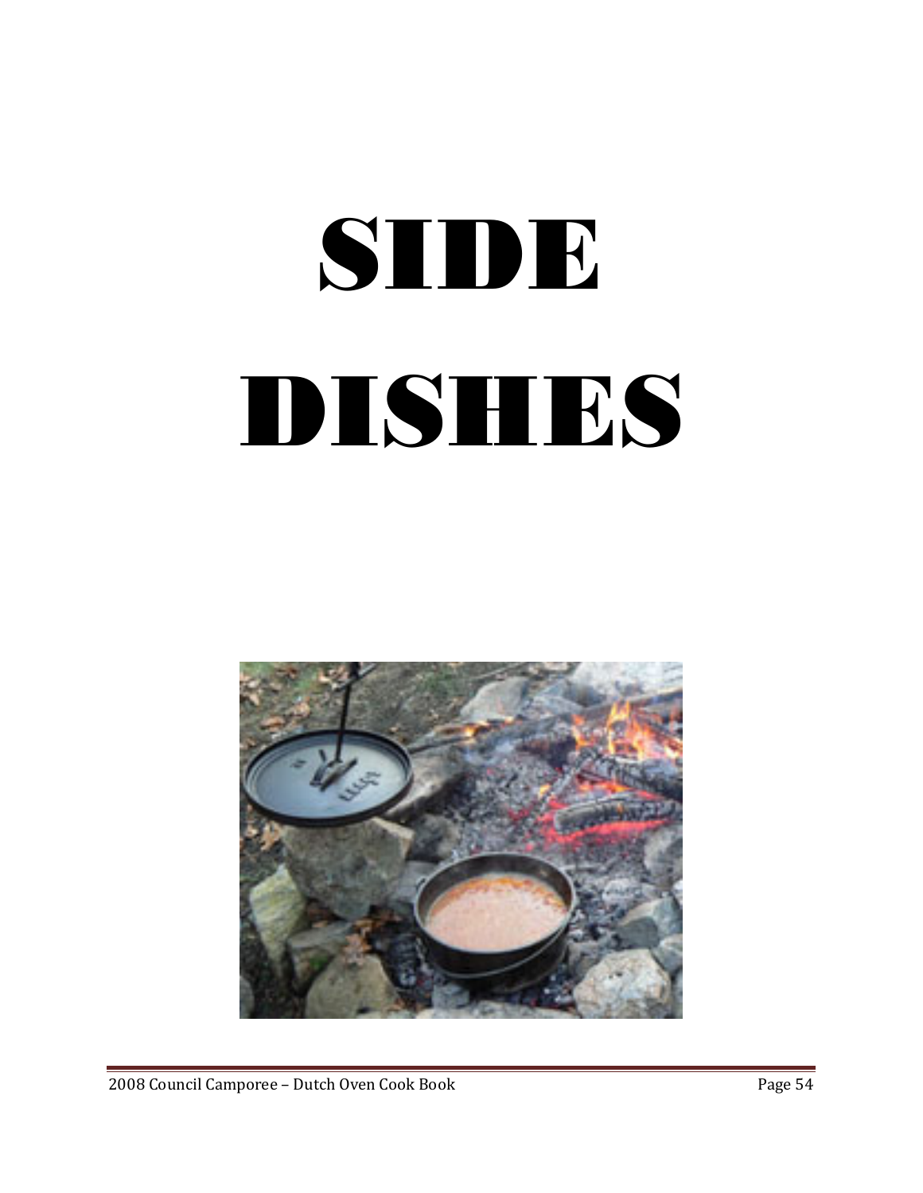# SIDE DISHES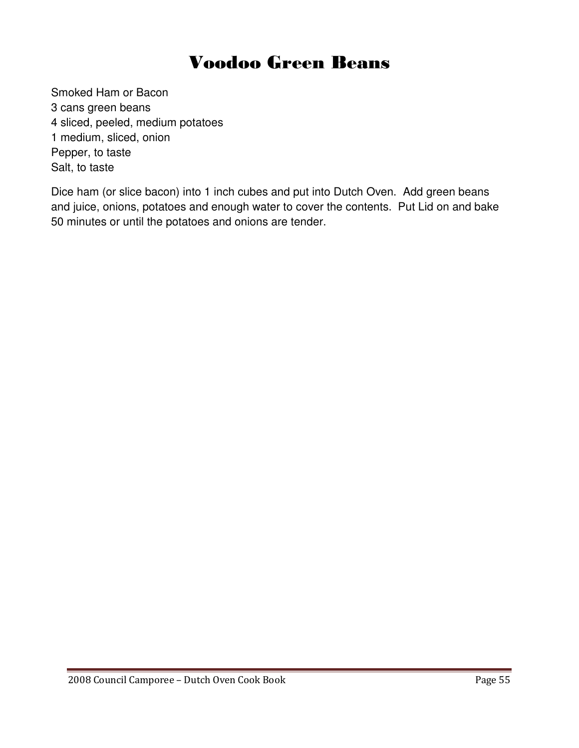# Voodoo Green Beans

Smoked Ham or Bacon
3 cans green beans
4 sliced, peeled, medium potatoes
1 medium, sliced, onion
Pepper, to taste
Salt, to taste

Dice ham (or slice bacon) into 1 inch cubes and put into Dutch Oven. Add green beans and juice, onions, potatoes and enough water to cover the contents. Put Lid on and bake 50 minutes or until the potatoes and onions are tender.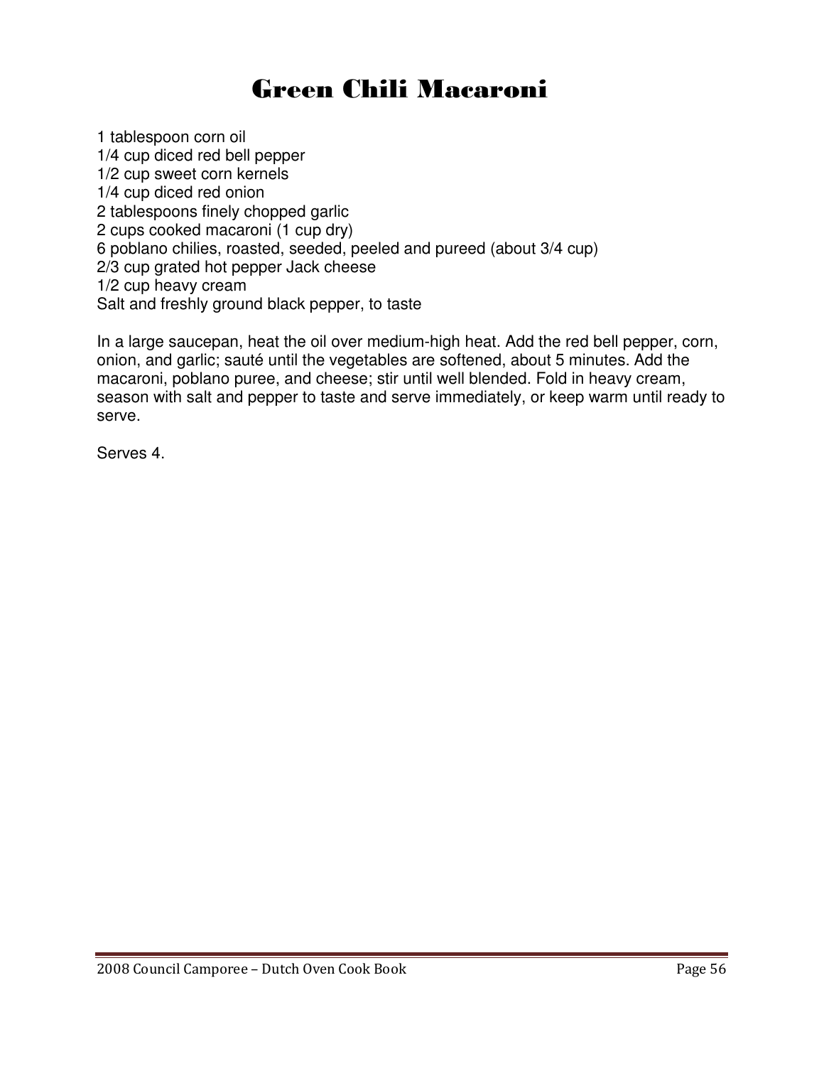# Green Chili Macaroni

1 tablespoon corn oil
1/4 cup diced red bell pepper
1/2 cup sweet corn kernels
1/4 cup diced red onion
2 tablespoons finely chopped garlic
2 cups cooked macaroni (1 cup dry)
6 poblano chilies, roasted, seeded, peeled and pureed (about 3/4 cup)
2/3 cup grated hot pepper Jack cheese
1/2 cup heavy cream
Salt and freshly ground black pepper, to taste

In a large saucepan, heat the oil over medium-high heat. Add the red bell pepper, corn, onion, and garlic; sauté until the vegetables are softened, about 5 minutes. Add the macaroni, poblano puree, and cheese; stir until well blended. Fold in heavy cream, season with salt and pepper to taste and serve immediately, or keep warm until ready to serve.

Serves 4.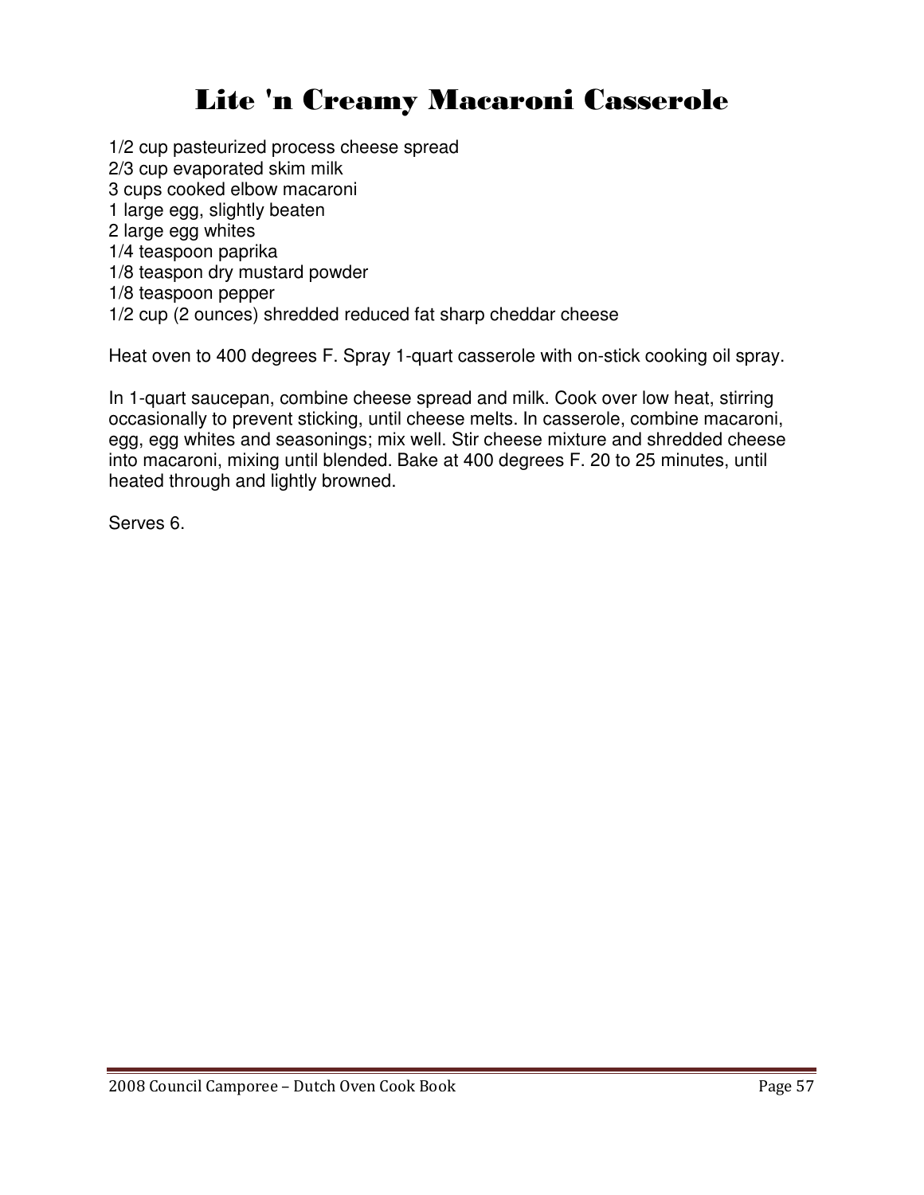# Lite 'n Creamy Macaroni Casserole

1/2 cup pasteurized process cheese spread
2/3 cup evaporated skim milk
3 cups cooked elbow macaroni
1 large egg, slightly beaten
2 large egg whites
1/4 teaspoon paprika
1/8 teaspon dry mustard powder
1/8 teaspoon pepper
1/2 cup (2 ounces) shredded reduced fat sharp cheddar cheese

Heat oven to 400 degrees F. Spray 1-quart casserole with on-stick cooking oil spray.

In 1-quart saucepan, combine cheese spread and milk. Cook over low heat, stirring occasionally to prevent sticking, until cheese melts. In casserole, combine macaroni, egg, egg whites and seasonings; mix well. Stir cheese mixture and shredded cheese into macaroni, mixing until blended. Bake at 400 degrees F. 20 to 25 minutes, until heated through and lightly browned.

Serves 6.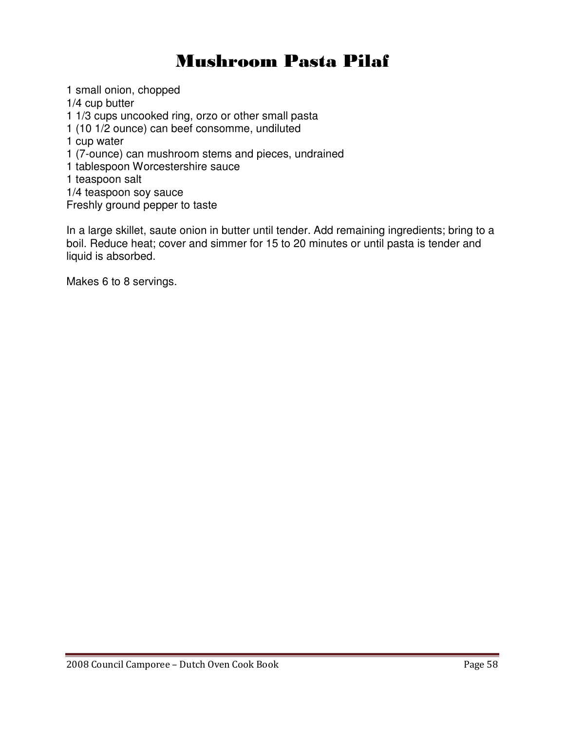# Mushroom Pasta Pilaf

1 small onion, chopped
1/4 cup butter
1 1/3 cups uncooked ring, orzo or other small pasta
1 (10 1/2 ounce) can beef consomme, undiluted
1 cup water
1 (7-ounce) can mushroom stems and pieces, undrained
1 tablespoon Worcestershire sauce
1 teaspoon salt
1/4 teaspoon soy sauce
Freshly ground pepper to taste

In a large skillet, saute onion in butter until tender. Add remaining ingredients; bring to a boil. Reduce heat; cover and simmer for 15 to 20 minutes or until pasta is tender and liquid is absorbed.

Makes 6 to 8 servings.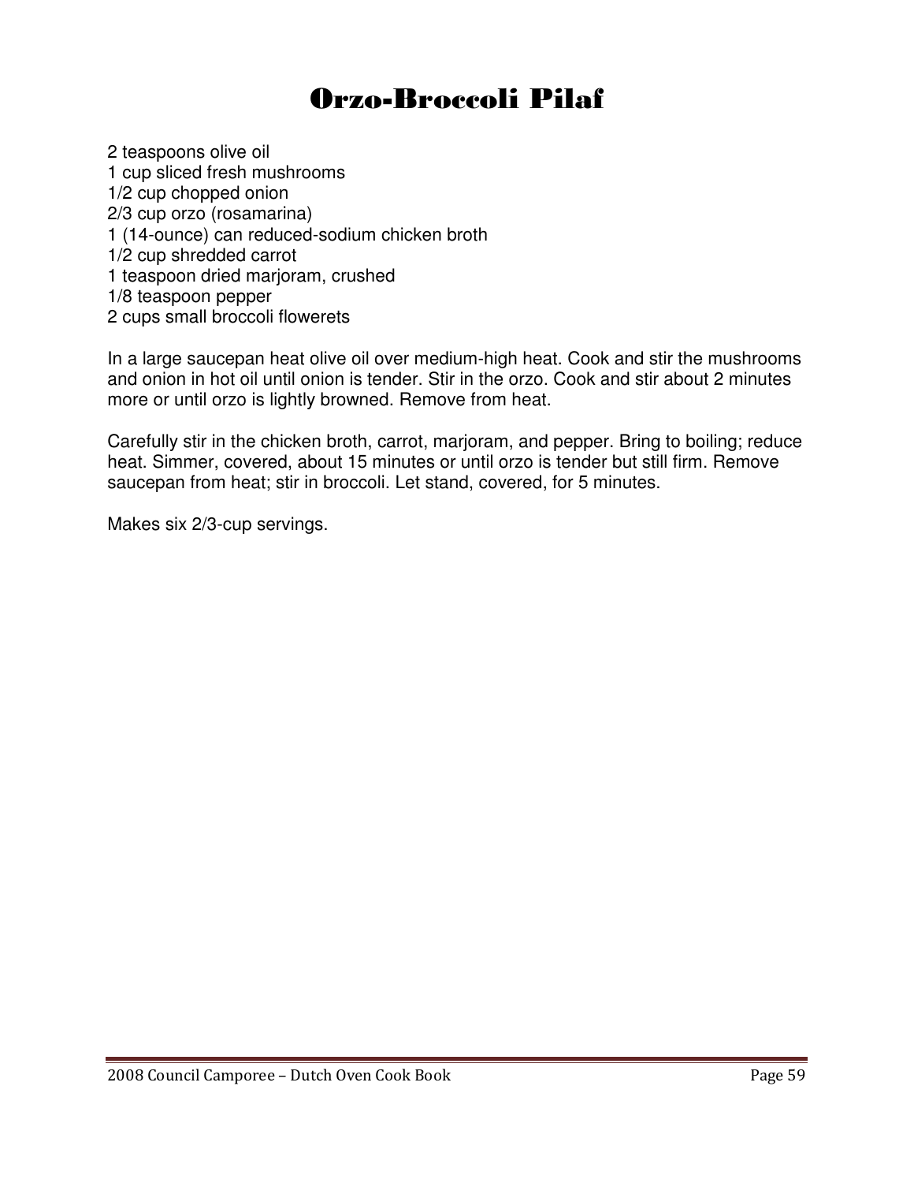# Orzo-Broccoli Pilaf

2 teaspoons olive oil
1 cup sliced fresh mushrooms
1/2 cup chopped onion
2/3 cup orzo (rosamarina)
1 (14-ounce) can reduced-sodium chicken broth
1/2 cup shredded carrot
1 teaspoon dried marjoram, crushed
1/8 teaspoon pepper
2 cups small broccoli flowerets

In a large saucepan heat olive oil over medium-high heat. Cook and stir the mushrooms and onion in hot oil until onion is tender. Stir in the orzo. Cook and stir about 2 minutes more or until orzo is lightly browned. Remove from heat.

Carefully stir in the chicken broth, carrot, marjoram, and pepper. Bring to boiling; reduce heat. Simmer, covered, about 15 minutes or until orzo is tender but still firm. Remove saucepan from heat; stir in broccoli. Let stand, covered, for 5 minutes.

Makes six 2/3-cup servings.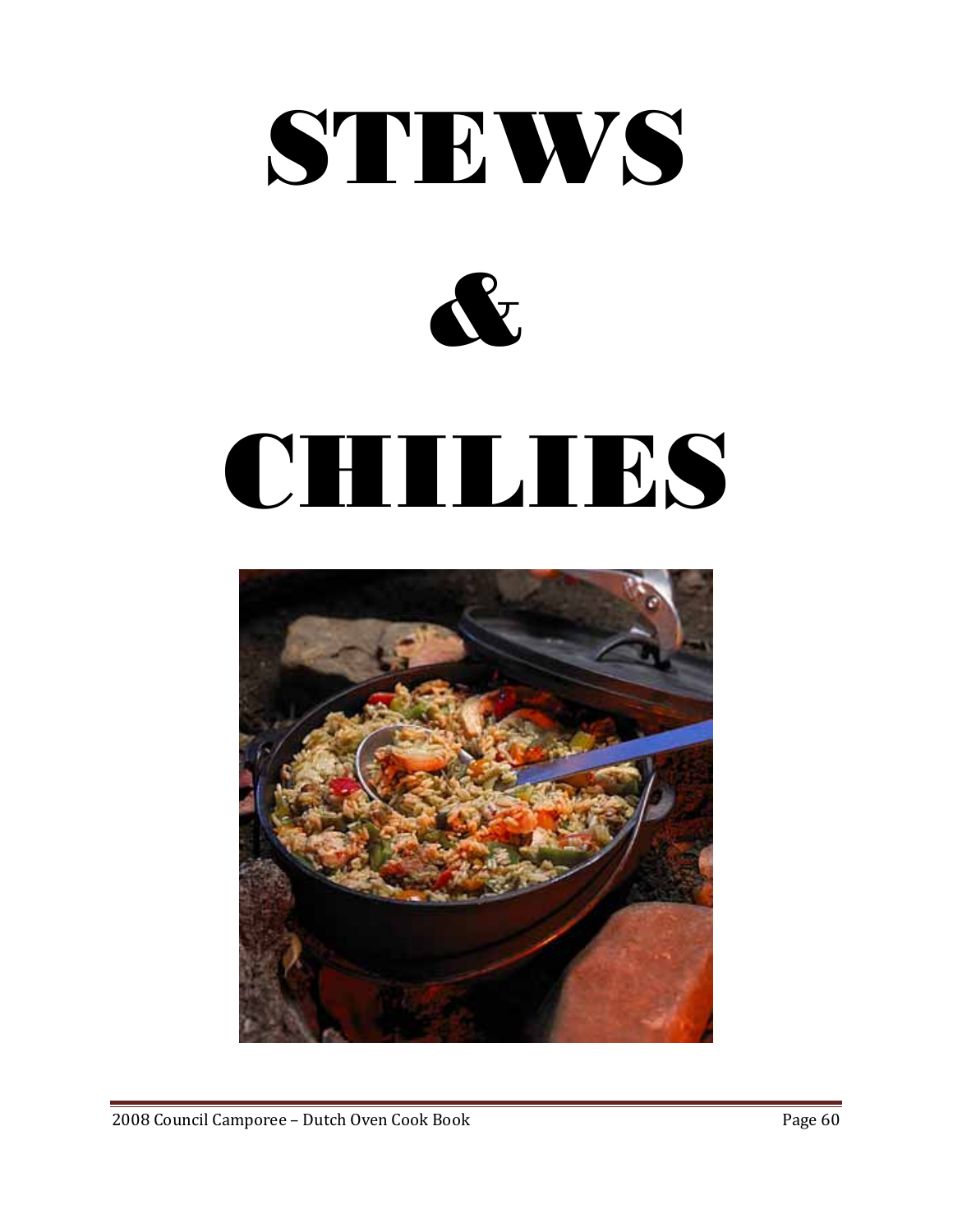# STEWS

# &

# CHILIES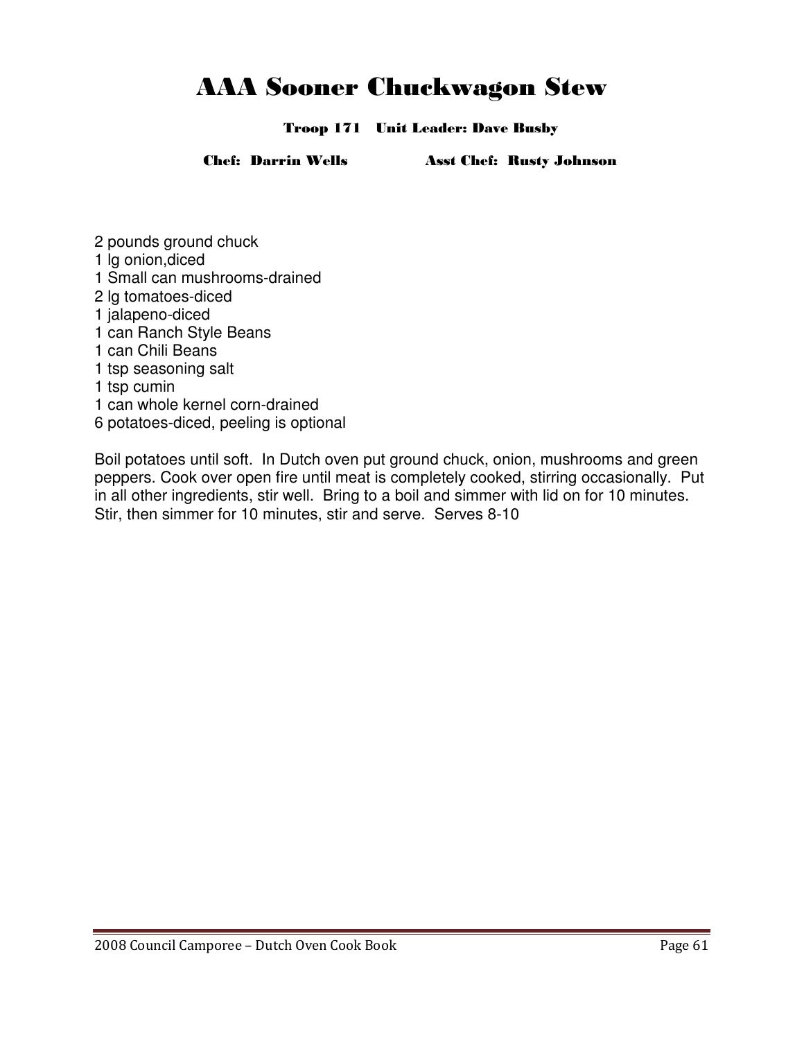# AAA Sooner Chuckwagon Stew

**Troop 171 Unit Leader: Dave Busby**

**Chef: Darrin Wells Asst Chef: Rusty Johnson**

2 pounds ground chuck
1 lg onion,diced
1 Small can mushrooms-drained
2 lg tomatoes-diced
1 jalapeno-diced
1 can Ranch Style Beans
1 can Chili Beans
1 tsp seasoning salt
1 tsp cumin
1 can whole kernel corn-drained
6 potatoes-diced, peeling is optional

Boil potatoes until soft. In Dutch oven put ground chuck, onion, mushrooms and green peppers. Cook over open fire until meat is completely cooked, stirring occasionally. Put in all other ingredients, stir well. Bring to a boil and simmer with lid on for 10 minutes. Stir, then simmer for 10 minutes, stir and serve. Serves 8-10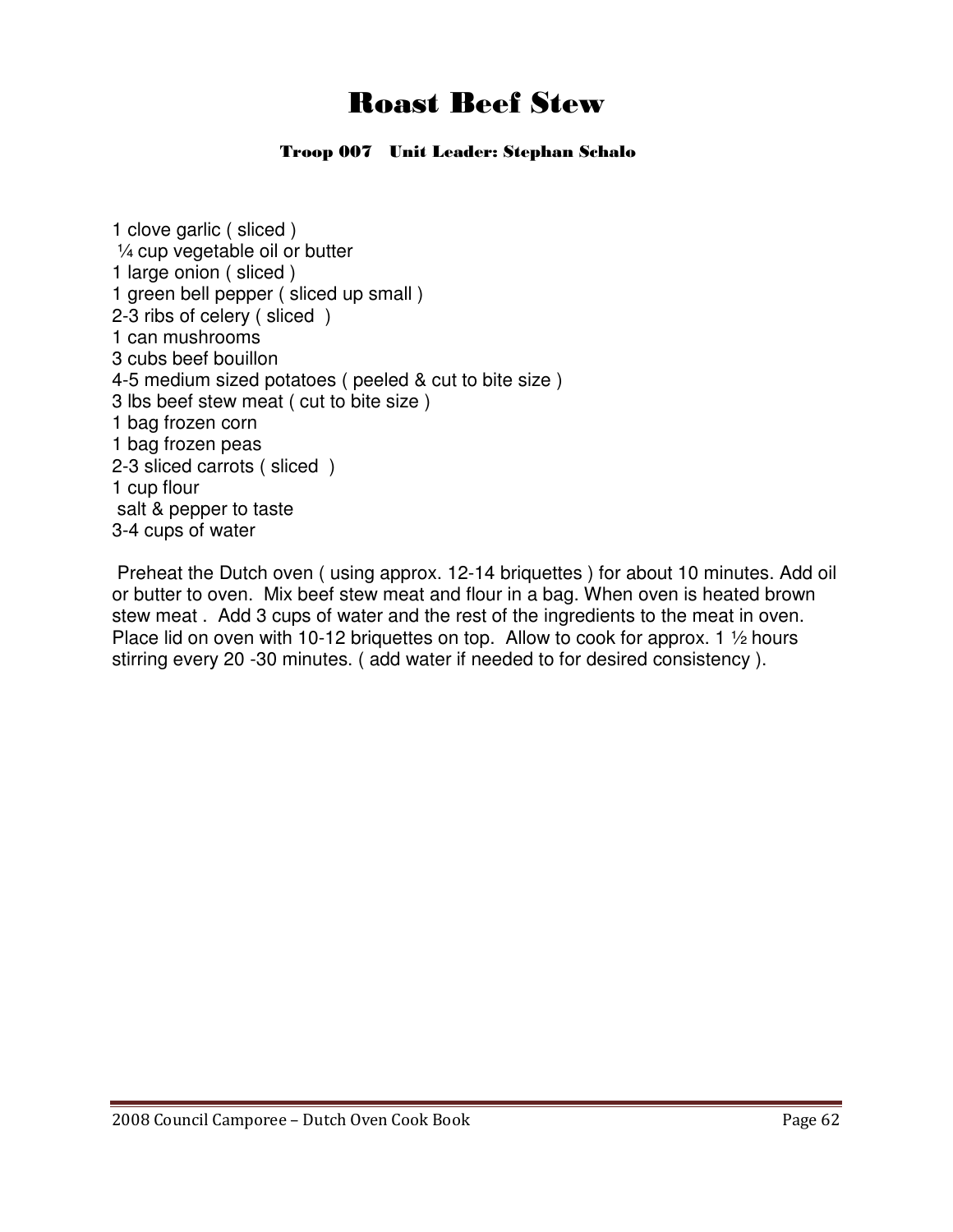# Roast Beef Stew

**Troop 007 Unit Leader: Stephan Schalo**

1 clove garlic ( sliced )
¼ cup vegetable oil or butter
1 large onion ( sliced )
1 green bell pepper ( sliced up small )
2-3 ribs of celery ( sliced )
1 can mushrooms
3 cubs beef bouillon
4-5 medium sized potatoes ( peeled & cut to bite size )
3 lbs beef stew meat ( cut to bite size )
1 bag frozen corn
1 bag frozen peas
2-3 sliced carrots ( sliced )
1 cup flour
salt & pepper to taste
3-4 cups of water

Preheat the Dutch oven ( using approx. 12-14 briquettes ) for about 10 minutes. Add oil or butter to oven. Mix beef stew meat and flour in a bag. When oven is heated brown stew meat . Add 3 cups of water and the rest of the ingredients to the meat in oven. Place lid on oven with 10-12 briquettes on top. Allow to cook for approx. 1 ½ hours stirring every 20 -30 minutes. ( add water if needed to for desired consistency ).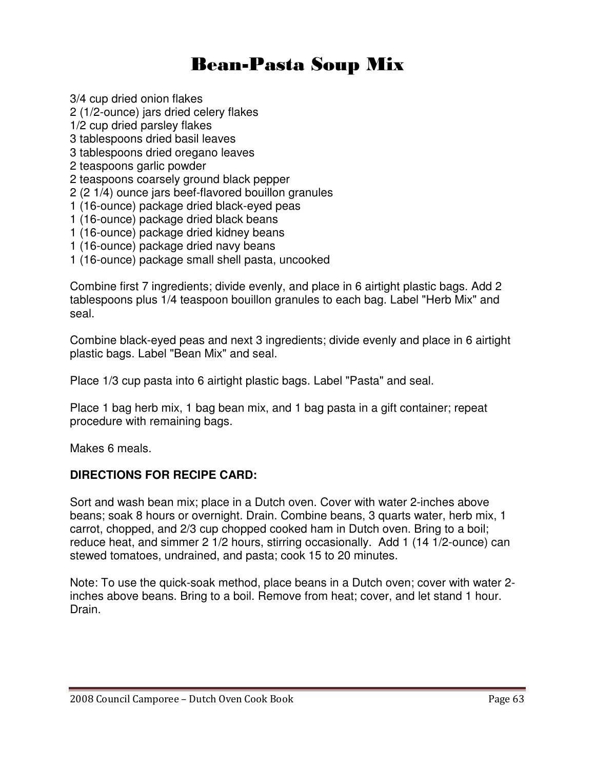# Bean-Pasta Soup Mix

3/4 cup dried onion flakes
2 (1/2-ounce) jars dried celery flakes
1/2 cup dried parsley flakes
3 tablespoons dried basil leaves
3 tablespoons dried oregano leaves
2 teaspoons garlic powder
2 teaspoons coarsely ground black pepper
2 (2 1/4) ounce jars beef-flavored bouillon granules
1 (16-ounce) package dried black-eyed peas
1 (16-ounce) package dried black beans
1 (16-ounce) package dried kidney beans
1 (16-ounce) package dried navy beans
1 (16-ounce) package small shell pasta, uncooked

Combine first 7 ingredients; divide evenly, and place in 6 airtight plastic bags. Add 2 tablespoons plus 1/4 teaspoon bouillon granules to each bag. Label "Herb Mix" and seal.

Combine black-eyed peas and next 3 ingredients; divide evenly and place in 6 airtight plastic bags. Label "Bean Mix" and seal.

Place 1/3 cup pasta into 6 airtight plastic bags. Label "Pasta" and seal.

Place 1 bag herb mix, 1 bag bean mix, and 1 bag pasta in a gift container; repeat procedure with remaining bags.

Makes 6 meals.

**DIRECTIONS FOR RECIPE CARD:**

Sort and wash bean mix; place in a Dutch oven. Cover with water 2-inches above beans; soak 8 hours or overnight. Drain. Combine beans, 3 quarts water, herb mix, 1 carrot, chopped, and 2/3 cup chopped cooked ham in Dutch oven. Bring to a boil; reduce heat, and simmer 2 1/2 hours, stirring occasionally. Add 1 (14 1/2-ounce) can stewed tomatoes, undrained, and pasta; cook 15 to 20 minutes.

Note: To use the quick-soak method, place beans in a Dutch oven; cover with water 2-inches above beans. Bring to a boil. Remove from heat; cover, and let stand 1 hour. Drain.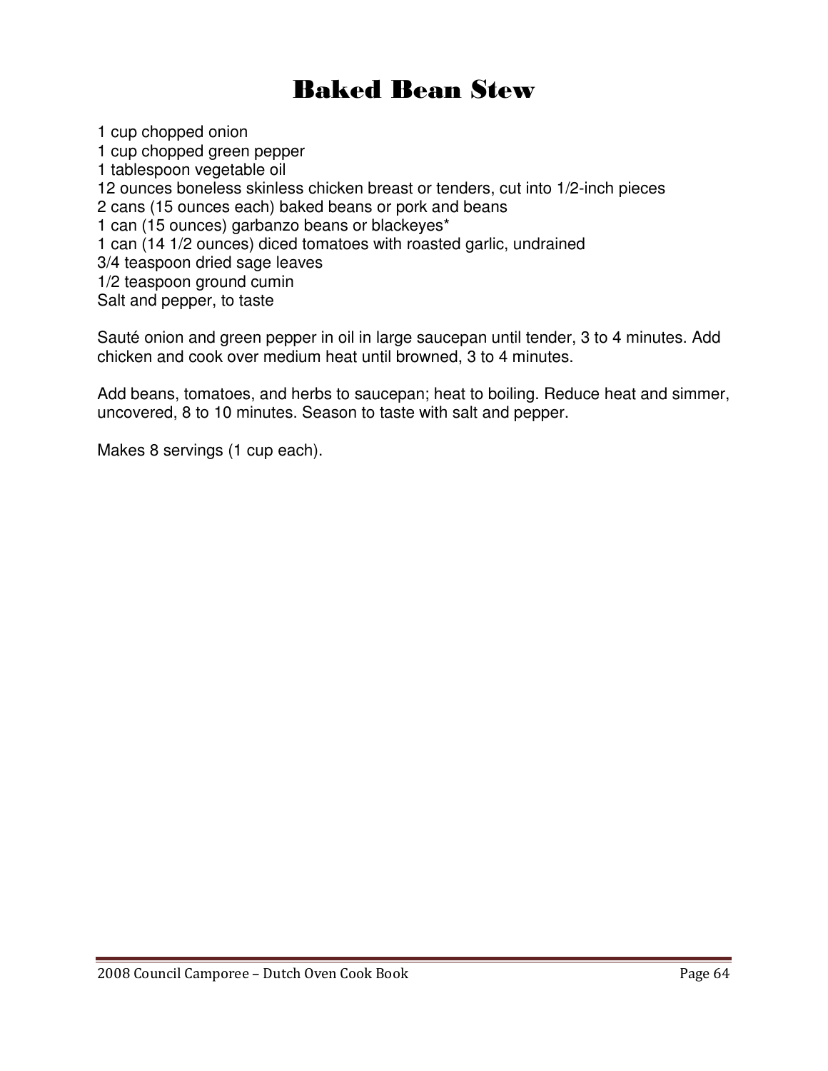# Baked Bean Stew

1 cup chopped onion
1 cup chopped green pepper
1 tablespoon vegetable oil
12 ounces boneless skinless chicken breast or tenders, cut into 1/2-inch pieces
2 cans (15 ounces each) baked beans or pork and beans
1 can (15 ounces) garbanzo beans or blackeyes*
1 can (14 1/2 ounces) diced tomatoes with roasted garlic, undrained
3/4 teaspoon dried sage leaves
1/2 teaspoon ground cumin
Salt and pepper, to taste

Sauté onion and green pepper in oil in large saucepan until tender, 3 to 4 minutes. Add chicken and cook over medium heat until browned, 3 to 4 minutes.

Add beans, tomatoes, and herbs to saucepan; heat to boiling. Reduce heat and simmer, uncovered, 8 to 10 minutes. Season to taste with salt and pepper.

Makes 8 servings (1 cup each).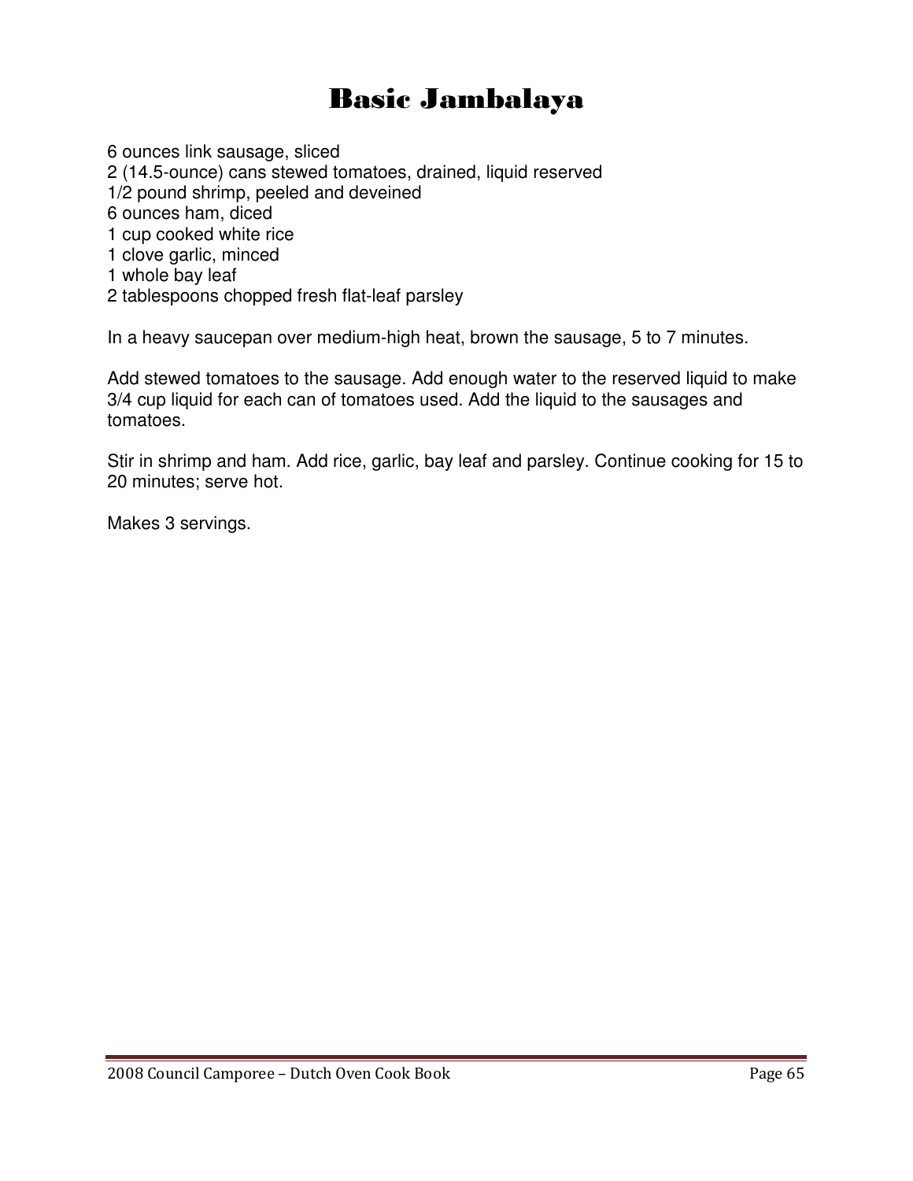# Basic Jambalaya

6 ounces link sausage, sliced
2 (14.5-ounce) cans stewed tomatoes, drained, liquid reserved
1/2 pound shrimp, peeled and deveined
6 ounces ham, diced
1 cup cooked white rice
1 clove garlic, minced
1 whole bay leaf
2 tablespoons chopped fresh flat-leaf parsley

In a heavy saucepan over medium-high heat, brown the sausage, 5 to 7 minutes.

Add stewed tomatoes to the sausage. Add enough water to the reserved liquid to make 3/4 cup liquid for each can of tomatoes used. Add the liquid to the sausages and tomatoes.

Stir in shrimp and ham. Add rice, garlic, bay leaf and parsley. Continue cooking for 15 to 20 minutes; serve hot.

Makes 3 servings.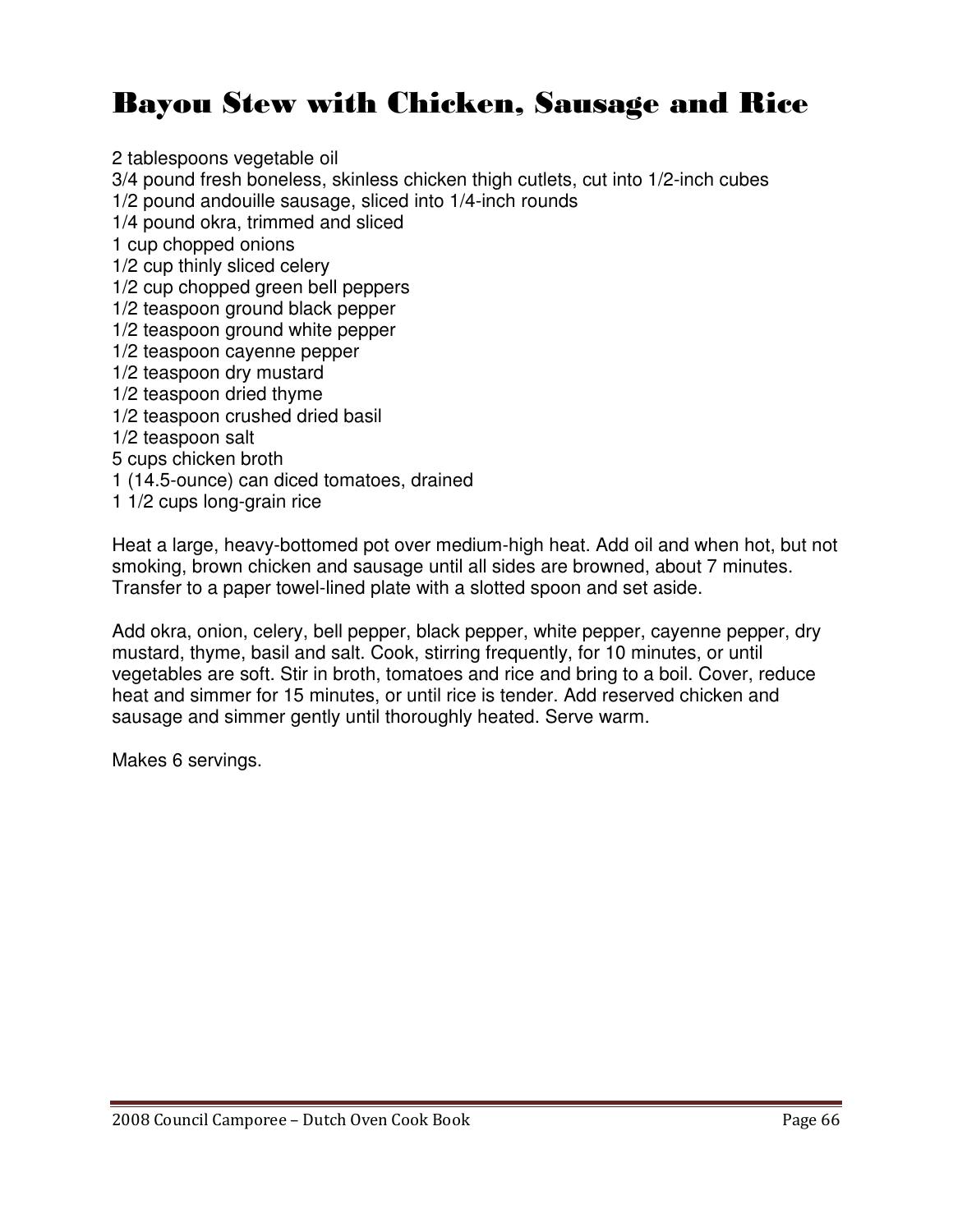# Bayou Stew with Chicken, Sausage and Rice

2 tablespoons vegetable oil
3/4 pound fresh boneless, skinless chicken thigh cutlets, cut into 1/2-inch cubes
1/2 pound andouille sausage, sliced into 1/4-inch rounds
1/4 pound okra, trimmed and sliced
1 cup chopped onions
1/2 cup thinly sliced celery
1/2 cup chopped green bell peppers
1/2 teaspoon ground black pepper
1/2 teaspoon ground white pepper
1/2 teaspoon cayenne pepper
1/2 teaspoon dry mustard
1/2 teaspoon dried thyme
1/2 teaspoon crushed dried basil
1/2 teaspoon salt
5 cups chicken broth
1 (14.5-ounce) can diced tomatoes, drained
1 1/2 cups long-grain rice

Heat a large, heavy-bottomed pot over medium-high heat. Add oil and when hot, but not smoking, brown chicken and sausage until all sides are browned, about 7 minutes. Transfer to a paper towel-lined plate with a slotted spoon and set aside.

Add okra, onion, celery, bell pepper, black pepper, white pepper, cayenne pepper, dry mustard, thyme, basil and salt. Cook, stirring frequently, for 10 minutes, or until vegetables are soft. Stir in broth, tomatoes and rice and bring to a boil. Cover, reduce heat and simmer for 15 minutes, or until rice is tender. Add reserved chicken and sausage and simmer gently until thoroughly heated. Serve warm.

Makes 6 servings.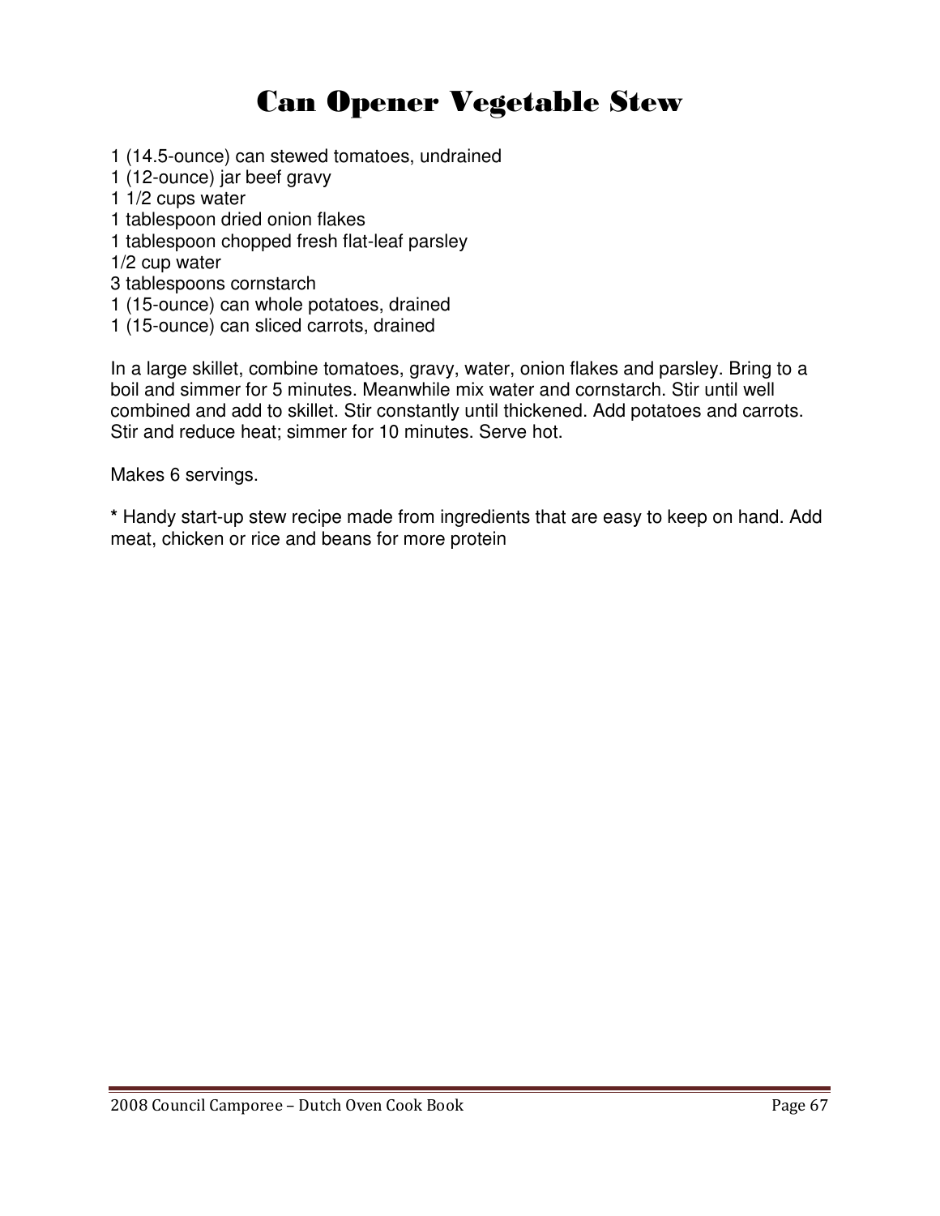# Can Opener Vegetable Stew

1 (14.5-ounce) can stewed tomatoes, undrained
1 (12-ounce) jar beef gravy
1 1/2 cups water
1 tablespoon dried onion flakes
1 tablespoon chopped fresh flat-leaf parsley
1/2 cup water
3 tablespoons cornstarch
1 (15-ounce) can whole potatoes, drained
1 (15-ounce) can sliced carrots, drained

In a large skillet, combine tomatoes, gravy, water, onion flakes and parsley. Bring to a boil and simmer for 5 minutes. Meanwhile mix water and cornstarch. Stir until well combined and add to skillet. Stir constantly until thickened. Add potatoes and carrots. Stir and reduce heat; simmer for 10 minutes. Serve hot.

Makes 6 servings.

**\*** Handy start-up stew recipe made from ingredients that are easy to keep on hand. Add meat, chicken or rice and beans for more protein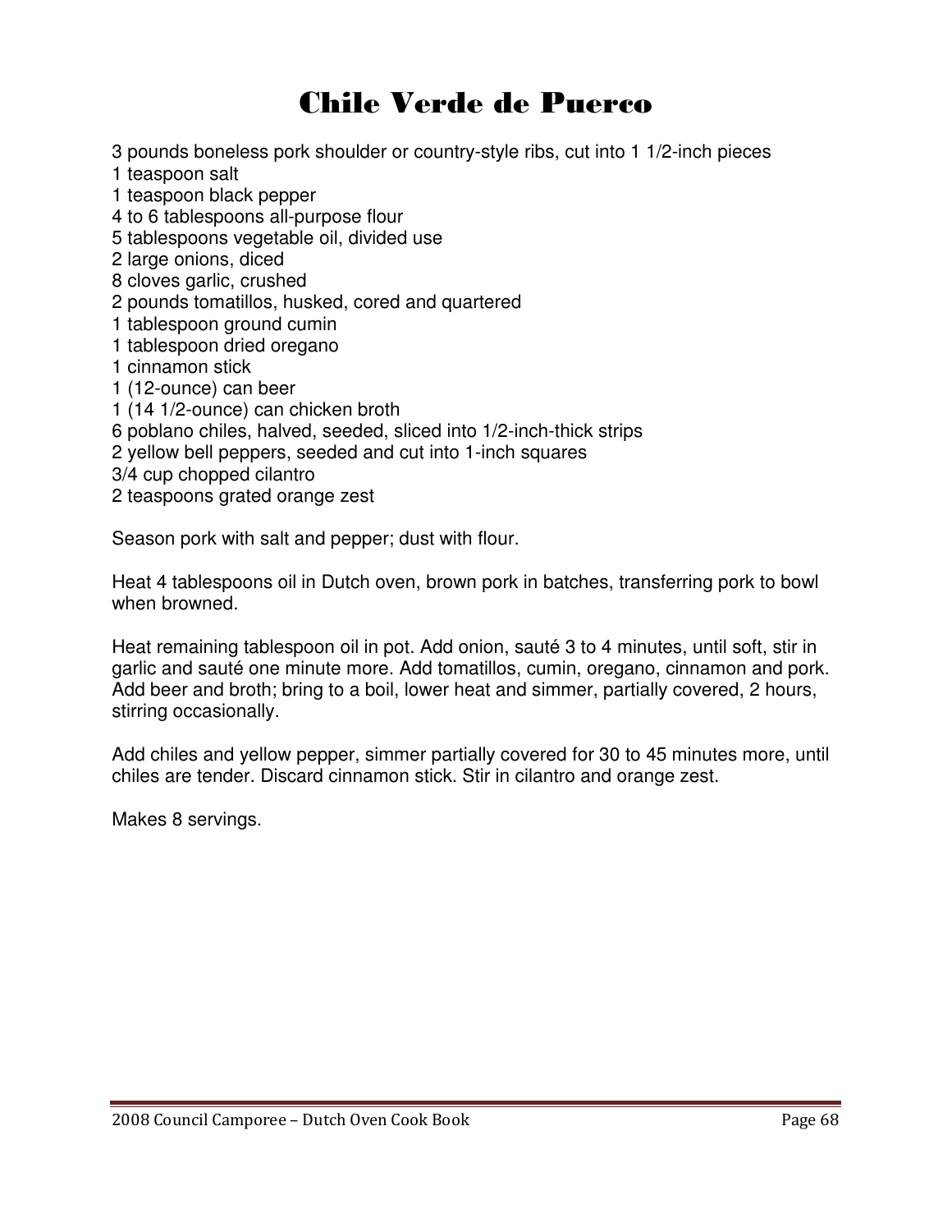# Chile Verde de Puerco

3 pounds boneless pork shoulder or country-style ribs, cut into 1 1/2-inch pieces
1 teaspoon salt
1 teaspoon black pepper
4 to 6 tablespoons all-purpose flour
5 tablespoons vegetable oil, divided use
2 large onions, diced
8 cloves garlic, crushed
2 pounds tomatillos, husked, cored and quartered
1 tablespoon ground cumin
1 tablespoon dried oregano
1 cinnamon stick
1 (12-ounce) can beer
1 (14 1/2-ounce) can chicken broth
6 poblano chiles, halved, seeded, sliced into 1/2-inch-thick strips
2 yellow bell peppers, seeded and cut into 1-inch squares
3/4 cup chopped cilantro
2 teaspoons grated orange zest

Season pork with salt and pepper; dust with flour.

Heat 4 tablespoons oil in Dutch oven, brown pork in batches, transferring pork to bowl when browned.

Heat remaining tablespoon oil in pot. Add onion, sauté 3 to 4 minutes, until soft, stir in garlic and sauté one minute more. Add tomatillos, cumin, oregano, cinnamon and pork. Add beer and broth; bring to a boil, lower heat and simmer, partially covered, 2 hours, stirring occasionally.

Add chiles and yellow pepper, simmer partially covered for 30 to 45 minutes more, until chiles are tender. Discard cinnamon stick. Stir in cilantro and orange zest.

Makes 8 servings.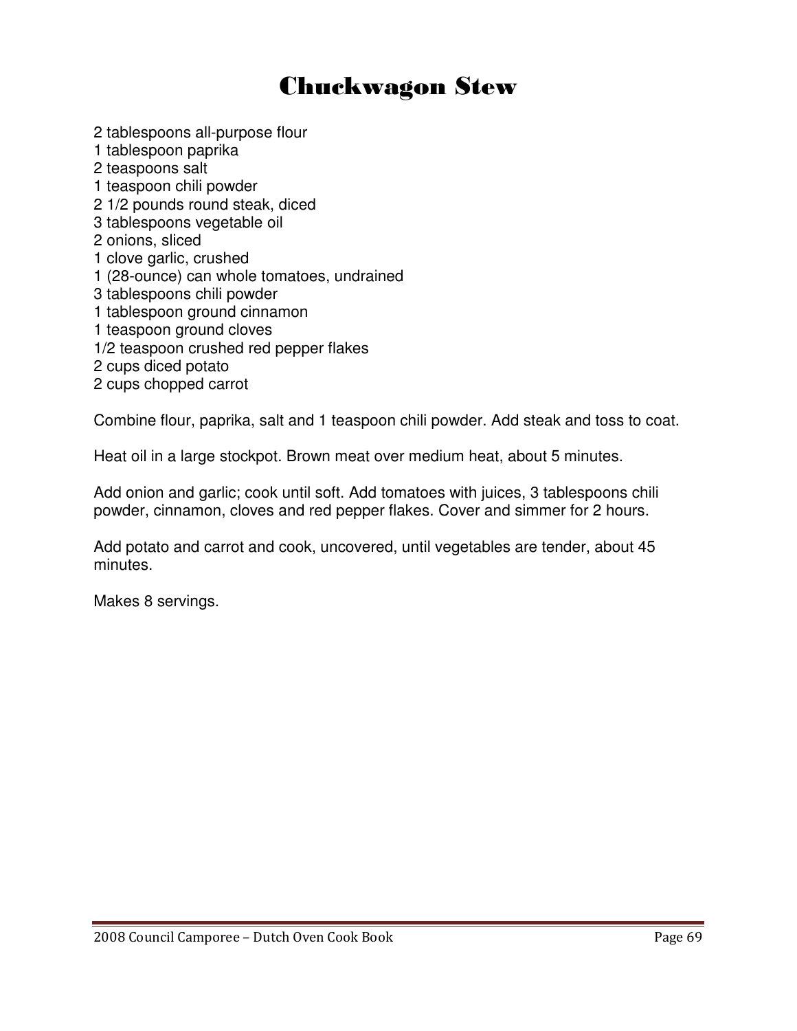# Chuckwagon Stew

2 tablespoons all-purpose flour
1 tablespoon paprika
2 teaspoons salt
1 teaspoon chili powder
2 1/2 pounds round steak, diced
3 tablespoons vegetable oil
2 onions, sliced
1 clove garlic, crushed
1 (28-ounce) can whole tomatoes, undrained
3 tablespoons chili powder
1 tablespoon ground cinnamon
1 teaspoon ground cloves
1/2 teaspoon crushed red pepper flakes
2 cups diced potato
2 cups chopped carrot

Combine flour, paprika, salt and 1 teaspoon chili powder. Add steak and toss to coat.

Heat oil in a large stockpot. Brown meat over medium heat, about 5 minutes.

Add onion and garlic; cook until soft. Add tomatoes with juices, 3 tablespoons chili powder, cinnamon, cloves and red pepper flakes. Cover and simmer for 2 hours.

Add potato and carrot and cook, uncovered, until vegetables are tender, about 45 minutes.

Makes 8 servings.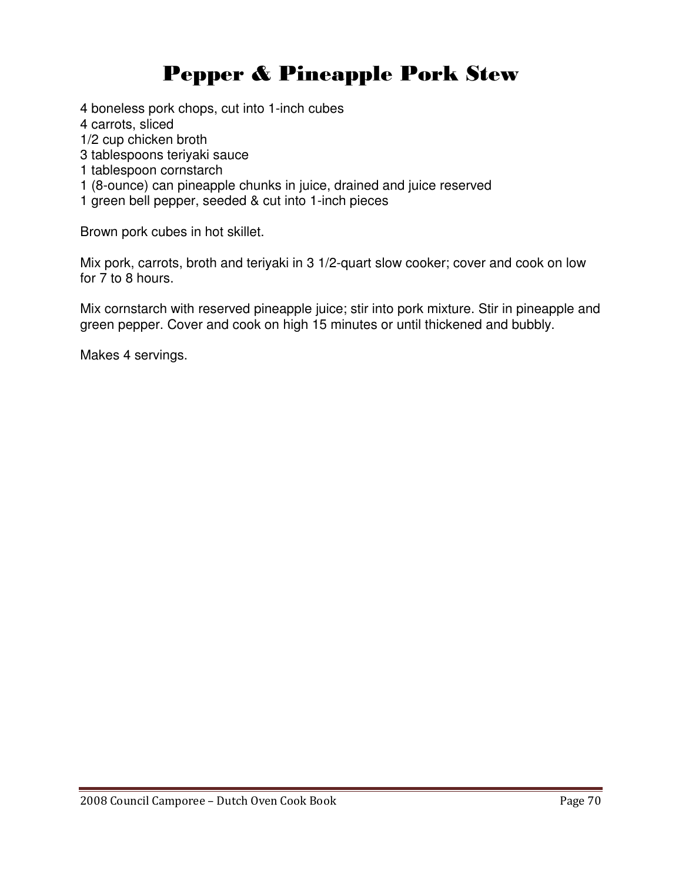# Pepper & Pineapple Pork Stew

4 boneless pork chops, cut into 1-inch cubes
4 carrots, sliced
1/2 cup chicken broth
3 tablespoons teriyaki sauce
1 tablespoon cornstarch
1 (8-ounce) can pineapple chunks in juice, drained and juice reserved
1 green bell pepper, seeded & cut into 1-inch pieces

Brown pork cubes in hot skillet.

Mix pork, carrots, broth and teriyaki in 3 1/2-quart slow cooker; cover and cook on low for 7 to 8 hours.

Mix cornstarch with reserved pineapple juice; stir into pork mixture. Stir in pineapple and green pepper. Cover and cook on high 15 minutes or until thickened and bubbly.

Makes 4 servings.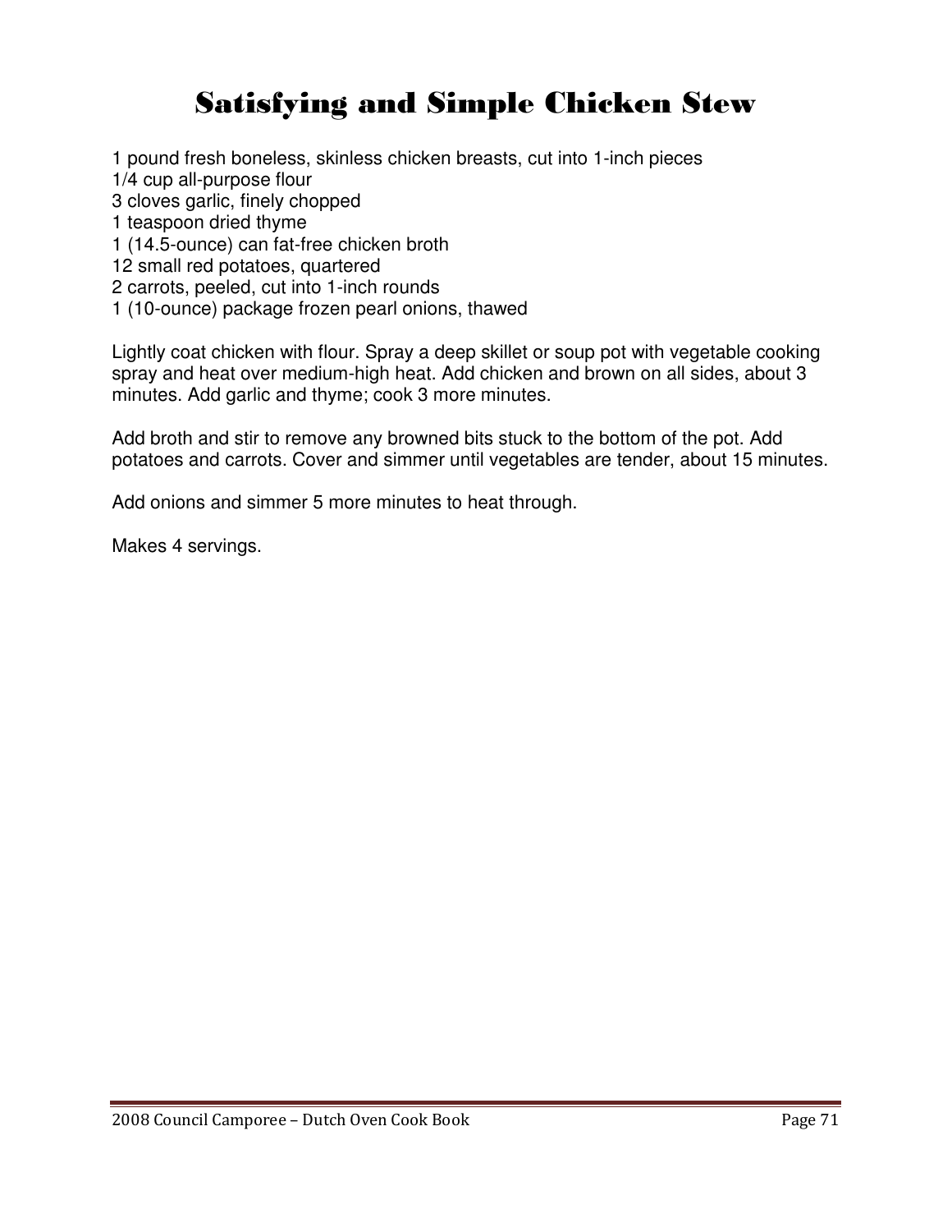# Satisfying and Simple Chicken Stew

1 pound fresh boneless, skinless chicken breasts, cut into 1-inch pieces
1/4 cup all-purpose flour
3 cloves garlic, finely chopped
1 teaspoon dried thyme
1 (14.5-ounce) can fat-free chicken broth
12 small red potatoes, quartered
2 carrots, peeled, cut into 1-inch rounds
1 (10-ounce) package frozen pearl onions, thawed

Lightly coat chicken with flour. Spray a deep skillet or soup pot with vegetable cooking spray and heat over medium-high heat. Add chicken and brown on all sides, about 3 minutes. Add garlic and thyme; cook 3 more minutes.

Add broth and stir to remove any browned bits stuck to the bottom of the pot. Add potatoes and carrots. Cover and simmer until vegetables are tender, about 15 minutes.

Add onions and simmer 5 more minutes to heat through.

Makes 4 servings.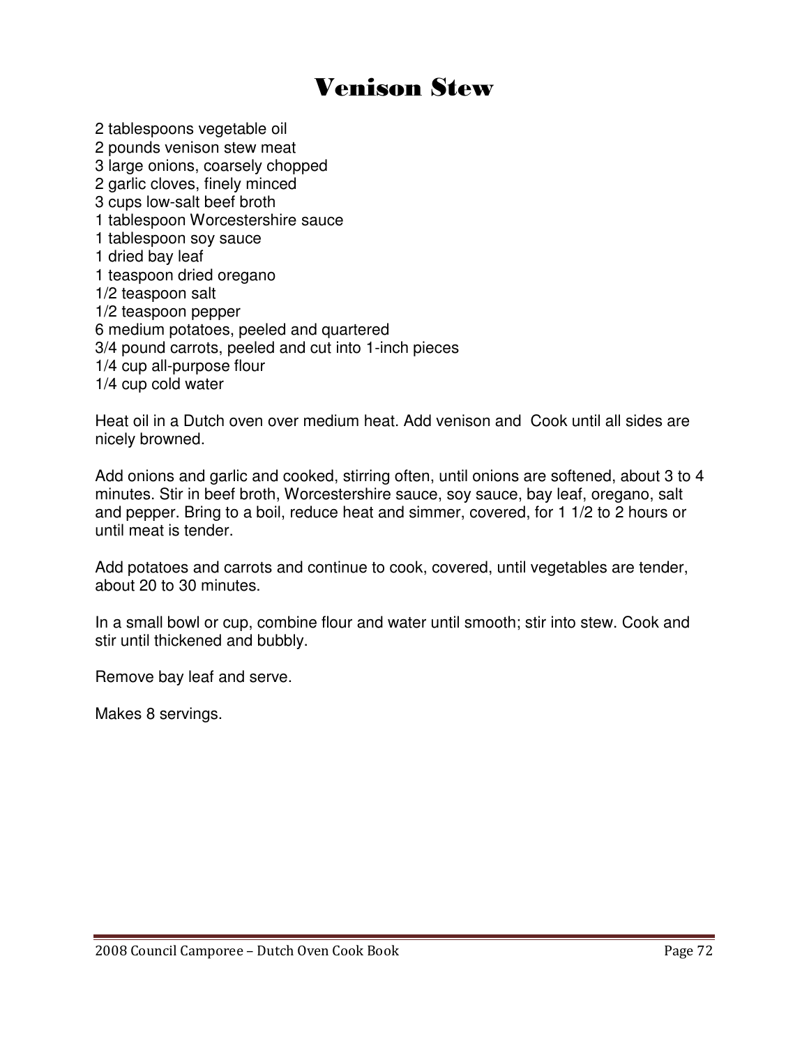# Venison Stew

2 tablespoons vegetable oil
2 pounds venison stew meat
3 large onions, coarsely chopped
2 garlic cloves, finely minced
3 cups low-salt beef broth
1 tablespoon Worcestershire sauce
1 tablespoon soy sauce
1 dried bay leaf
1 teaspoon dried oregano
1/2 teaspoon salt
1/2 teaspoon pepper
6 medium potatoes, peeled and quartered
3/4 pound carrots, peeled and cut into 1-inch pieces
1/4 cup all-purpose flour
1/4 cup cold water

Heat oil in a Dutch oven over medium heat. Add venison and Cook until all sides are nicely browned.

Add onions and garlic and cooked, stirring often, until onions are softened, about 3 to 4 minutes. Stir in beef broth, Worcestershire sauce, soy sauce, bay leaf, oregano, salt and pepper. Bring to a boil, reduce heat and simmer, covered, for 1 1/2 to 2 hours or until meat is tender.

Add potatoes and carrots and continue to cook, covered, until vegetables are tender, about 20 to 30 minutes.

In a small bowl or cup, combine flour and water until smooth; stir into stew. Cook and stir until thickened and bubbly.

Remove bay leaf and serve.

Makes 8 servings.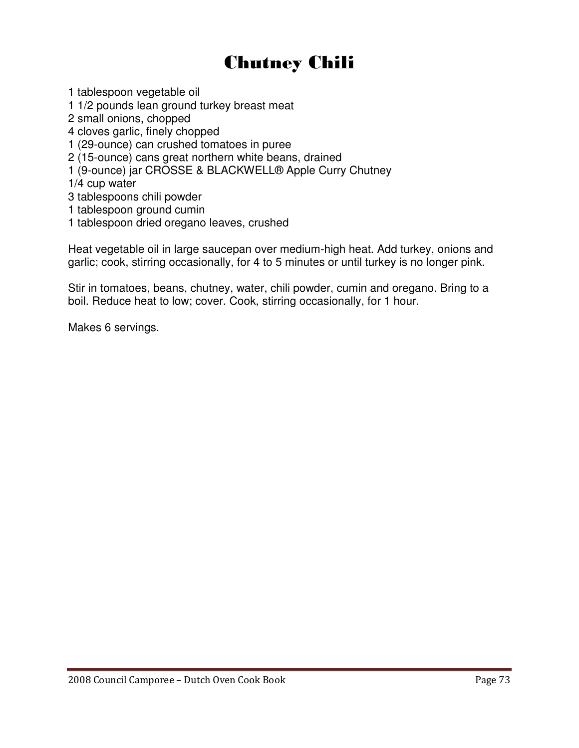# Chutney Chili

1 tablespoon vegetable oil
1 1/2 pounds lean ground turkey breast meat
2 small onions, chopped
4 cloves garlic, finely chopped
1 (29-ounce) can crushed tomatoes in puree
2 (15-ounce) cans great northern white beans, drained
1 (9-ounce) jar CROSSE & BLACKWELL® Apple Curry Chutney
1/4 cup water
3 tablespoons chili powder
1 tablespoon ground cumin
1 tablespoon dried oregano leaves, crushed

Heat vegetable oil in large saucepan over medium-high heat. Add turkey, onions and garlic; cook, stirring occasionally, for 4 to 5 minutes or until turkey is no longer pink.

Stir in tomatoes, beans, chutney, water, chili powder, cumin and oregano. Bring to a boil. Reduce heat to low; cover. Cook, stirring occasionally, for 1 hour.

Makes 6 servings.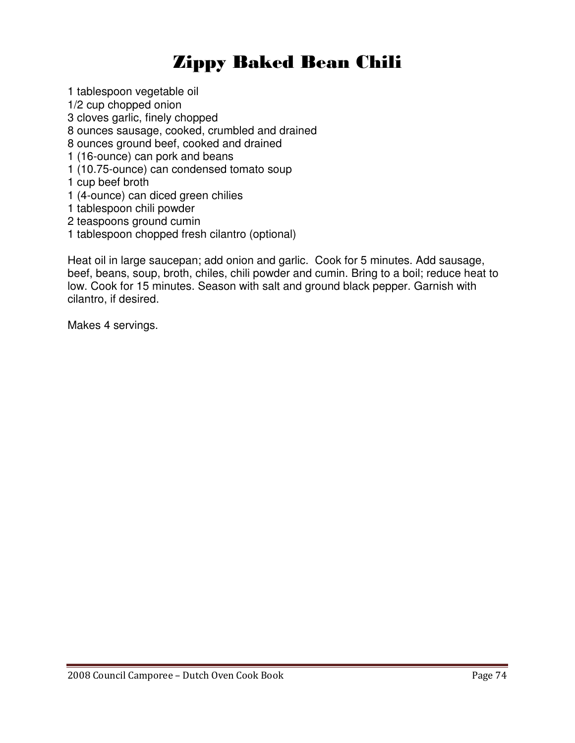# Zippy Baked Bean Chili

1 tablespoon vegetable oil
1/2 cup chopped onion
3 cloves garlic, finely chopped
8 ounces sausage, cooked, crumbled and drained
8 ounces ground beef, cooked and drained
1 (16-ounce) can pork and beans
1 (10.75-ounce) can condensed tomato soup
1 cup beef broth
1 (4-ounce) can diced green chilies
1 tablespoon chili powder
2 teaspoons ground cumin
1 tablespoon chopped fresh cilantro (optional)

Heat oil in large saucepan; add onion and garlic. Cook for 5 minutes. Add sausage, beef, beans, soup, broth, chiles, chili powder and cumin. Bring to a boil; reduce heat to low. Cook for 15 minutes. Season with salt and ground black pepper. Garnish with cilantro, if desired.

Makes 4 servings.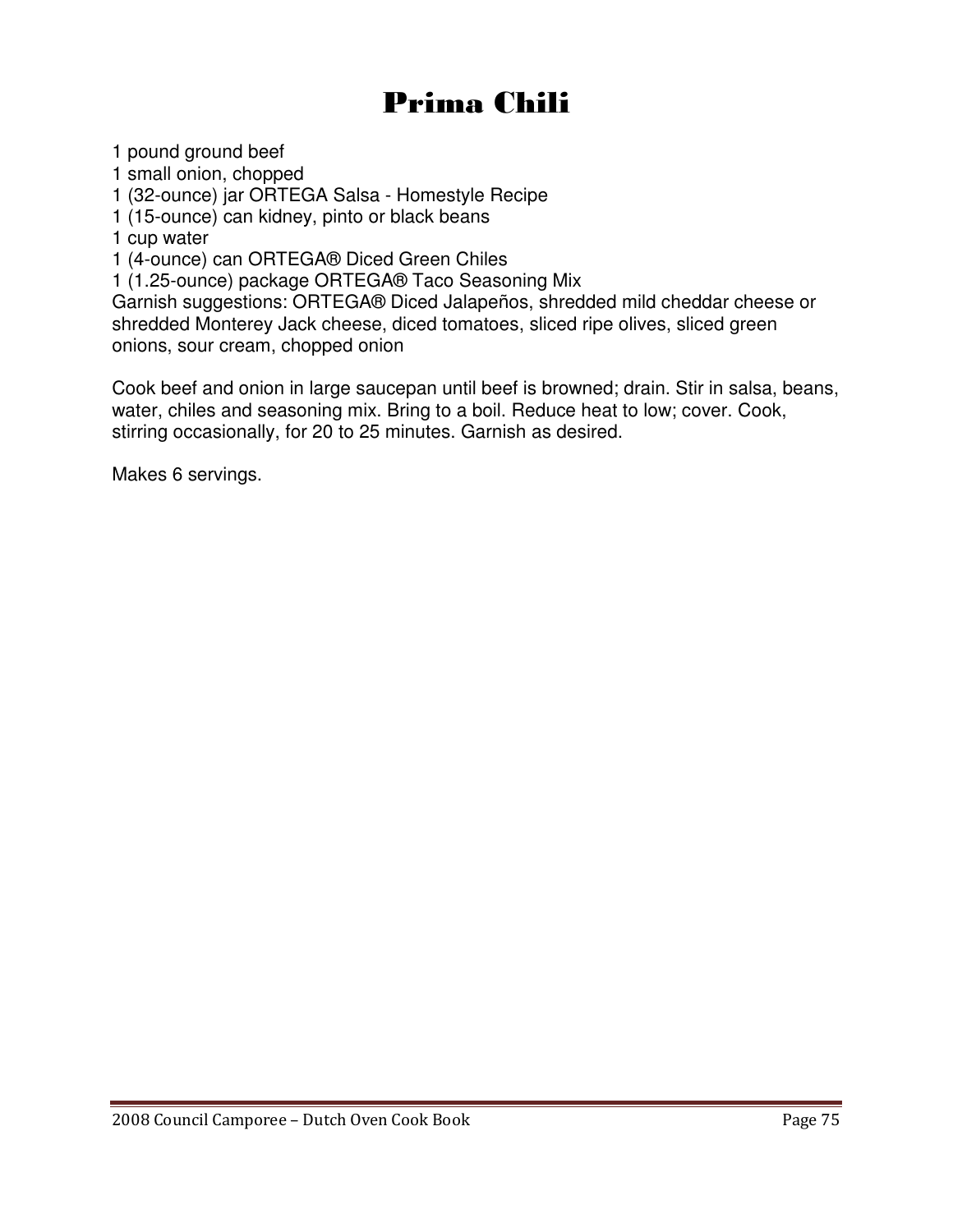# Prima Chili

1 pound ground beef
1 small onion, chopped
1 (32-ounce) jar ORTEGA Salsa - Homestyle Recipe
1 (15-ounce) can kidney, pinto or black beans
1 cup water
1 (4-ounce) can ORTEGA® Diced Green Chiles
1 (1.25-ounce) package ORTEGA® Taco Seasoning Mix
Garnish suggestions: ORTEGA® Diced Jalapeños, shredded mild cheddar cheese or shredded Monterey Jack cheese, diced tomatoes, sliced ripe olives, sliced green onions, sour cream, chopped onion

Cook beef and onion in large saucepan until beef is browned; drain. Stir in salsa, beans, water, chiles and seasoning mix. Bring to a boil. Reduce heat to low; cover. Cook, stirring occasionally, for 20 to 25 minutes. Garnish as desired.

Makes 6 servings.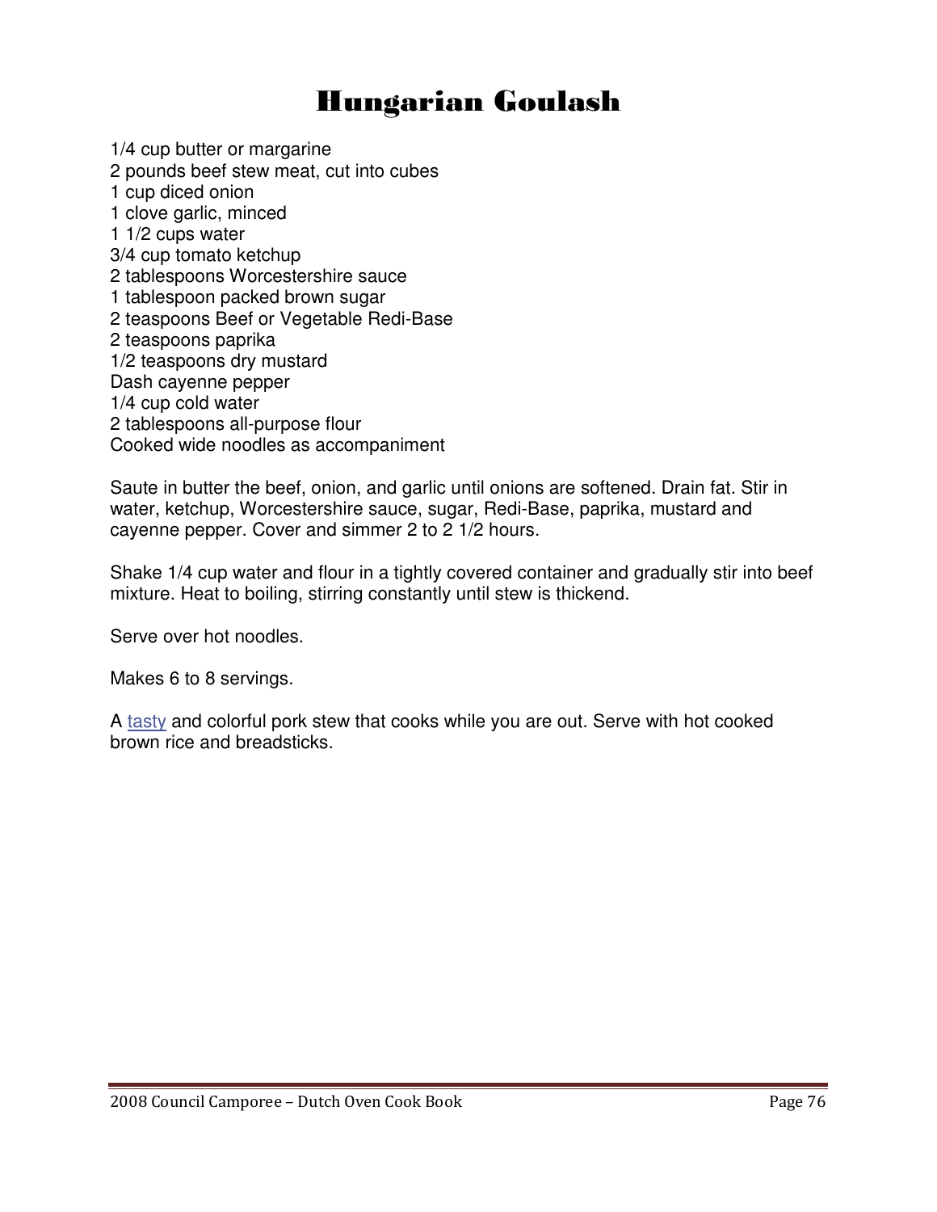# Hungarian Goulash

1/4 cup butter or margarine
2 pounds beef stew meat, cut into cubes
1 cup diced onion
1 clove garlic, minced
1 1/2 cups water
3/4 cup tomato ketchup
2 tablespoons Worcestershire sauce
1 tablespoon packed brown sugar
2 teaspoons Beef or Vegetable Redi-Base
2 teaspoons paprika
1/2 teaspoons dry mustard
Dash cayenne pepper
1/4 cup cold water
2 tablespoons all-purpose flour
Cooked wide noodles as accompaniment

Saute in butter the beef, onion, and garlic until onions are softened. Drain fat. Stir in water, ketchup, Worcestershire sauce, sugar, Redi-Base, paprika, mustard and cayenne pepper. Cover and simmer 2 to 2 1/2 hours.

Shake 1/4 cup water and flour in a tightly covered container and gradually stir into beef mixture. Heat to boiling, stirring constantly until stew is thickend.

Serve over hot noodles.

Makes 6 to 8 servings.

A tasty and colorful pork stew that cooks while you are out. Serve with hot cooked brown rice and breadsticks.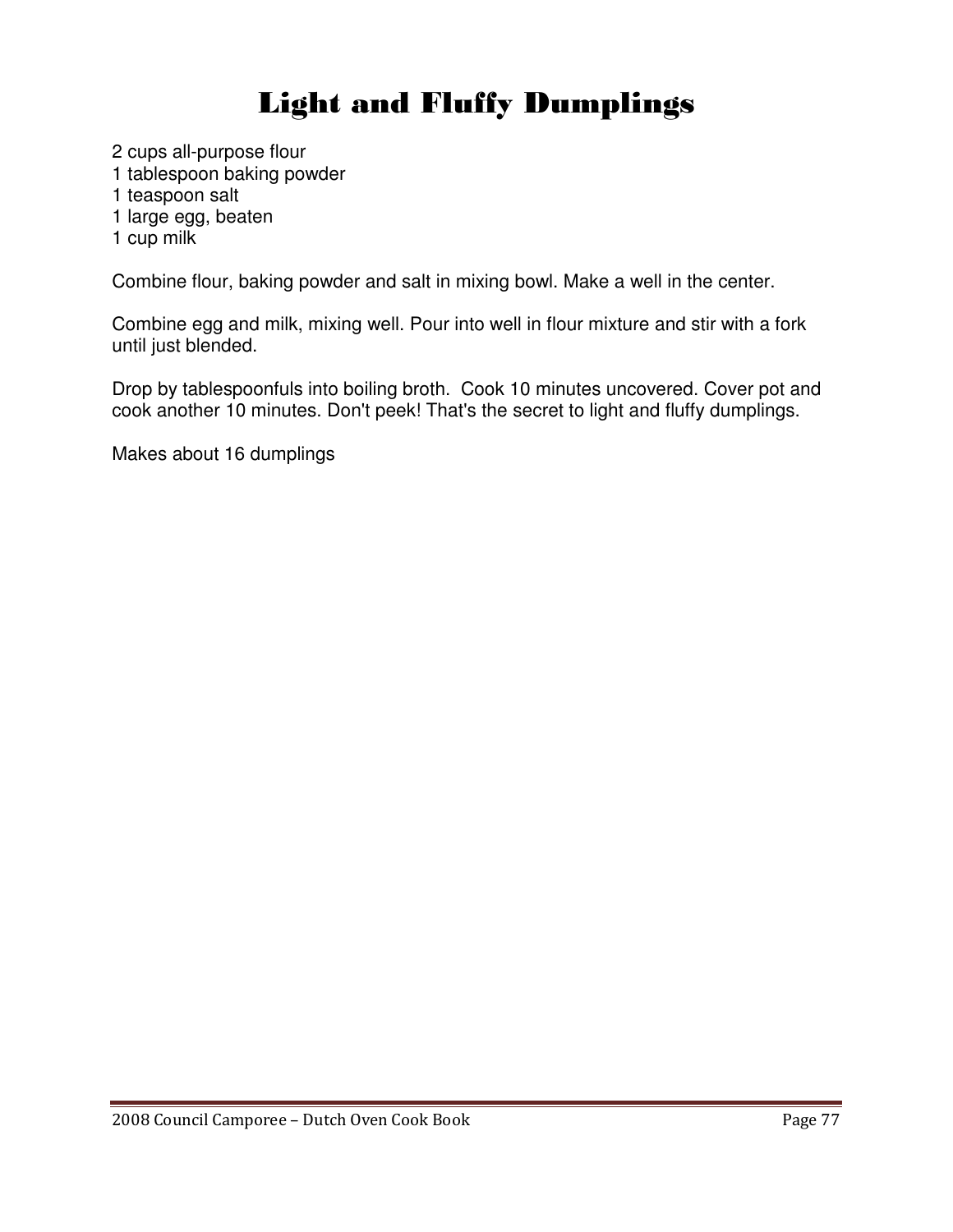# Light and Fluffy Dumplings

2 cups all-purpose flour
1 tablespoon baking powder
1 teaspoon salt
1 large egg, beaten
1 cup milk

Combine flour, baking powder and salt in mixing bowl. Make a well in the center.

Combine egg and milk, mixing well. Pour into well in flour mixture and stir with a fork until just blended.

Drop by tablespoonfuls into boiling broth. Cook 10 minutes uncovered. Cover pot and cook another 10 minutes. Don't peek! That's the secret to light and fluffy dumplings.

Makes about 16 dumplings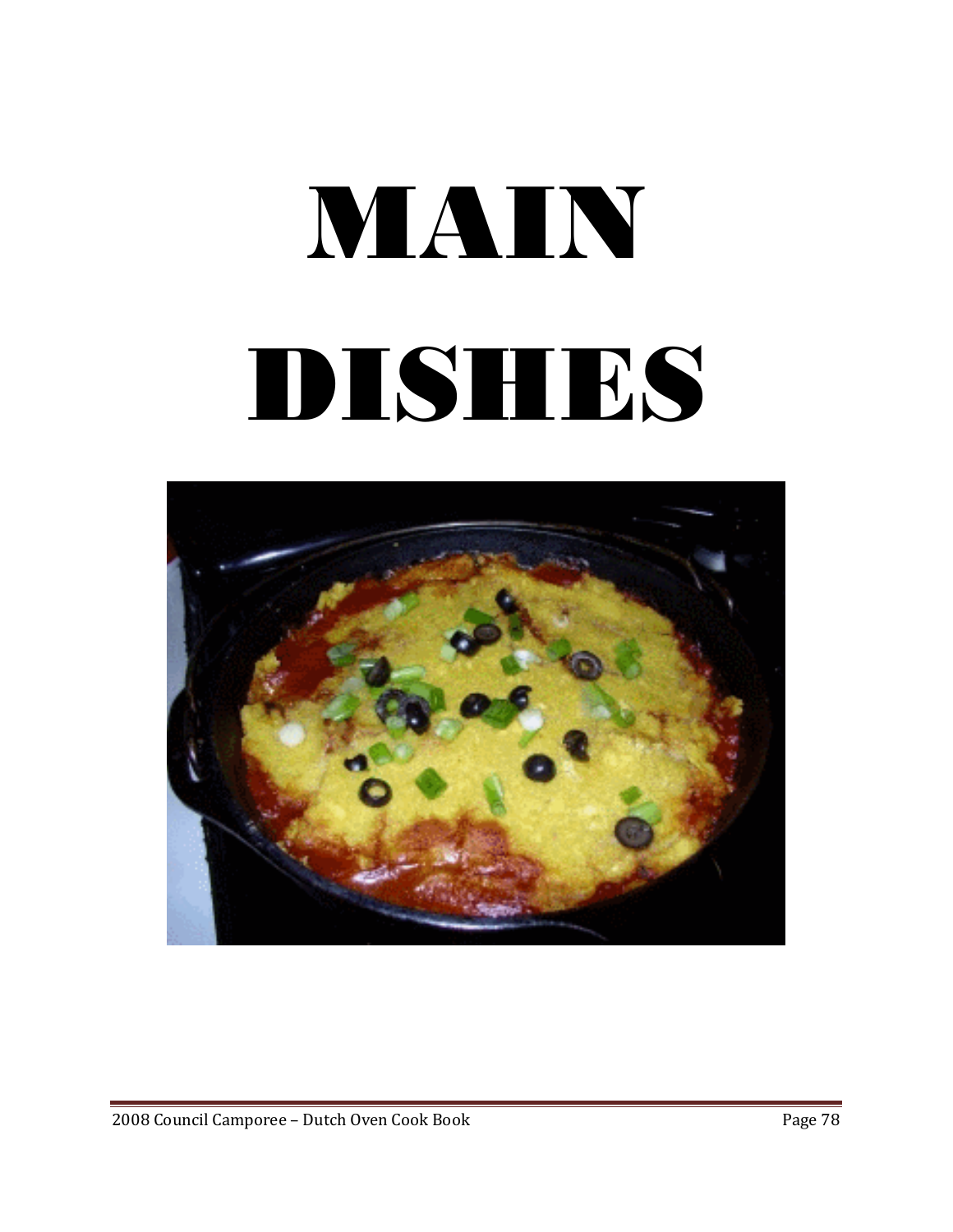# MAIN DISHES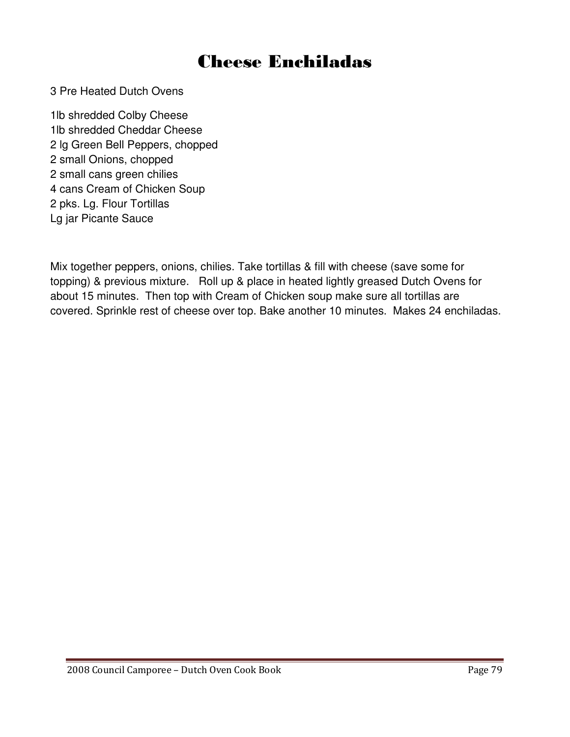# Cheese Enchiladas

3 Pre Heated Dutch Ovens

1lb shredded Colby Cheese
1lb shredded Cheddar Cheese
2 lg Green Bell Peppers, chopped
2 small Onions, chopped
2 small cans green chilies
4 cans Cream of Chicken Soup
2 pks. Lg. Flour Tortillas
Lg jar Picante Sauce

Mix together peppers, onions, chilies. Take tortillas & fill with cheese (save some for topping) & previous mixture. Roll up & place in heated lightly greased Dutch Ovens for about 15 minutes. Then top with Cream of Chicken soup make sure all tortillas are covered. Sprinkle rest of cheese over top. Bake another 10 minutes. Makes 24 enchiladas.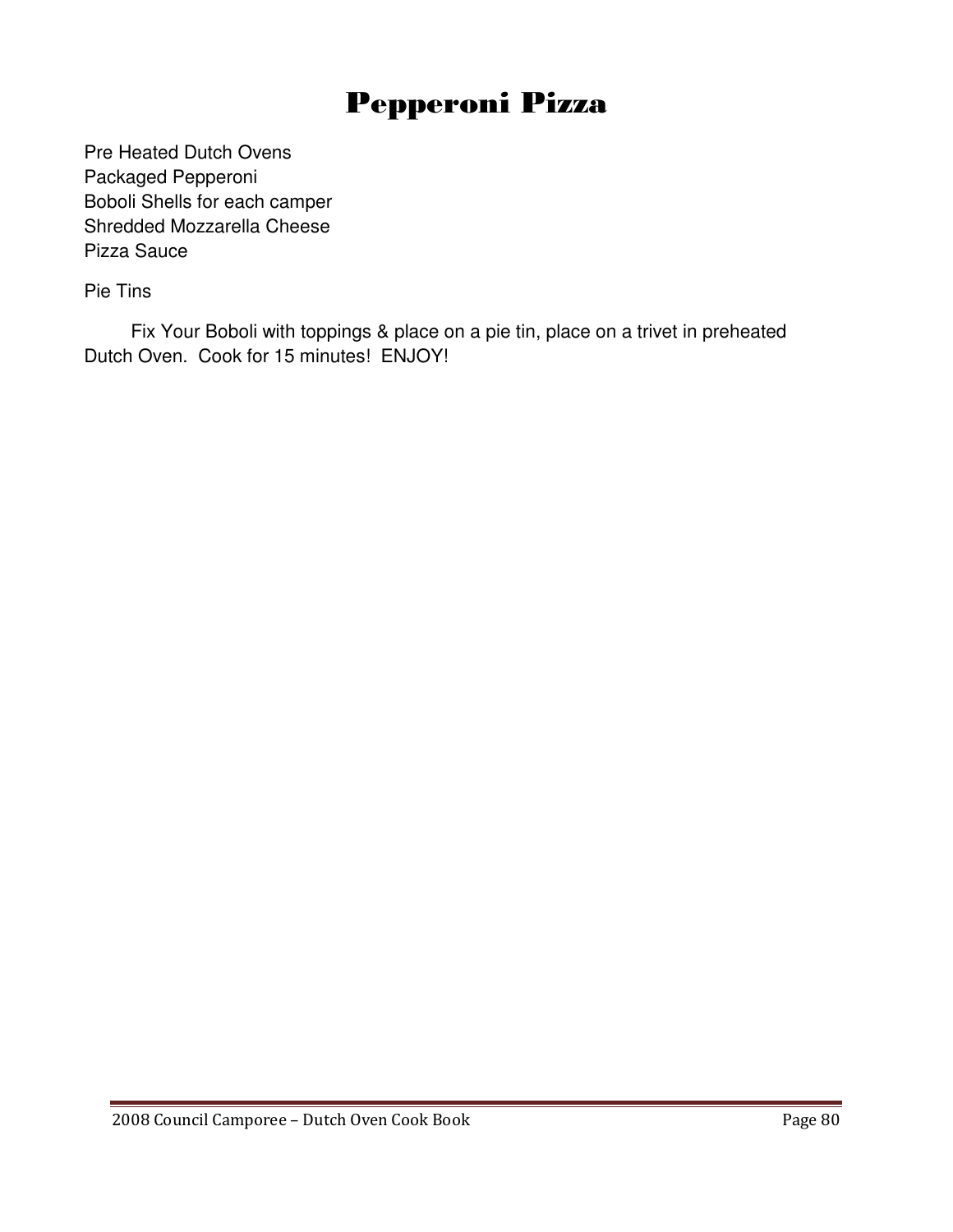# Pepperoni Pizza

Pre Heated Dutch Ovens
Packaged Pepperoni
Boboli Shells for each camper
Shredded Mozzarella Cheese
Pizza Sauce

Pie Tins

Fix Your Boboli with toppings & place on a pie tin, place on a trivet in preheated Dutch Oven. Cook for 15 minutes! ENJOY!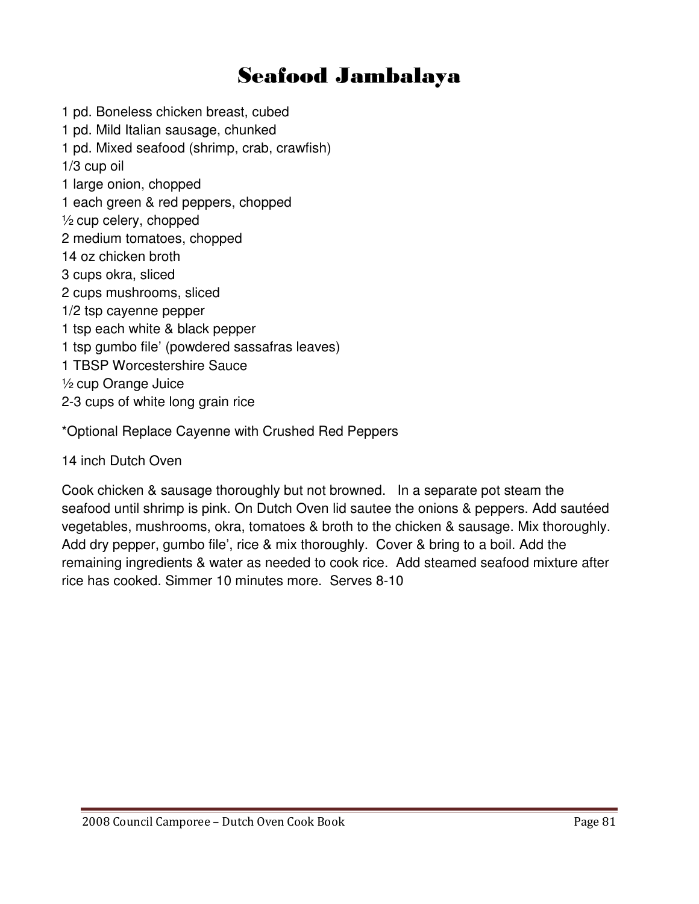# Seafood Jambalaya

1 pd. Boneless chicken breast, cubed
1 pd. Mild Italian sausage, chunked
1 pd. Mixed seafood (shrimp, crab, crawfish)
1/3 cup oil
1 large onion, chopped
1 each green & red peppers, chopped
½ cup celery, chopped
2 medium tomatoes, chopped
14 oz chicken broth
3 cups okra, sliced
2 cups mushrooms, sliced
1/2 tsp cayenne pepper
1 tsp each white & black pepper
1 tsp gumbo file' (powdered sassafras leaves)
1 TBSP Worcestershire Sauce
½ cup Orange Juice
2-3 cups of white long grain rice

*Optional Replace Cayenne with Crushed Red Peppers

14 inch Dutch Oven

Cook chicken & sausage thoroughly but not browned. In a separate pot steam the seafood until shrimp is pink. On Dutch Oven lid sautee the onions & peppers. Add sautéed vegetables, mushrooms, okra, tomatoes & broth to the chicken & sausage. Mix thoroughly. Add dry pepper, gumbo file', rice & mix thoroughly. Cover & bring to a boil. Add the remaining ingredients & water as needed to cook rice. Add steamed seafood mixture after rice has cooked. Simmer 10 minutes more. Serves 8-10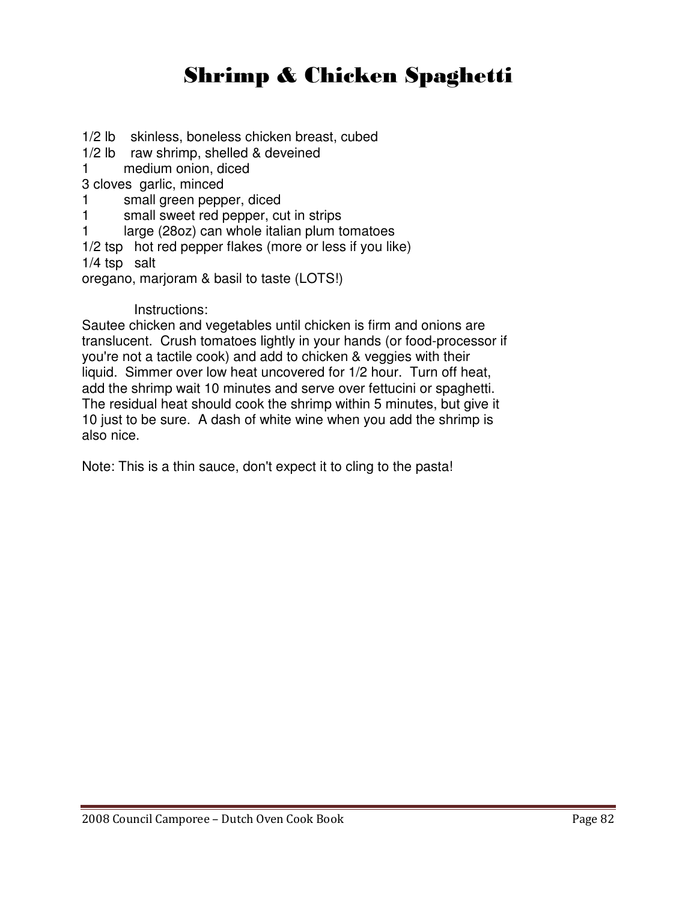# Shrimp & Chicken Spaghetti

1/2 lb skinless, boneless chicken breast, cubed
1/2 lb raw shrimp, shelled & deveined
1 medium onion, diced
3 cloves garlic, minced
1 small green pepper, diced
1 small sweet red pepper, cut in strips
1 large (28oz) can whole italian plum tomatoes
1/2 tsp hot red pepper flakes (more or less if you like)
1/4 tsp salt
oregano, marjoram & basil to taste (LOTS!)

Instructions:

Sautee chicken and vegetables until chicken is firm and onions are translucent. Crush tomatoes lightly in your hands (or food-processor if you're not a tactile cook) and add to chicken & veggies with their liquid. Simmer over low heat uncovered for 1/2 hour. Turn off heat, add the shrimp wait 10 minutes and serve over fettucini or spaghetti. The residual heat should cook the shrimp within 5 minutes, but give it 10 just to be sure. A dash of white wine when you add the shrimp is also nice.

Note: This is a thin sauce, don't expect it to cling to the pasta!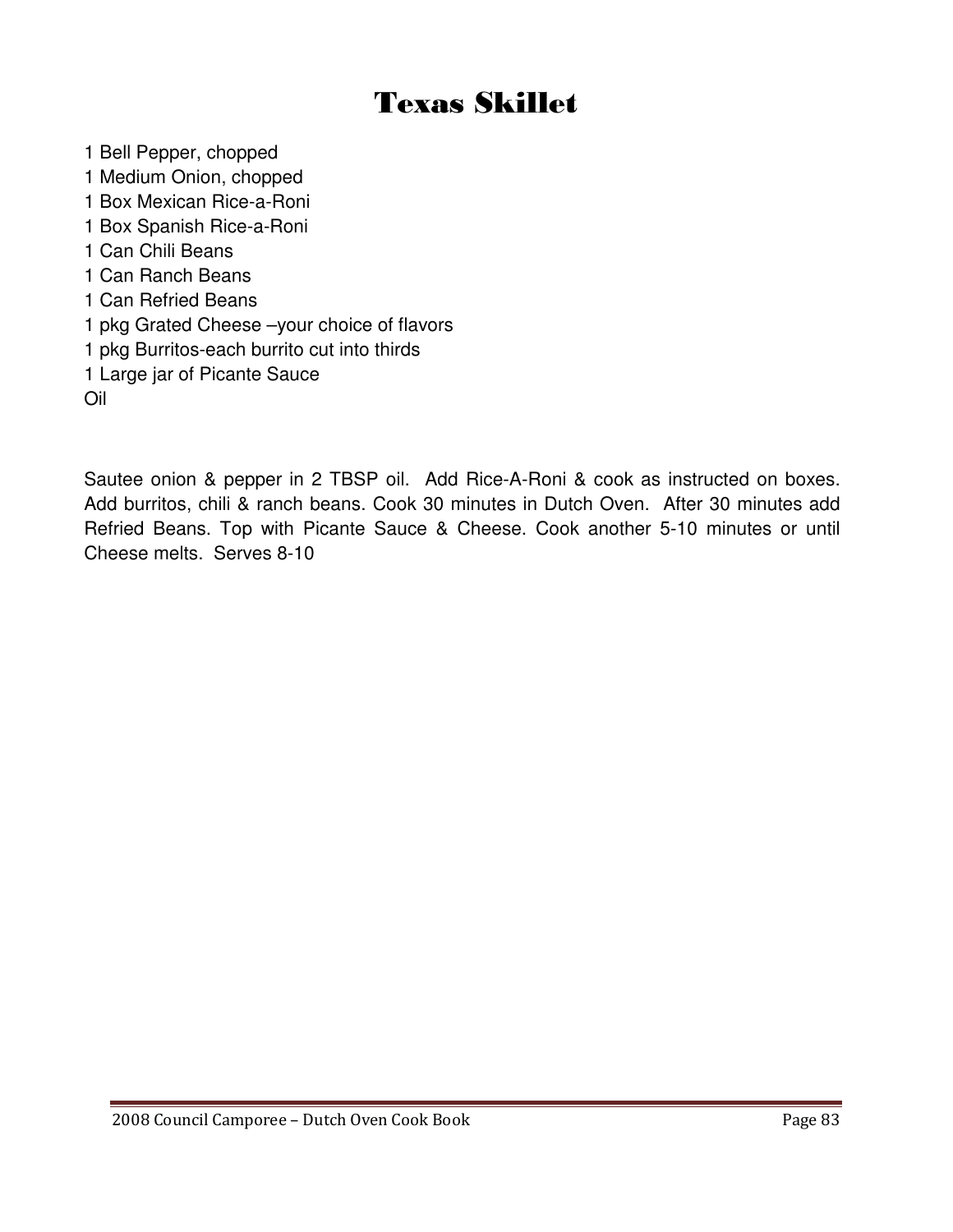# Texas Skillet

1 Bell Pepper, chopped
1 Medium Onion, chopped
1 Box Mexican Rice-a-Roni
1 Box Spanish Rice-a-Roni
1 Can Chili Beans
1 Can Ranch Beans
1 Can Refried Beans
1 pkg Grated Cheese –your choice of flavors
1 pkg Burritos-each burrito cut into thirds
1 Large jar of Picante Sauce
Oil

Sautee onion & pepper in 2 TBSP oil. Add Rice-A-Roni & cook as instructed on boxes. Add burritos, chili & ranch beans. Cook 30 minutes in Dutch Oven. After 30 minutes add Refried Beans. Top with Picante Sauce & Cheese. Cook another 5-10 minutes or until Cheese melts. Serves 8-10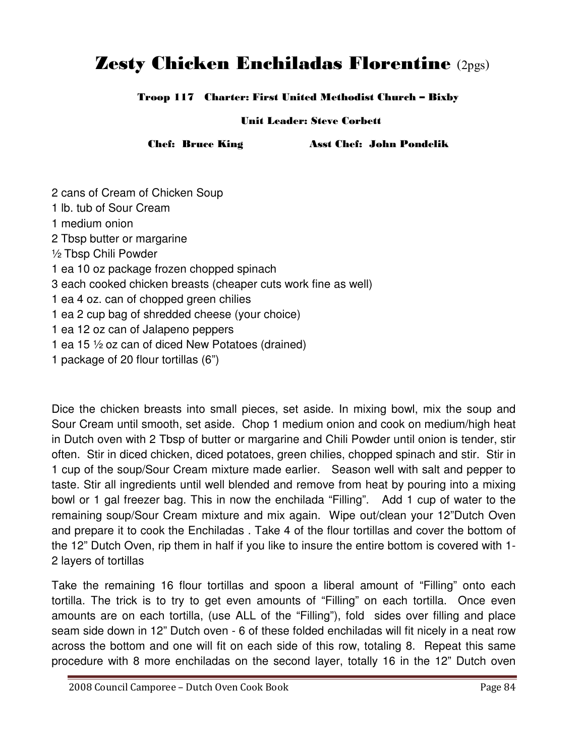# Zesty Chicken Enchiladas Florentine (2pgs)

**Troop 117 Charter: First United Methodist Church – Bixby**

**Unit Leader: Steve Corbett**

**Chef: Bruce King Asst Chef: John Pondelik**

2 cans of Cream of Chicken Soup
1 lb. tub of Sour Cream
1 medium onion
2 Tbsp butter or margarine
½ Tbsp Chili Powder
1 ea 10 oz package frozen chopped spinach
3 each cooked chicken breasts (cheaper cuts work fine as well)
1 ea 4 oz. can of chopped green chilies
1 ea 2 cup bag of shredded cheese (your choice)
1 ea 12 oz can of Jalapeno peppers
1 ea 15 ½ oz can of diced New Potatoes (drained)
1 package of 20 flour tortillas (6")

Dice the chicken breasts into small pieces, set aside. In mixing bowl, mix the soup and Sour Cream until smooth, set aside. Chop 1 medium onion and cook on medium/high heat in Dutch oven with 2 Tbsp of butter or margarine and Chili Powder until onion is tender, stir often. Stir in diced chicken, diced potatoes, green chilies, chopped spinach and stir. Stir in 1 cup of the soup/Sour Cream mixture made earlier. Season well with salt and pepper to taste. Stir all ingredients until well blended and remove from heat by pouring into a mixing bowl or 1 gal freezer bag. This in now the enchilada "Filling". Add 1 cup of water to the remaining soup/Sour Cream mixture and mix again. Wipe out/clean your 12"Dutch Oven and prepare it to cook the Enchiladas . Take 4 of the flour tortillas and cover the bottom of the 12" Dutch Oven, rip them in half if you like to insure the entire bottom is covered with 1-2 layers of tortillas

Take the remaining 16 flour tortillas and spoon a liberal amount of "Filling" onto each tortilla. The trick is to try to get even amounts of "Filling" on each tortilla. Once even amounts are on each tortilla, (use ALL of the "Filling"), fold sides over filling and place seam side down in 12" Dutch oven - 6 of these folded enchiladas will fit nicely in a neat row across the bottom and one will fit on each side of this row, totaling 8. Repeat this same procedure with 8 more enchiladas on the second layer, totally 16 in the 12" Dutch oven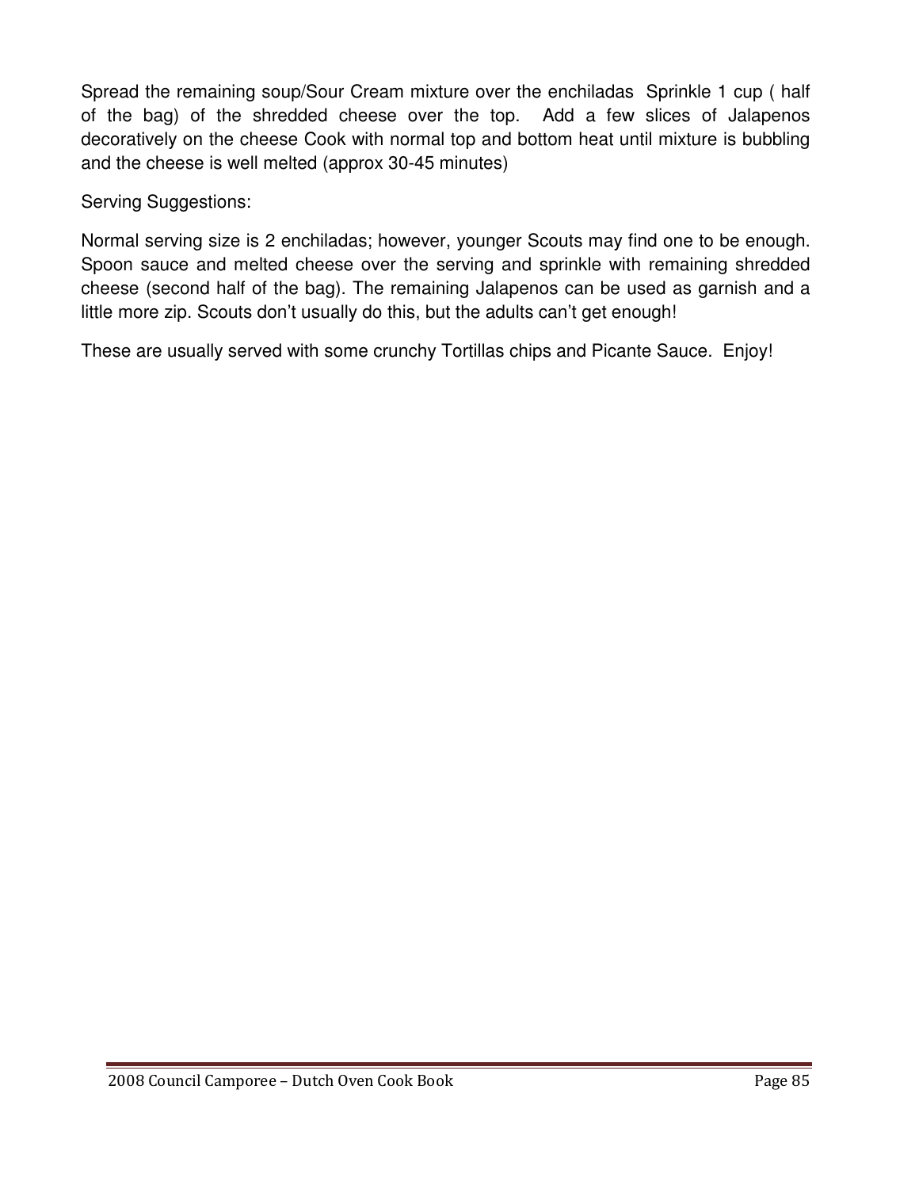Spread the remaining soup/Sour Cream mixture over the enchiladas  Sprinkle 1 cup ( half of the bag) of the shredded cheese over the top.  Add a few slices of Jalapenos decoratively on the cheese Cook with normal top and bottom heat until mixture is bubbling and the cheese is well melted (approx 30-45 minutes)

Serving Suggestions:

Normal serving size is 2 enchiladas; however, younger Scouts may find one to be enough. Spoon sauce and melted cheese over the serving and sprinkle with remaining shredded cheese (second half of the bag). The remaining Jalapenos can be used as garnish and a little more zip. Scouts don't usually do this, but the adults can't get enough!

These are usually served with some crunchy Tortillas chips and Picante Sauce.  Enjoy!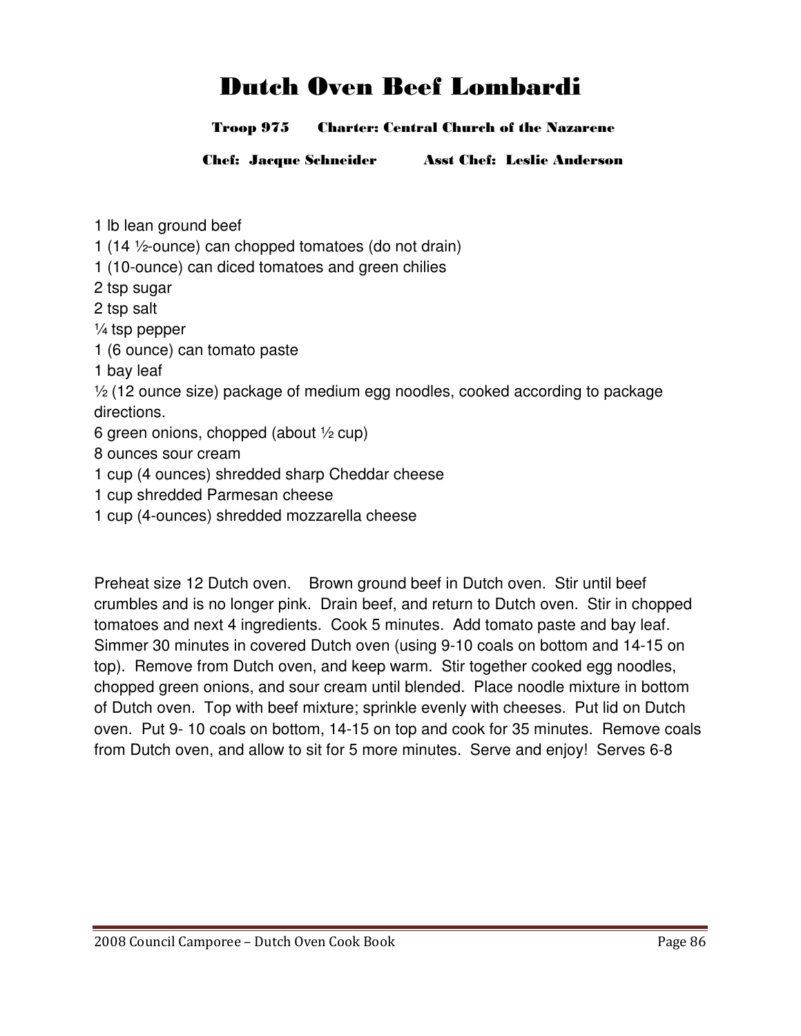# Dutch Oven Beef Lombardi

**Troop 975 Charter: Central Church of the Nazarene**

**Chef: Jacque Schneider Asst Chef: Leslie Anderson**

1 lb lean ground beef
1 (14 ½-ounce) can chopped tomatoes (do not drain)
1 (10-ounce) can diced tomatoes and green chilies
2 tsp sugar
2 tsp salt
¼ tsp pepper
1 (6 ounce) can tomato paste
1 bay leaf
½ (12 ounce size) package of medium egg noodles, cooked according to package directions.
6 green onions, chopped (about ½ cup)
8 ounces sour cream
1 cup (4 ounces) shredded sharp Cheddar cheese
1 cup shredded Parmesan cheese
1 cup (4-ounces) shredded mozzarella cheese

Preheat size 12 Dutch oven. Brown ground beef in Dutch oven. Stir until beef crumbles and is no longer pink. Drain beef, and return to Dutch oven. Stir in chopped tomatoes and next 4 ingredients. Cook 5 minutes. Add tomato paste and bay leaf. Simmer 30 minutes in covered Dutch oven (using 9-10 coals on bottom and 14-15 on top). Remove from Dutch oven, and keep warm. Stir together cooked egg noodles, chopped green onions, and sour cream until blended. Place noodle mixture in bottom of Dutch oven. Top with beef mixture; sprinkle evenly with cheeses. Put lid on Dutch oven. Put 9- 10 coals on bottom, 14-15 on top and cook for 35 minutes. Remove coals from Dutch oven, and allow to sit for 5 more minutes. Serve and enjoy! Serves 6-8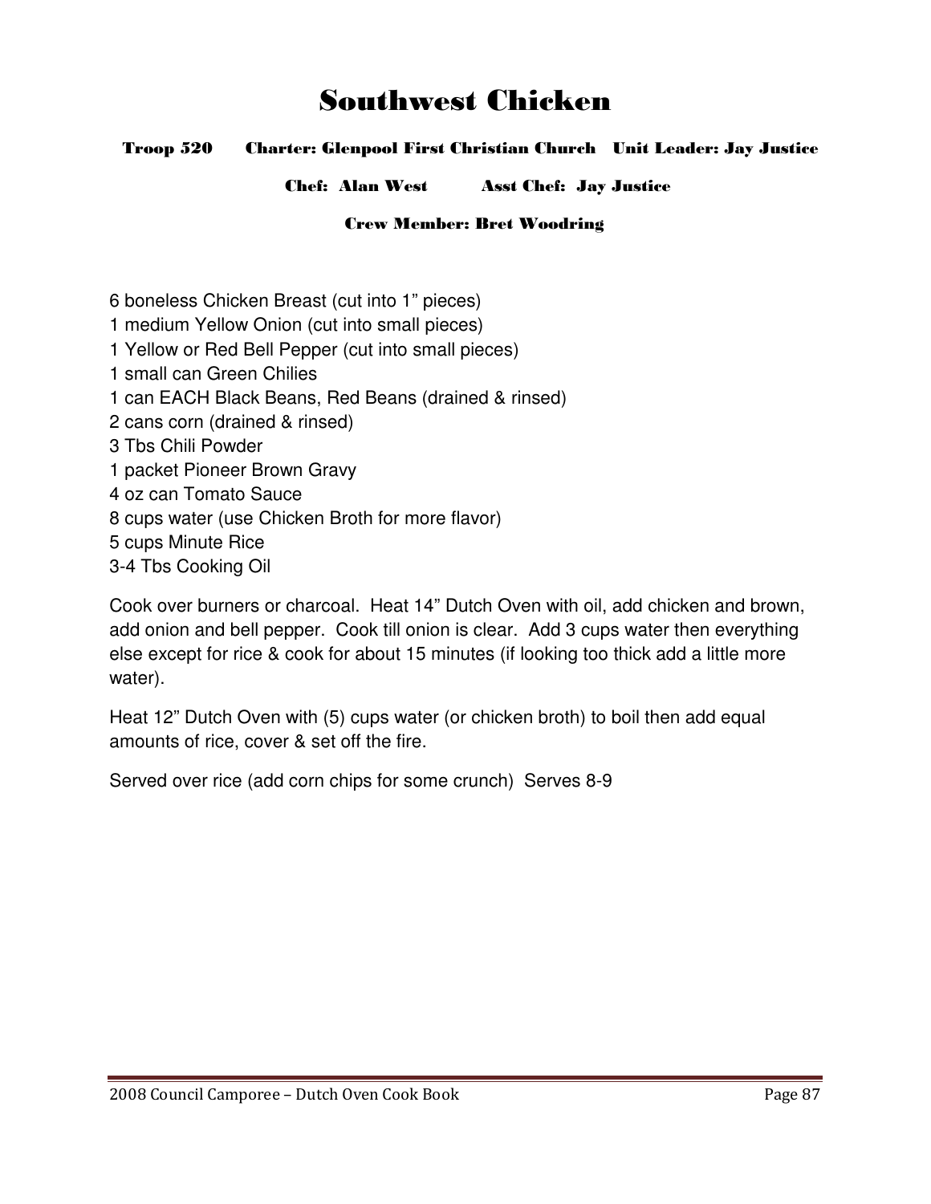# Southwest Chicken

**Troop 520 Charter: Glenpool First Christian Church Unit Leader: Jay Justice**

**Chef: Alan West Asst Chef: Jay Justice**

**Crew Member: Bret Woodring**

6 boneless Chicken Breast (cut into 1" pieces)
1 medium Yellow Onion (cut into small pieces)
1 Yellow or Red Bell Pepper (cut into small pieces)
1 small can Green Chilies
1 can EACH Black Beans, Red Beans (drained & rinsed)
2 cans corn (drained & rinsed)
3 Tbs Chili Powder
1 packet Pioneer Brown Gravy
4 oz can Tomato Sauce
8 cups water (use Chicken Broth for more flavor)
5 cups Minute Rice
3-4 Tbs Cooking Oil

Cook over burners or charcoal. Heat 14" Dutch Oven with oil, add chicken and brown, add onion and bell pepper. Cook till onion is clear. Add 3 cups water then everything else except for rice & cook for about 15 minutes (if looking too thick add a little more water).

Heat 12" Dutch Oven with (5) cups water (or chicken broth) to boil then add equal amounts of rice, cover & set off the fire.

Served over rice (add corn chips for some crunch) Serves 8-9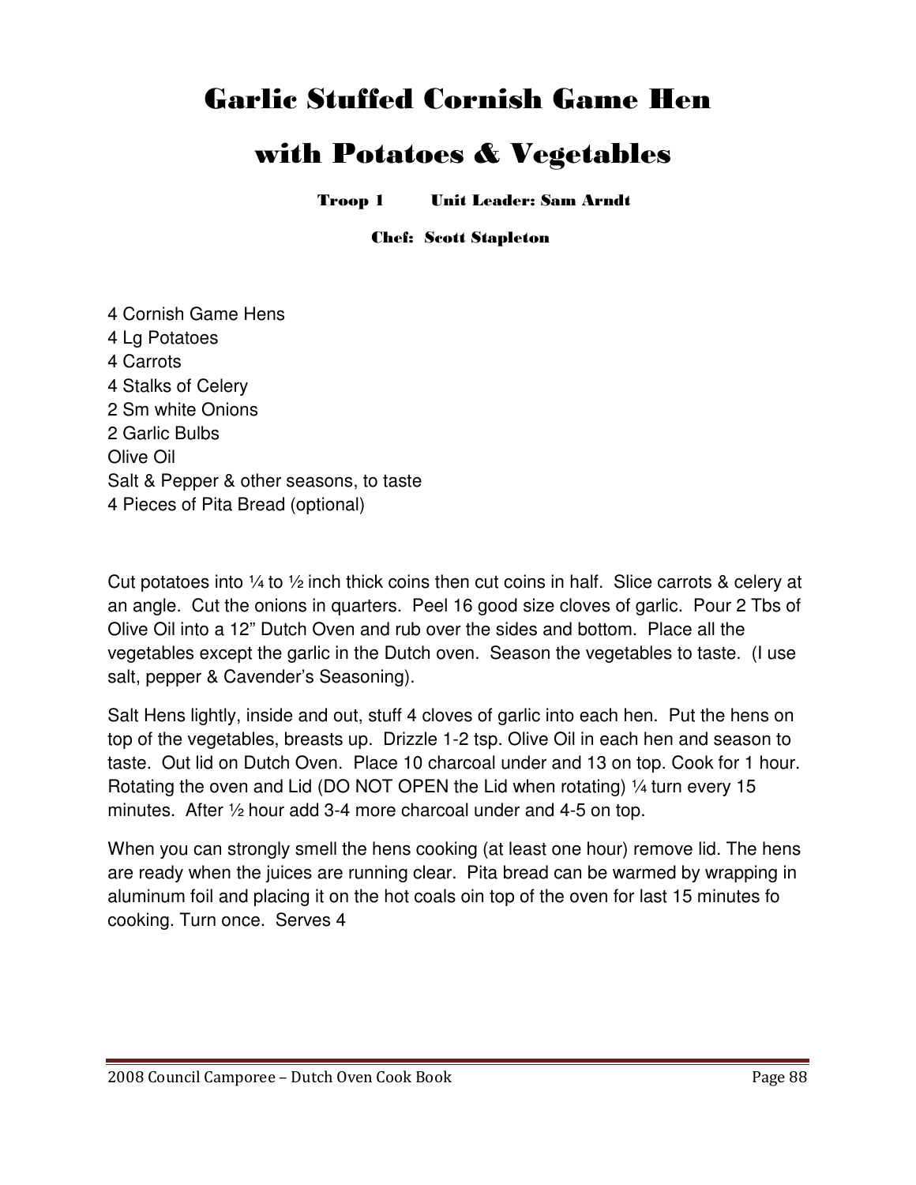# Garlic Stuffed Cornish Game Hen with Potatoes & Vegetables

**Troop 1 Unit Leader: Sam Arndt**

**Chef: Scott Stapleton**

4 Cornish Game Hens
4 Lg Potatoes
4 Carrots
4 Stalks of Celery
2 Sm white Onions
2 Garlic Bulbs
Olive Oil
Salt & Pepper & other seasons, to taste
4 Pieces of Pita Bread (optional)

Cut potatoes into ¼ to ½ inch thick coins then cut coins in half. Slice carrots & celery at an angle. Cut the onions in quarters. Peel 16 good size cloves of garlic. Pour 2 Tbs of Olive Oil into a 12" Dutch Oven and rub over the sides and bottom. Place all the vegetables except the garlic in the Dutch oven. Season the vegetables to taste. (I use salt, pepper & Cavender's Seasoning).

Salt Hens lightly, inside and out, stuff 4 cloves of garlic into each hen. Put the hens on top of the vegetables, breasts up. Drizzle 1-2 tsp. Olive Oil in each hen and season to taste. Out lid on Dutch Oven. Place 10 charcoal under and 13 on top. Cook for 1 hour. Rotating the oven and Lid (DO NOT OPEN the Lid when rotating) ¼ turn every 15 minutes. After ½ hour add 3-4 more charcoal under and 4-5 on top.

When you can strongly smell the hens cooking (at least one hour) remove lid. The hens are ready when the juices are running clear. Pita bread can be warmed by wrapping in aluminum foil and placing it on the hot coals oin top of the oven for last 15 minutes fo cooking. Turn once. Serves 4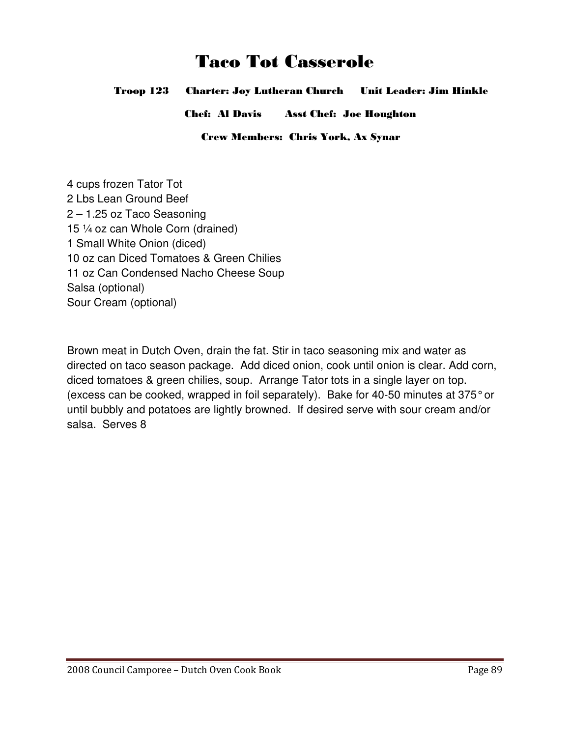# Taco Tot Casserole

**Troop 123 Charter: Joy Lutheran Church Unit Leader: Jim Hinkle**

**Chef: Al Davis Asst Chef: Joe Houghton**

**Crew Members: Chris York, Ax Synar**

4 cups frozen Tator Tot
2 Lbs Lean Ground Beef
2 – 1.25 oz Taco Seasoning
15 ¼ oz can Whole Corn (drained)
1 Small White Onion (diced)
10 oz can Diced Tomatoes & Green Chilies
11 oz Can Condensed Nacho Cheese Soup
Salsa (optional)
Sour Cream (optional)

Brown meat in Dutch Oven, drain the fat. Stir in taco seasoning mix and water as directed on taco season package. Add diced onion, cook until onion is clear. Add corn, diced tomatoes & green chilies, soup. Arrange Tator tots in a single layer on top. (excess can be cooked, wrapped in foil separately). Bake for 40-50 minutes at 375° or until bubbly and potatoes are lightly browned. If desired serve with sour cream and/or salsa. Serves 8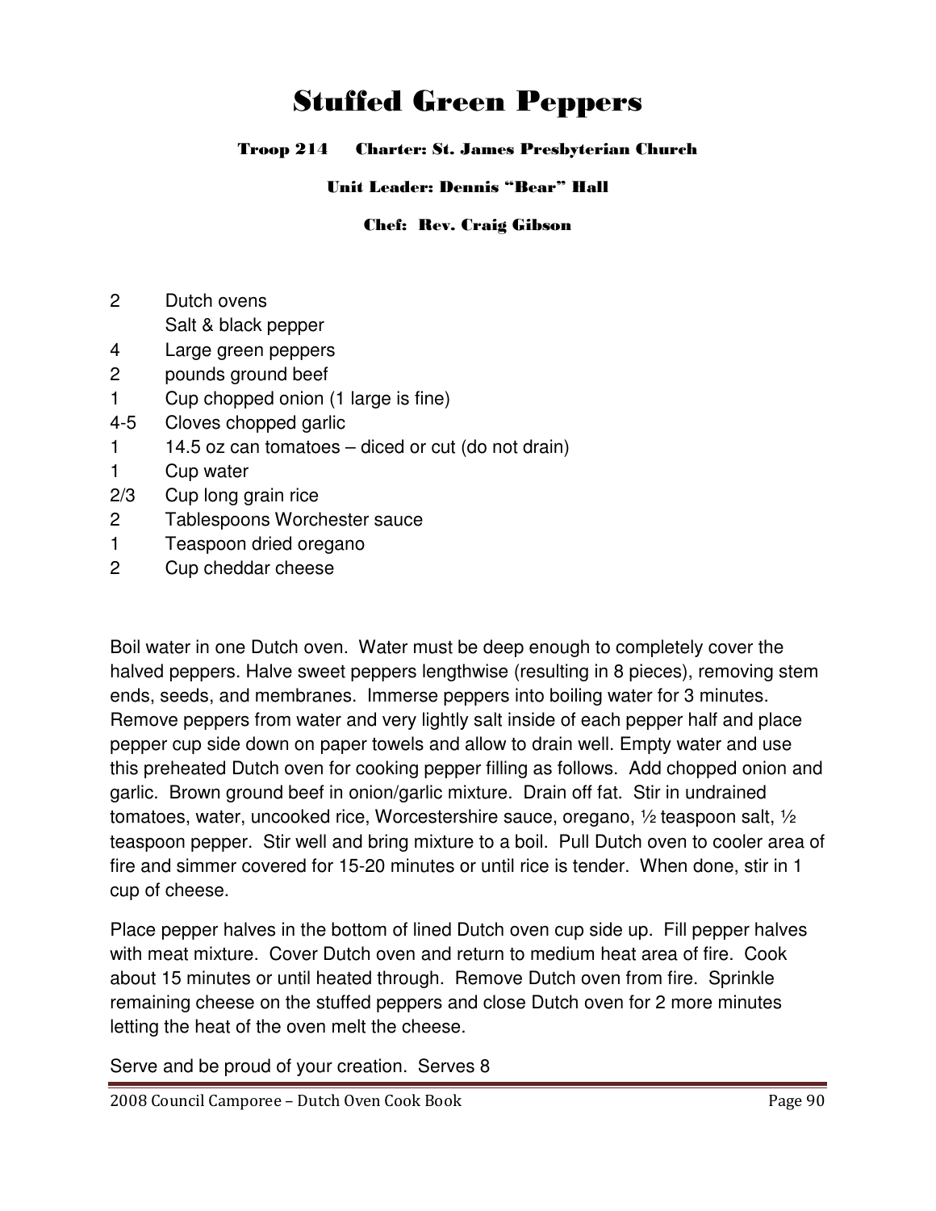# Stuffed Green Peppers

**Troop 214 Charter: St. James Presbyterian Church**

**Unit Leader: Dennis "Bear" Hall**

**Chef: Rev. Craig Gibson**

| | |
|---|---|
| 2 | Dutch ovens |
| | Salt & black pepper |
| 4 | Large green peppers |
| 2 | pounds ground beef |
| 1 | Cup chopped onion (1 large is fine) |
| 4-5 | Cloves chopped garlic |
| 1 | 14.5 oz can tomatoes – diced or cut (do not drain) |
| 1 | Cup water |
| 2/3 | Cup long grain rice |
| 2 | Tablespoons Worchester sauce |
| 1 | Teaspoon dried oregano |
| 2 | Cup cheddar cheese |

Boil water in one Dutch oven. Water must be deep enough to completely cover the halved peppers. Halve sweet peppers lengthwise (resulting in 8 pieces), removing stem ends, seeds, and membranes. Immerse peppers into boiling water for 3 minutes. Remove peppers from water and very lightly salt inside of each pepper half and place pepper cup side down on paper towels and allow to drain well. Empty water and use this preheated Dutch oven for cooking pepper filling as follows. Add chopped onion and garlic. Brown ground beef in onion/garlic mixture. Drain off fat. Stir in undrained tomatoes, water, uncooked rice, Worcestershire sauce, oregano, ½ teaspoon salt, ½ teaspoon pepper. Stir well and bring mixture to a boil. Pull Dutch oven to cooler area of fire and simmer covered for 15-20 minutes or until rice is tender. When done, stir in 1 cup of cheese.

Place pepper halves in the bottom of lined Dutch oven cup side up. Fill pepper halves with meat mixture. Cover Dutch oven and return to medium heat area of fire. Cook about 15 minutes or until heated through. Remove Dutch oven from fire. Sprinkle remaining cheese on the stuffed peppers and close Dutch oven for 2 more minutes letting the heat of the oven melt the cheese.

Serve and be proud of your creation. Serves 8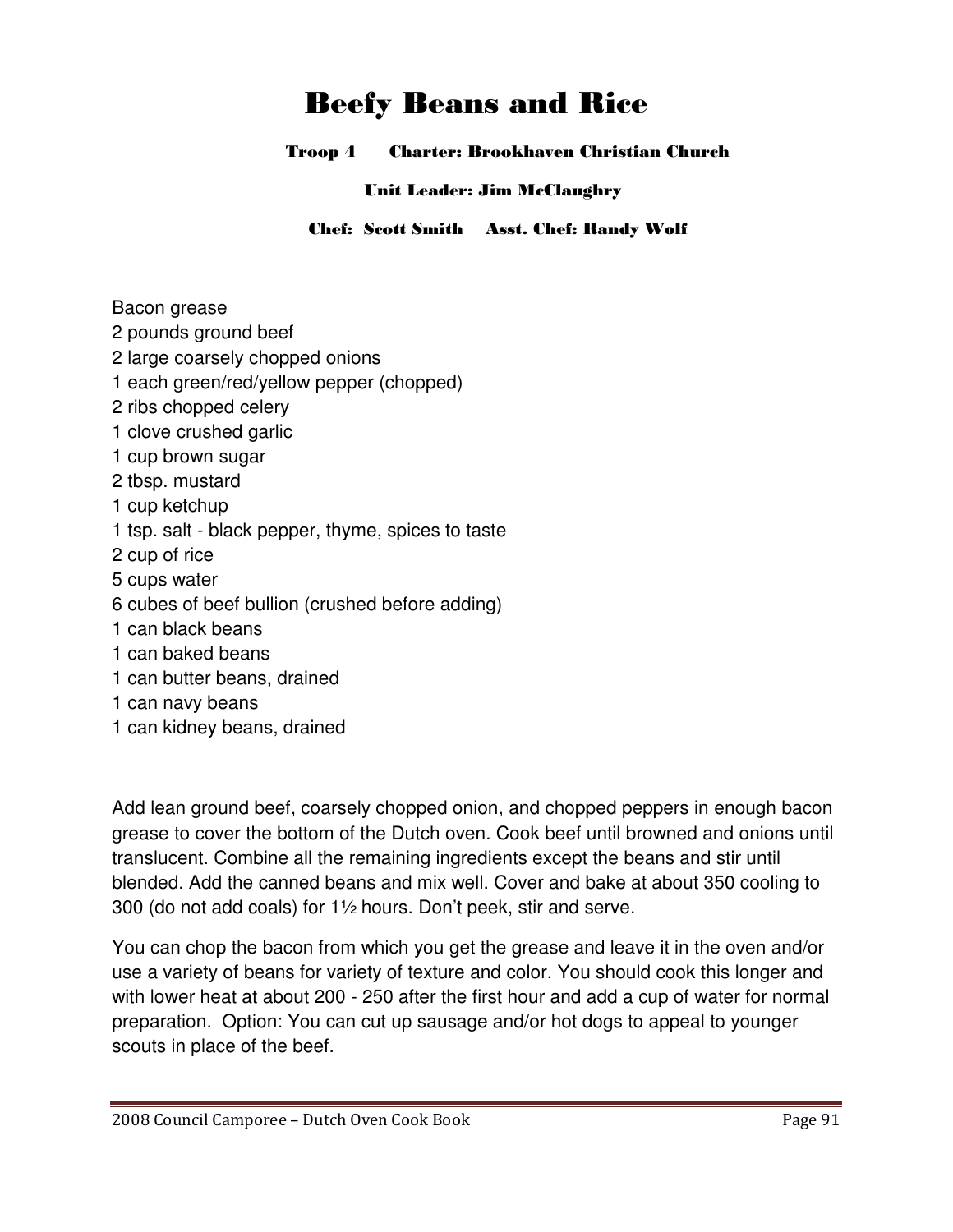# Beefy Beans and Rice

**Troop 4 Charter: Brookhaven Christian Church**

**Unit Leader: Jim McClaughry**

**Chef: Scott Smith Asst. Chef: Randy Wolf**

Bacon grease
2 pounds ground beef
2 large coarsely chopped onions
1 each green/red/yellow pepper (chopped)
2 ribs chopped celery
1 clove crushed garlic
1 cup brown sugar
2 tbsp. mustard
1 cup ketchup
1 tsp. salt - black pepper, thyme, spices to taste
2 cup of rice
5 cups water
6 cubes of beef bullion (crushed before adding)
1 can black beans
1 can baked beans
1 can butter beans, drained
1 can navy beans
1 can kidney beans, drained

Add lean ground beef, coarsely chopped onion, and chopped peppers in enough bacon grease to cover the bottom of the Dutch oven. Cook beef until browned and onions until translucent. Combine all the remaining ingredients except the beans and stir until blended. Add the canned beans and mix well. Cover and bake at about 350 cooling to 300 (do not add coals) for 1½ hours. Don't peek, stir and serve.

You can chop the bacon from which you get the grease and leave it in the oven and/or use a variety of beans for variety of texture and color. You should cook this longer and with lower heat at about 200 - 250 after the first hour and add a cup of water for normal preparation. Option: You can cut up sausage and/or hot dogs to appeal to younger scouts in place of the beef.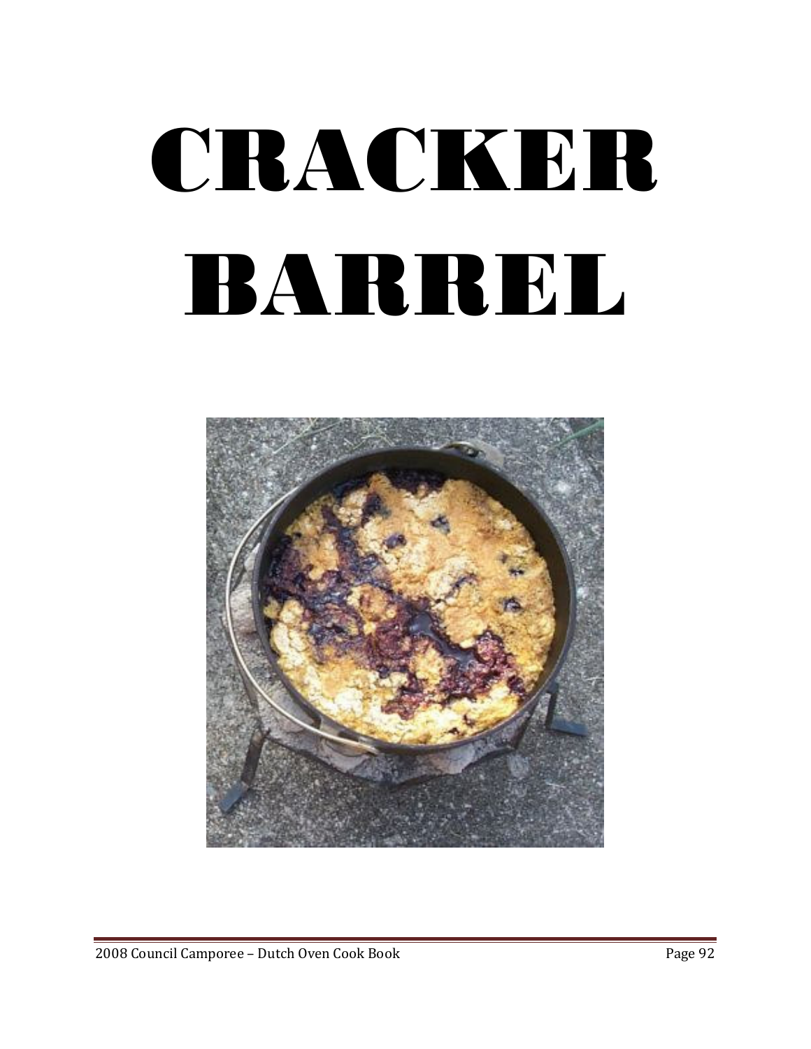# CRACKER BARREL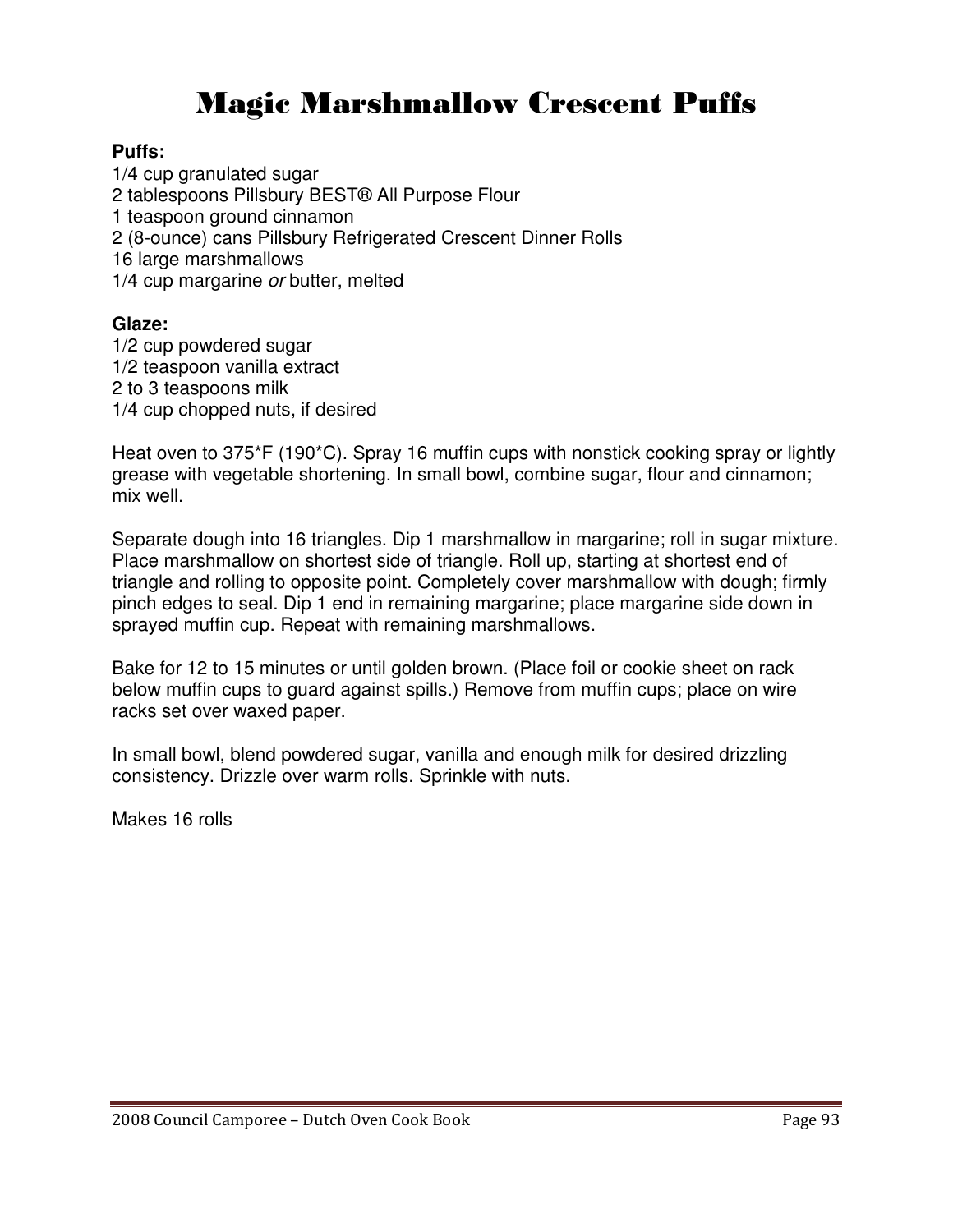# Magic Marshmallow Crescent Puffs

**Puffs:**

1/4 cup granulated sugar
2 tablespoons Pillsbury BEST® All Purpose Flour
1 teaspoon ground cinnamon
2 (8-ounce) cans Pillsbury Refrigerated Crescent Dinner Rolls
16 large marshmallows
1/4 cup margarine *or* butter, melted

**Glaze:**

1/2 cup powdered sugar
1/2 teaspoon vanilla extract
2 to 3 teaspoons milk
1/4 cup chopped nuts, if desired

Heat oven to 375*F (190*C). Spray 16 muffin cups with nonstick cooking spray or lightly grease with vegetable shortening. In small bowl, combine sugar, flour and cinnamon; mix well.

Separate dough into 16 triangles. Dip 1 marshmallow in margarine; roll in sugar mixture. Place marshmallow on shortest side of triangle. Roll up, starting at shortest end of triangle and rolling to opposite point. Completely cover marshmallow with dough; firmly pinch edges to seal. Dip 1 end in remaining margarine; place margarine side down in sprayed muffin cup. Repeat with remaining marshmallows.

Bake for 12 to 15 minutes or until golden brown. (Place foil or cookie sheet on rack below muffin cups to guard against spills.) Remove from muffin cups; place on wire racks set over waxed paper.

In small bowl, blend powdered sugar, vanilla and enough milk for desired drizzling consistency. Drizzle over warm rolls. Sprinkle with nuts.

Makes 16 rolls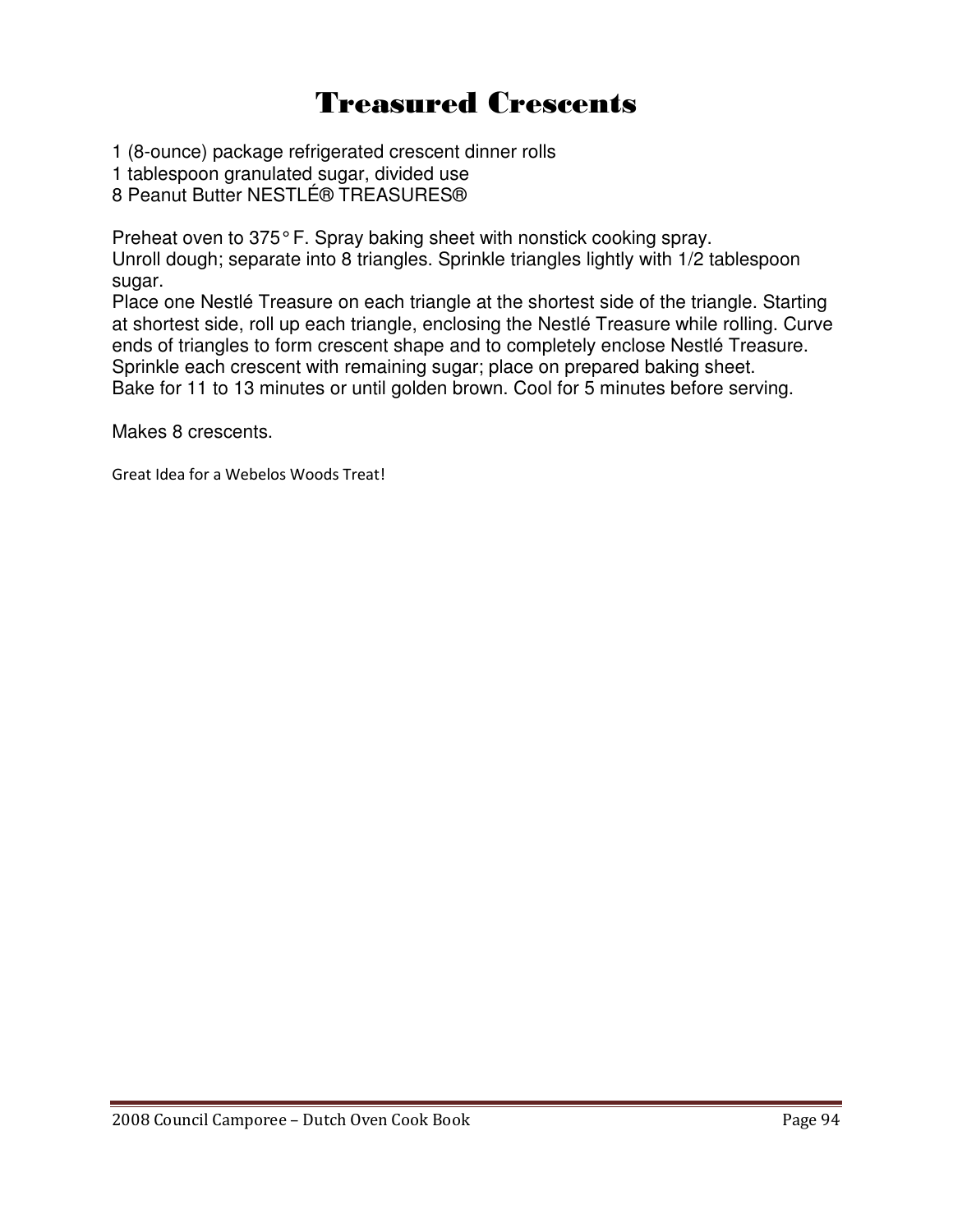# Treasured Crescents

1 (8-ounce) package refrigerated crescent dinner rolls
1 tablespoon granulated sugar, divided use
8 Peanut Butter NESTLÉ® TREASURES®

Preheat oven to 375° F. Spray baking sheet with nonstick cooking spray.
Unroll dough; separate into 8 triangles. Sprinkle triangles lightly with 1/2 tablespoon sugar.
Place one Nestlé Treasure on each triangle at the shortest side of the triangle. Starting at shortest side, roll up each triangle, enclosing the Nestlé Treasure while rolling. Curve ends of triangles to form crescent shape and to completely enclose Nestlé Treasure.
Sprinkle each crescent with remaining sugar; place on prepared baking sheet.
Bake for 11 to 13 minutes or until golden brown. Cool for 5 minutes before serving.

Makes 8 crescents.

Great Idea for a Webelos Woods Treat!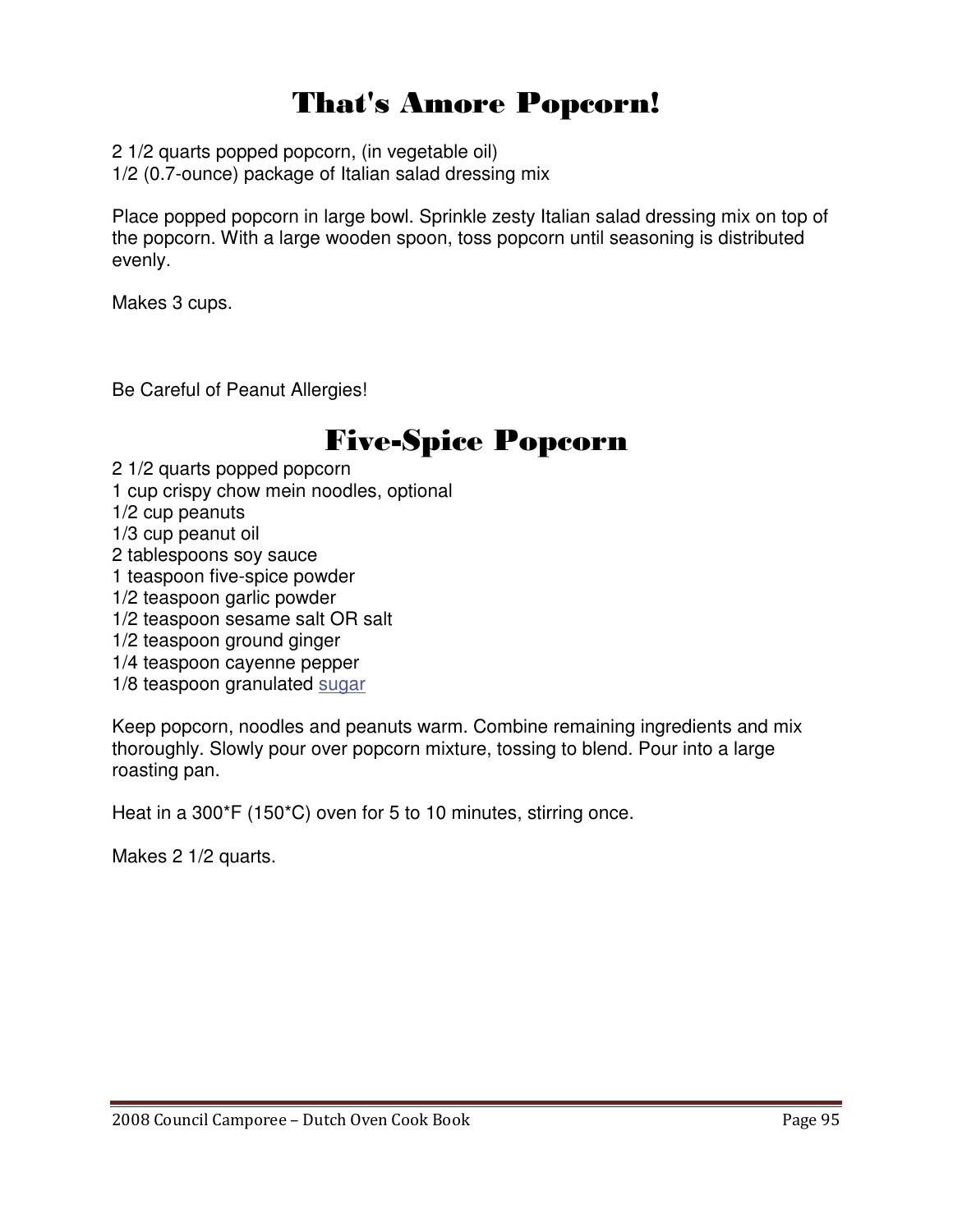# That's Amore Popcorn!

2 1/2 quarts popped popcorn, (in vegetable oil)
1/2 (0.7-ounce) package of Italian salad dressing mix

Place popped popcorn in large bowl. Sprinkle zesty Italian salad dressing mix on top of the popcorn. With a large wooden spoon, toss popcorn until seasoning is distributed evenly.

Makes 3 cups.

Be Careful of Peanut Allergies!

# Five-Spice Popcorn

2 1/2 quarts popped popcorn
1 cup crispy chow mein noodles, optional
1/2 cup peanuts
1/3 cup peanut oil
2 tablespoons soy sauce
1 teaspoon five-spice powder
1/2 teaspoon garlic powder
1/2 teaspoon sesame salt OR salt
1/2 teaspoon ground ginger
1/4 teaspoon cayenne pepper
1/8 teaspoon granulated sugar

Keep popcorn, noodles and peanuts warm. Combine remaining ingredients and mix thoroughly. Slowly pour over popcorn mixture, tossing to blend. Pour into a large roasting pan.

Heat in a 300*F (150*C) oven for 5 to 10 minutes, stirring once.

Makes 2 1/2 quarts.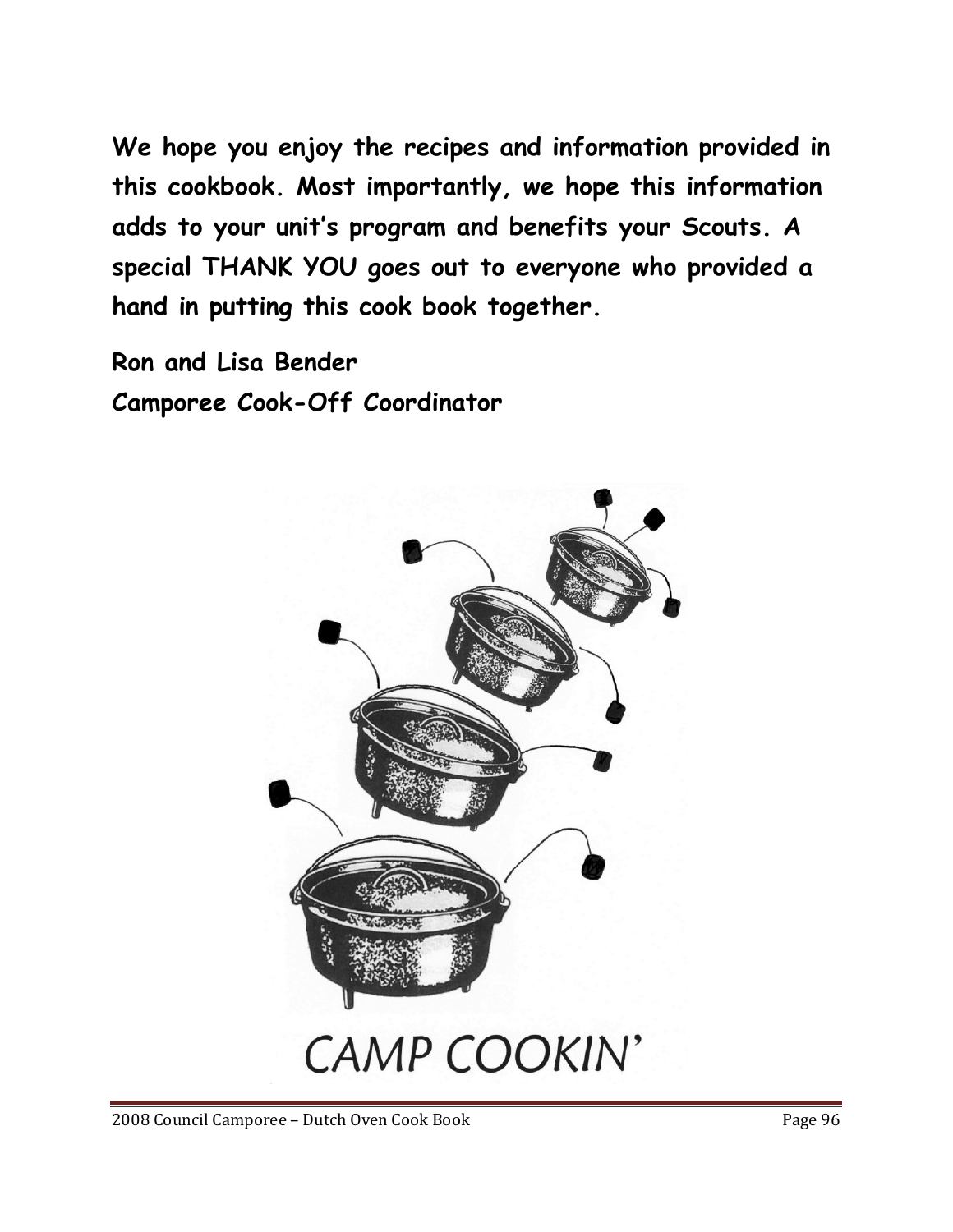**We hope you enjoy the recipes and information provided in this cookbook. Most importantly, we hope this information adds to your unit's program and benefits your Scouts. A special THANK YOU goes out to everyone who provided a hand in putting this cook book together.**

**Ron and Lisa Bender**
**Camporee Cook-Off Coordinator**

CAMP COOKIN'